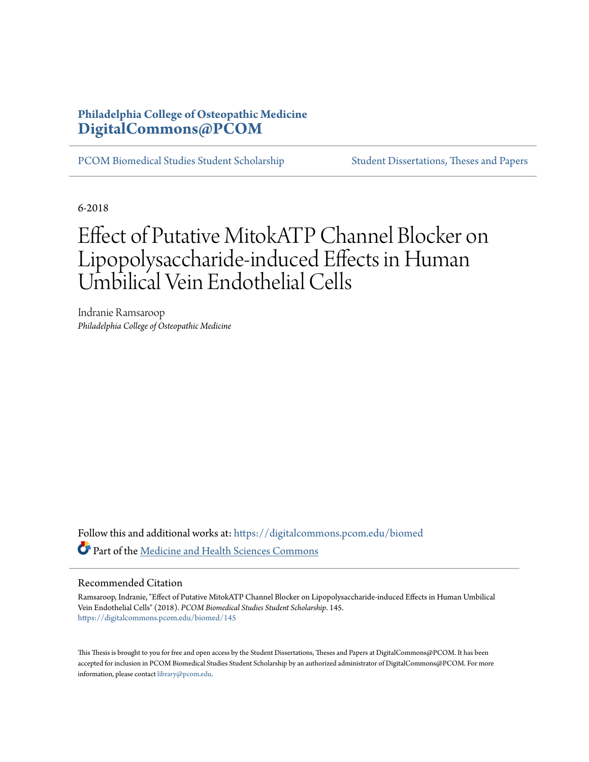**Philadelphia College of Osteopathic Medicine**
**DigitalCommons@PCOM**

PCOM Biomedical Studies Student Scholarship | Student Dissertations, Theses and Papers

6-2018

# Effect of Putative MitokATP Channel Blocker on Lipopolysaccharide-induced Effects in Human Umbilical Vein Endothelial Cells

Indranie Ramsaroop
*Philadelphia College of Osteopathic Medicine*

Follow this and additional works at: https://digitalcommons.pcom.edu/biomed

Part of the Medicine and Health Sciences Commons

## Recommended Citation

Ramsaroop, Indranie, "Effect of Putative MitokATP Channel Blocker on Lipopolysaccharide-induced Effects in Human Umbilical Vein Endothelial Cells" (2018). *PCOM Biomedical Studies Student Scholarship*. 145.
https://digitalcommons.pcom.edu/biomed/145

This Thesis is brought to you for free and open access by the Student Dissertations, Theses and Papers at DigitalCommons@PCOM. It has been accepted for inclusion in PCOM Biomedical Studies Student Scholarship by an authorized administrator of DigitalCommons@PCOM. For more information, please contact library@pcom.edu.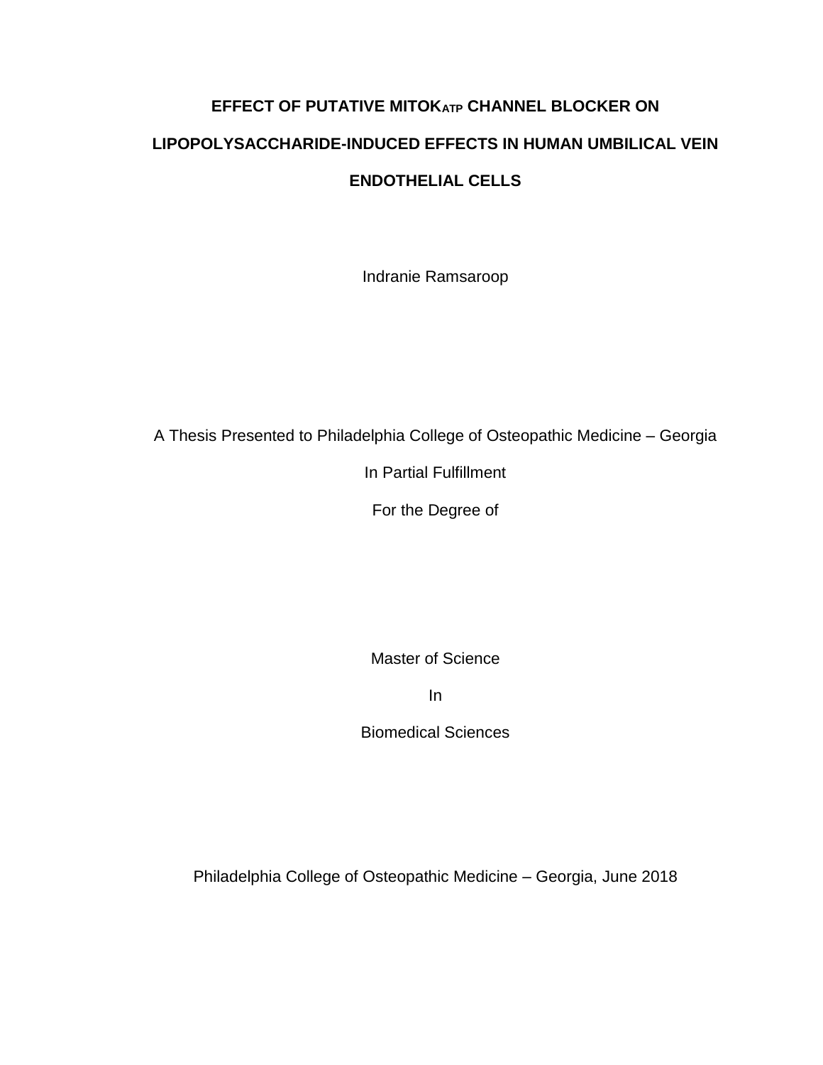# EFFECT OF PUTATIVE MITOK$_{ATP}$ CHANNEL BLOCKER ON LIPOPOLYSACCHARIDE-INDUCED EFFECTS IN HUMAN UMBILICAL VEIN ENDOTHELIAL CELLS

Indranie Ramsaroop

A Thesis Presented to Philadelphia College of Osteopathic Medicine – Georgia

In Partial Fulfillment

For the Degree of

Master of Science

In

Biomedical Sciences

Philadelphia College of Osteopathic Medicine – Georgia, June 2018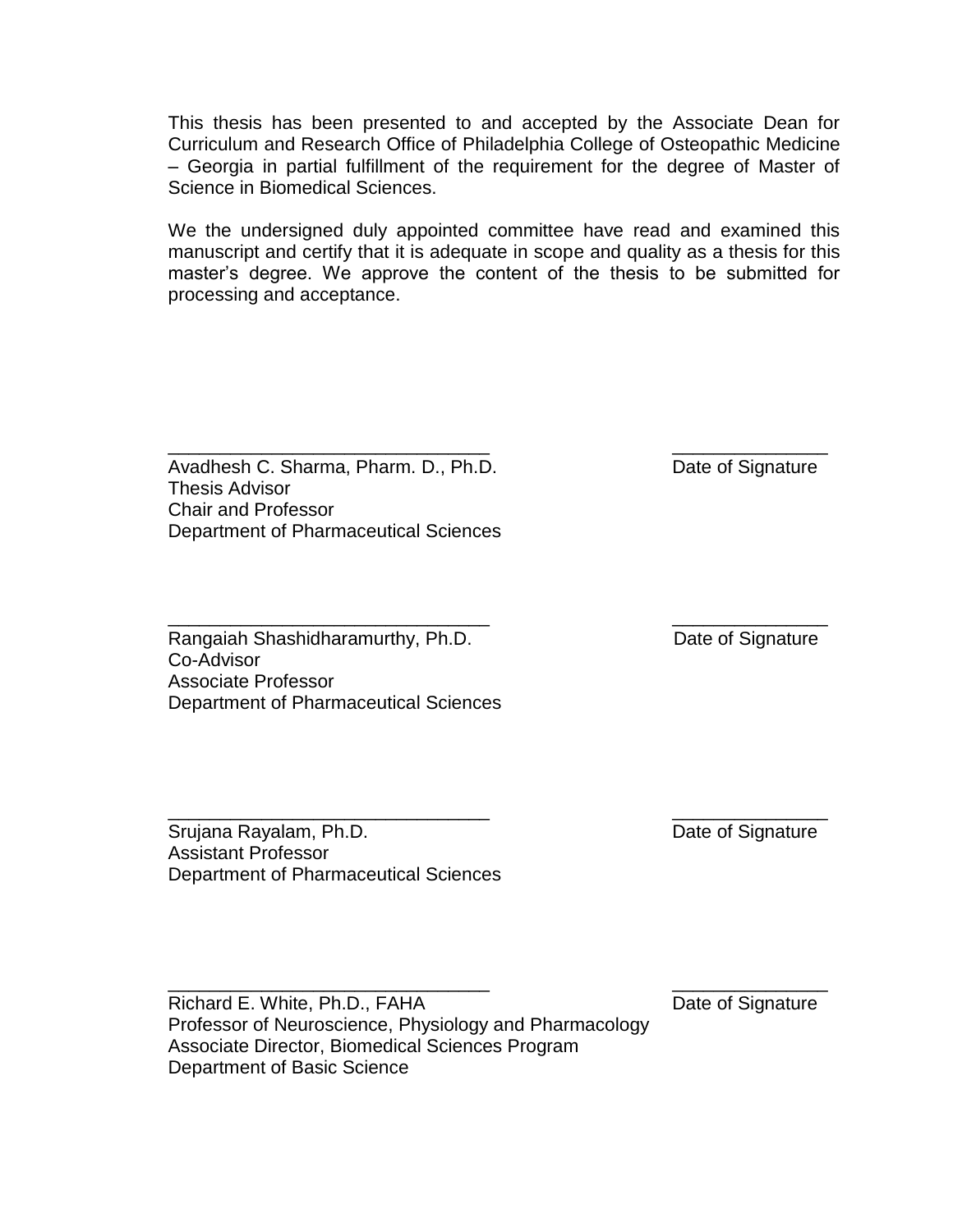This thesis has been presented to and accepted by the Associate Dean for Curriculum and Research Office of Philadelphia College of Osteopathic Medicine – Georgia in partial fulfillment of the requirement for the degree of Master of Science in Biomedical Sciences.

We the undersigned duly appointed committee have read and examined this manuscript and certify that it is adequate in scope and quality as a thesis for this master's degree. We approve the content of the thesis to be submitted for processing and acceptance.

_______________________________ _______________

Avadhesh C. Sharma, Pharm. D., Ph.D. Date of Signature
Thesis Advisor
Chair and Professor
Department of Pharmaceutical Sciences

_______________________________ _______________

Rangaiah Shashidharamurthy, Ph.D. Date of Signature
Co-Advisor
Associate Professor
Department of Pharmaceutical Sciences

_______________________________ _______________

Srujana Rayalam, Ph.D. Date of Signature
Assistant Professor
Department of Pharmaceutical Sciences

_______________________________ _______________

Richard E. White, Ph.D., FAHA Date of Signature
Professor of Neuroscience, Physiology and Pharmacology
Associate Director, Biomedical Sciences Program
Department of Basic Science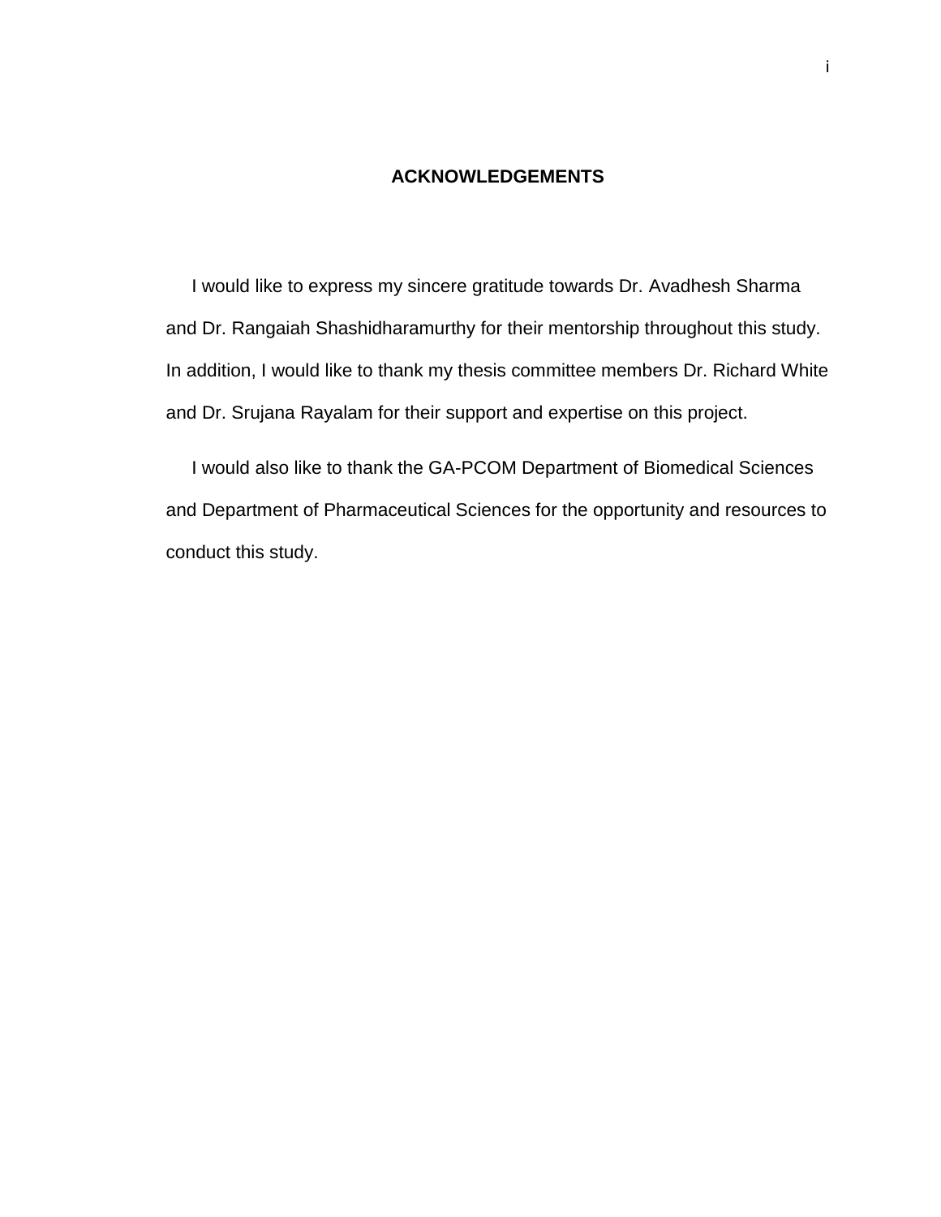# ACKNOWLEDGEMENTS

I would like to express my sincere gratitude towards Dr. Avadhesh Sharma and Dr. Rangaiah Shashidharamurthy for their mentorship throughout this study. In addition, I would like to thank my thesis committee members Dr. Richard White and Dr. Srujana Rayalam for their support and expertise on this project.

I would also like to thank the GA-PCOM Department of Biomedical Sciences and Department of Pharmaceutical Sciences for the opportunity and resources to conduct this study.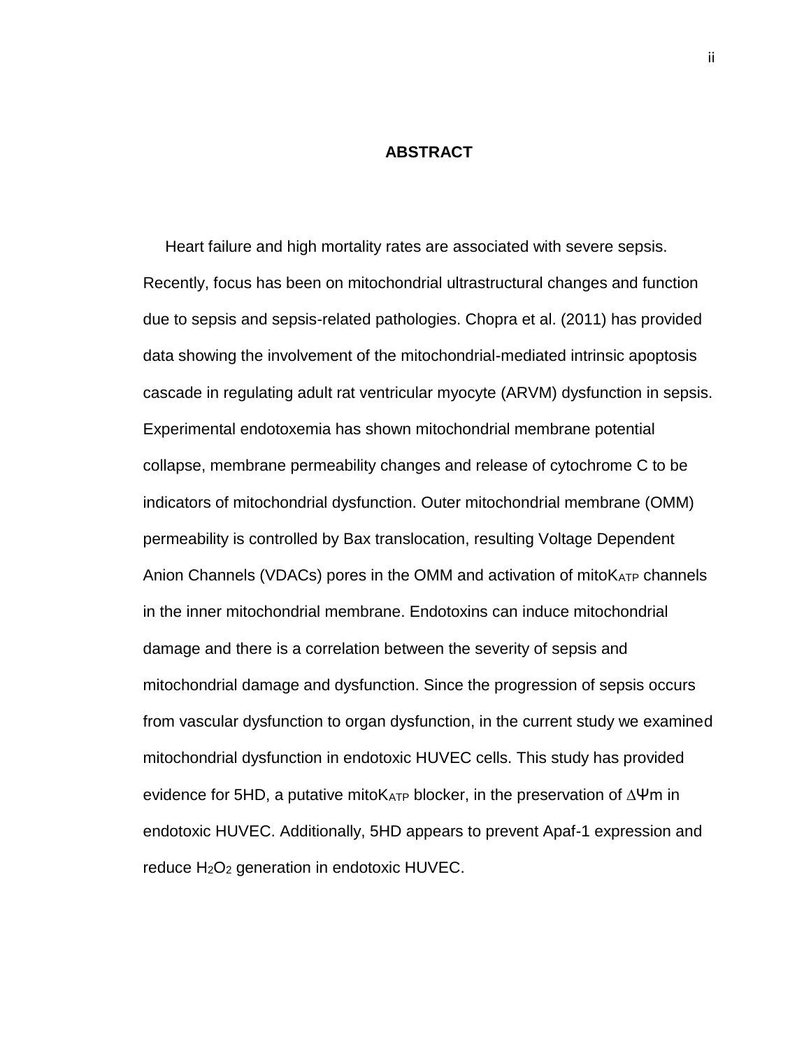## ABSTRACT

Heart failure and high mortality rates are associated with severe sepsis. Recently, focus has been on mitochondrial ultrastructural changes and function due to sepsis and sepsis-related pathologies. Chopra et al. (2011) has provided data showing the involvement of the mitochondrial-mediated intrinsic apoptosis cascade in regulating adult rat ventricular myocyte (ARVM) dysfunction in sepsis. Experimental endotoxemia has shown mitochondrial membrane potential collapse, membrane permeability changes and release of cytochrome C to be indicators of mitochondrial dysfunction. Outer mitochondrial membrane (OMM) permeability is controlled by Bax translocation, resulting Voltage Dependent Anion Channels (VDACs) pores in the OMM and activation of mito$K_{ATP}$ channels in the inner mitochondrial membrane. Endotoxins can induce mitochondrial damage and there is a correlation between the severity of sepsis and mitochondrial damage and dysfunction. Since the progression of sepsis occurs from vascular dysfunction to organ dysfunction, in the current study we examined mitochondrial dysfunction in endotoxic HUVEC cells. This study has provided evidence for 5HD, a putative mito$K_{ATP}$ blocker, in the preservation of $\Delta\Psi m$ in endotoxic HUVEC. Additionally, 5HD appears to prevent Apaf-1 expression and reduce $H_2O_2$ generation in endotoxic HUVEC.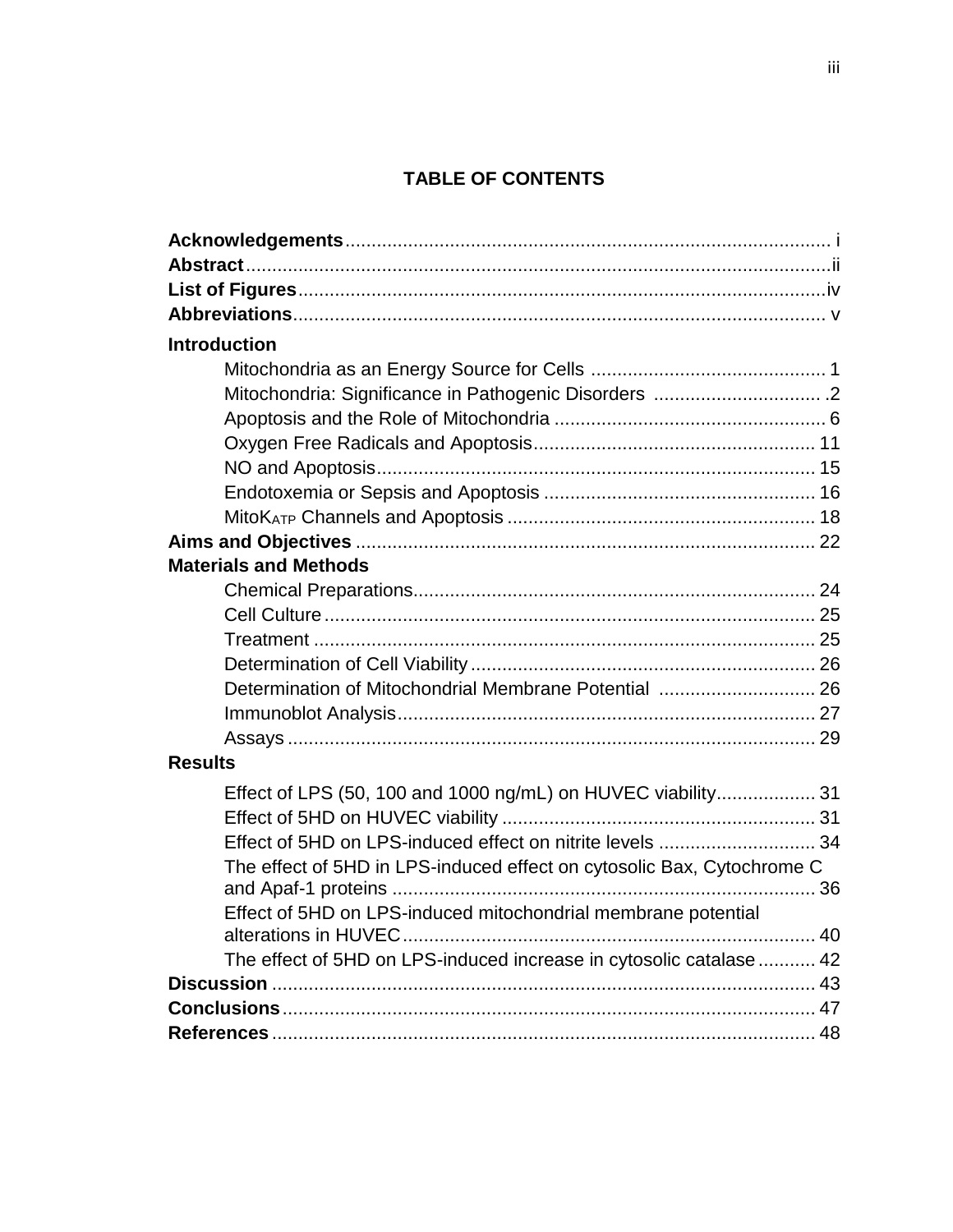# TABLE OF CONTENTS

**Acknowledgements** ............................................................................................ i
**Abstract** ..............................................................................................................ii
**List of Figures** ....................................................................................................iv
**Abbreviations** ..................................................................................................... v

**Introduction**

- Mitochondria as an Energy Source for Cells ............................................. 1
- Mitochondria: Significance in Pathogenic Disorders ................................. .2
- Apoptosis and the Role of Mitochondria .................................................... 6
- Oxygen Free Radicals and Apoptosis....................................................... 11
- NO and Apoptosis.................................................................................... 15
- Endotoxemia or Sepsis and Apoptosis .................................................... 16
- Mito$K_{ATP}$ Channels and Apoptosis .......................................................... 18

**Aims and Objectives** ....................................................................................... 22

**Materials and Methods**

- Chemical Preparations............................................................................. 24
- Cell Culture .............................................................................................. 25
- Treatment ................................................................................................ 25
- Determination of Cell Viability .................................................................. 26
- Determination of Mitochondrial Membrane Potential ............................... 26
- Immunoblot Analysis................................................................................ 27
- Assays ..................................................................................................... 29

**Results**

- Effect of LPS (50, 100 and 1000 ng/mL) on HUVEC viability................... 31
- Effect of 5HD on HUVEC viability ............................................................ 31
- Effect of 5HD on LPS-induced effect on nitrite levels .............................. 34
- The effect of 5HD in LPS-induced effect on cytosolic Bax, Cytochrome C and Apaf-1 proteins ................................................................................. 36
- Effect of 5HD on LPS-induced mitochondrial membrane potential alterations in HUVEC............................................................................... 40
- The effect of 5HD on LPS-induced increase in cytosolic catalase ........... 42

**Discussion** ........................................................................................................ 43
**Conclusions** ...................................................................................................... 47
**References** ....................................................................................................... 48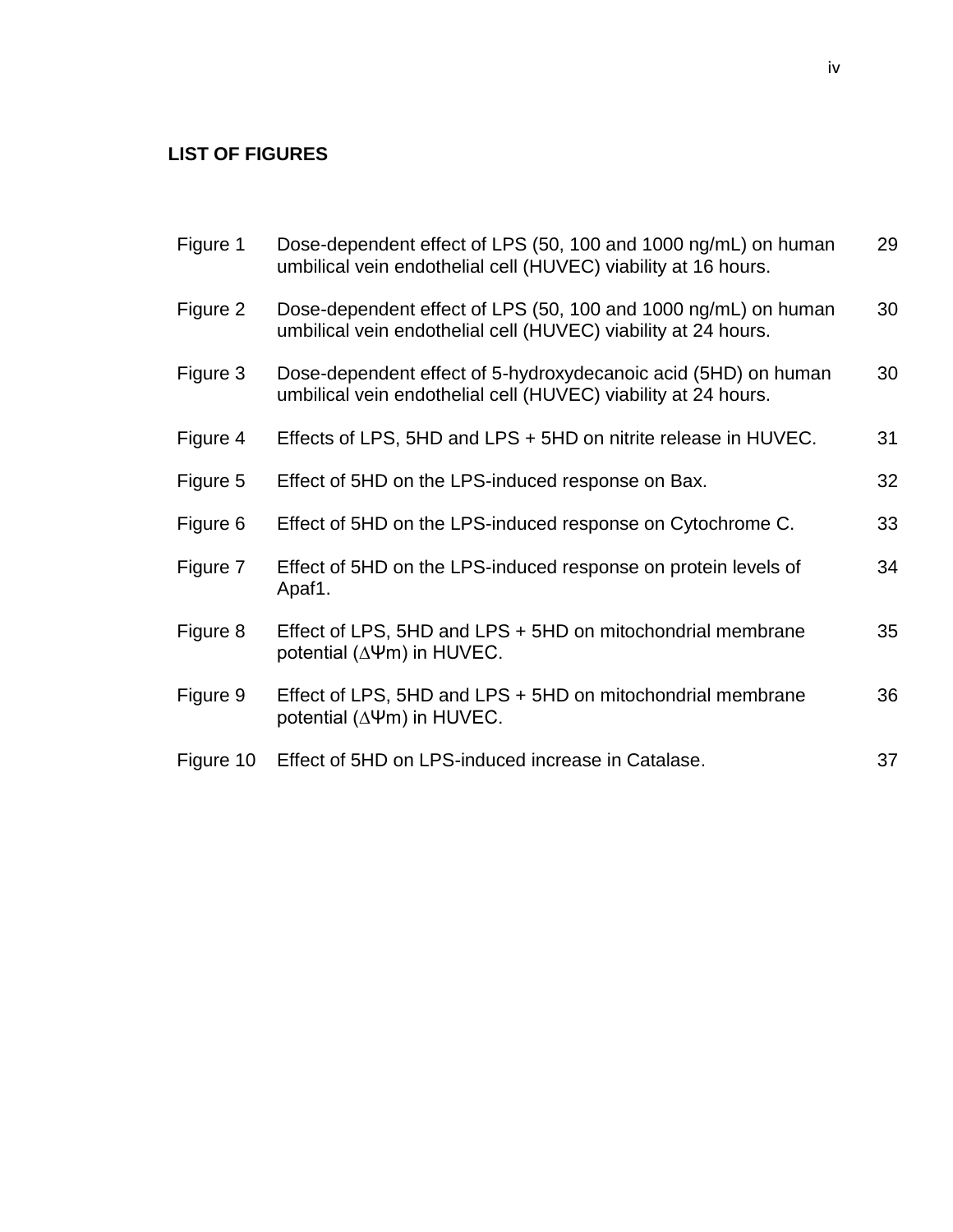## LIST OF FIGURES

| | | |
|---|---|---|
| Figure 1 | Dose-dependent effect of LPS (50, 100 and 1000 ng/mL) on human umbilical vein endothelial cell (HUVEC) viability at 16 hours. | 29 |
| Figure 2 | Dose-dependent effect of LPS (50, 100 and 1000 ng/mL) on human umbilical vein endothelial cell (HUVEC) viability at 24 hours. | 30 |
| Figure 3 | Dose-dependent effect of 5-hydroxydecanoic acid (5HD) on human umbilical vein endothelial cell (HUVEC) viability at 24 hours. | 30 |
| Figure 4 | Effects of LPS, 5HD and LPS + 5HD on nitrite release in HUVEC. | 31 |
| Figure 5 | Effect of 5HD on the LPS-induced response on Bax. | 32 |
| Figure 6 | Effect of 5HD on the LPS-induced response on Cytochrome C. | 33 |
| Figure 7 | Effect of 5HD on the LPS-induced response on protein levels of Apaf1. | 34 |
| Figure 8 | Effect of LPS, 5HD and LPS + 5HD on mitochondrial membrane potential ($\Delta\Psi m$) in HUVEC. | 35 |
| Figure 9 | Effect of LPS, 5HD and LPS + 5HD on mitochondrial membrane potential ($\Delta\Psi m$) in HUVEC. | 36 |
| Figure 10 | Effect of 5HD on LPS-induced increase in Catalase. | 37 |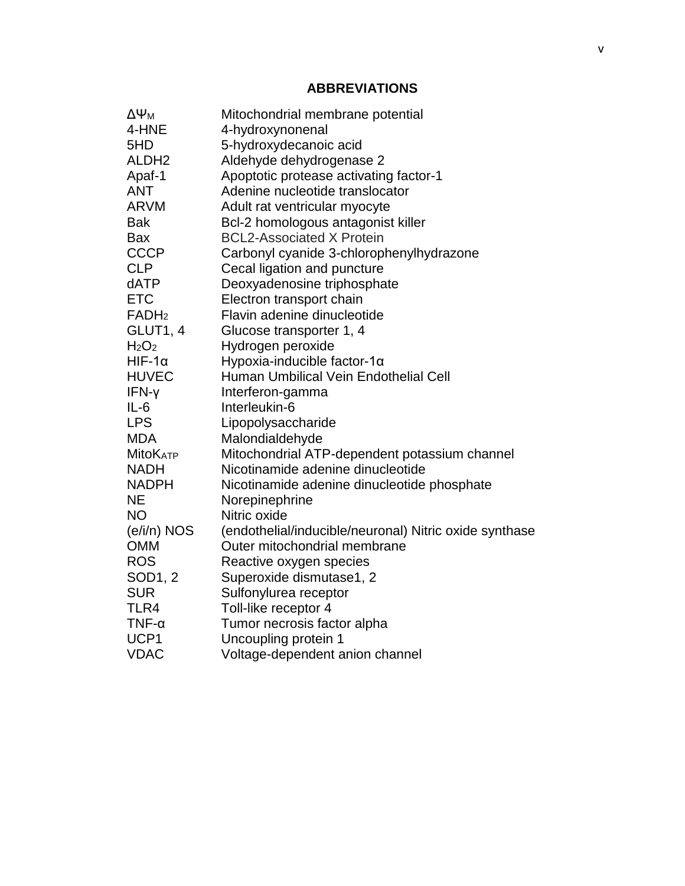# ABBREVIATIONS

| | |
|---|---|
| $\Delta\Psi_M$ | Mitochondrial membrane potential |
| 4-HNE | 4-hydroxynonenal |
| 5HD | 5-hydroxydecanoic acid |
| ALDH2 | Aldehyde dehydrogenase 2 |
| Apaf-1 | Apoptotic protease activating factor-1 |
| ANT | Adenine nucleotide translocator |
| ARVM | Adult rat ventricular myocyte |
| Bak | Bcl-2 homologous antagonist killer |
| Bax | BCL2-Associated X Protein |
| CCCP | Carbonyl cyanide 3-chlorophenylhydrazone |
| CLP | Cecal ligation and puncture |
| dATP | Deoxyadenosine triphosphate |
| ETC | Electron transport chain |
| $FADH_2$ | Flavin adenine dinucleotide |
| GLUT1, 4 | Glucose transporter 1, 4 |
| $H_2O_2$ | Hydrogen peroxide |
| HIF-1α | Hypoxia-inducible factor-1α |
| HUVEC | Human Umbilical Vein Endothelial Cell |
| IFN-γ | Interferon-gamma |
| IL-6 | Interleukin-6 |
| LPS | Lipopolysaccharide |
| MDA | Malondialdehyde |
| $MitoK_{ATP}$ | Mitochondrial ATP-dependent potassium channel |
| NADH | Nicotinamide adenine dinucleotide |
| NADPH | Nicotinamide adenine dinucleotide phosphate |
| NE | Norepinephrine |
| NO | Nitric oxide |
| (e/i/n) NOS | (endothelial/inducible/neuronal) Nitric oxide synthase |
| OMM | Outer mitochondrial membrane |
| ROS | Reactive oxygen species |
| SOD1, 2 | Superoxide dismutase1, 2 |
| SUR | Sulfonylurea receptor |
| TLR4 | Toll-like receptor 4 |
| TNF-α | Tumor necrosis factor alpha |
| UCP1 | Uncoupling protein 1 |
| VDAC | Voltage-dependent anion channel |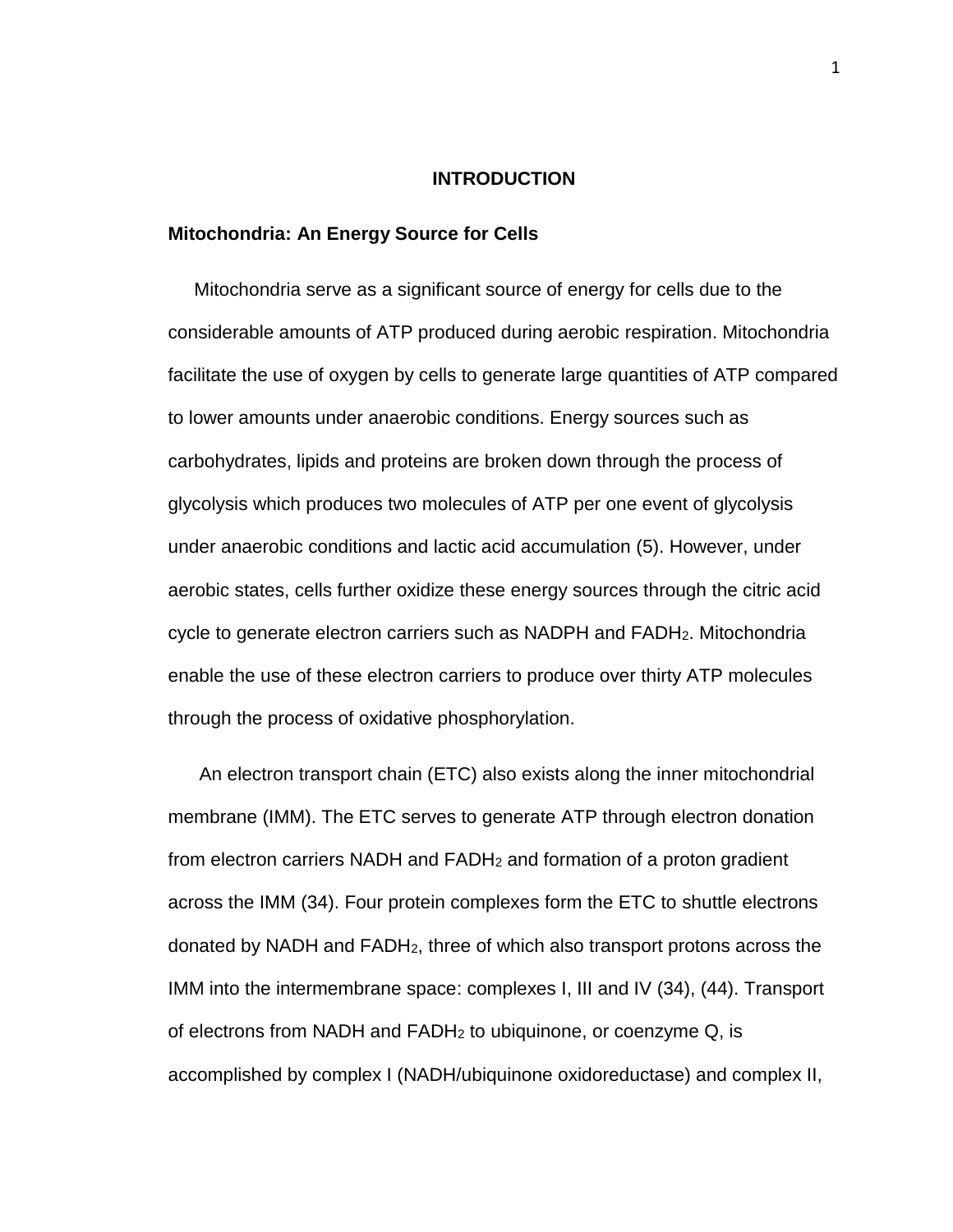# INTRODUCTION

## Mitochondria: An Energy Source for Cells

Mitochondria serve as a significant source of energy for cells due to the considerable amounts of ATP produced during aerobic respiration. Mitochondria facilitate the use of oxygen by cells to generate large quantities of ATP compared to lower amounts under anaerobic conditions. Energy sources such as carbohydrates, lipids and proteins are broken down through the process of glycolysis which produces two molecules of ATP per one event of glycolysis under anaerobic conditions and lactic acid accumulation (5). However, under aerobic states, cells further oxidize these energy sources through the citric acid cycle to generate electron carriers such as NADPH and $FADH_2$. Mitochondria enable the use of these electron carriers to produce over thirty ATP molecules through the process of oxidative phosphorylation.

An electron transport chain (ETC) also exists along the inner mitochondrial membrane (IMM). The ETC serves to generate ATP through electron donation from electron carriers NADH and $FADH_2$ and formation of a proton gradient across the IMM (34). Four protein complexes form the ETC to shuttle electrons donated by NADH and $FADH_2$, three of which also transport protons across the IMM into the intermembrane space: complexes I, III and IV (34), (44). Transport of electrons from NADH and $FADH_2$ to ubiquinone, or coenzyme Q, is accomplished by complex I (NADH/ubiquinone oxidoreductase) and complex II,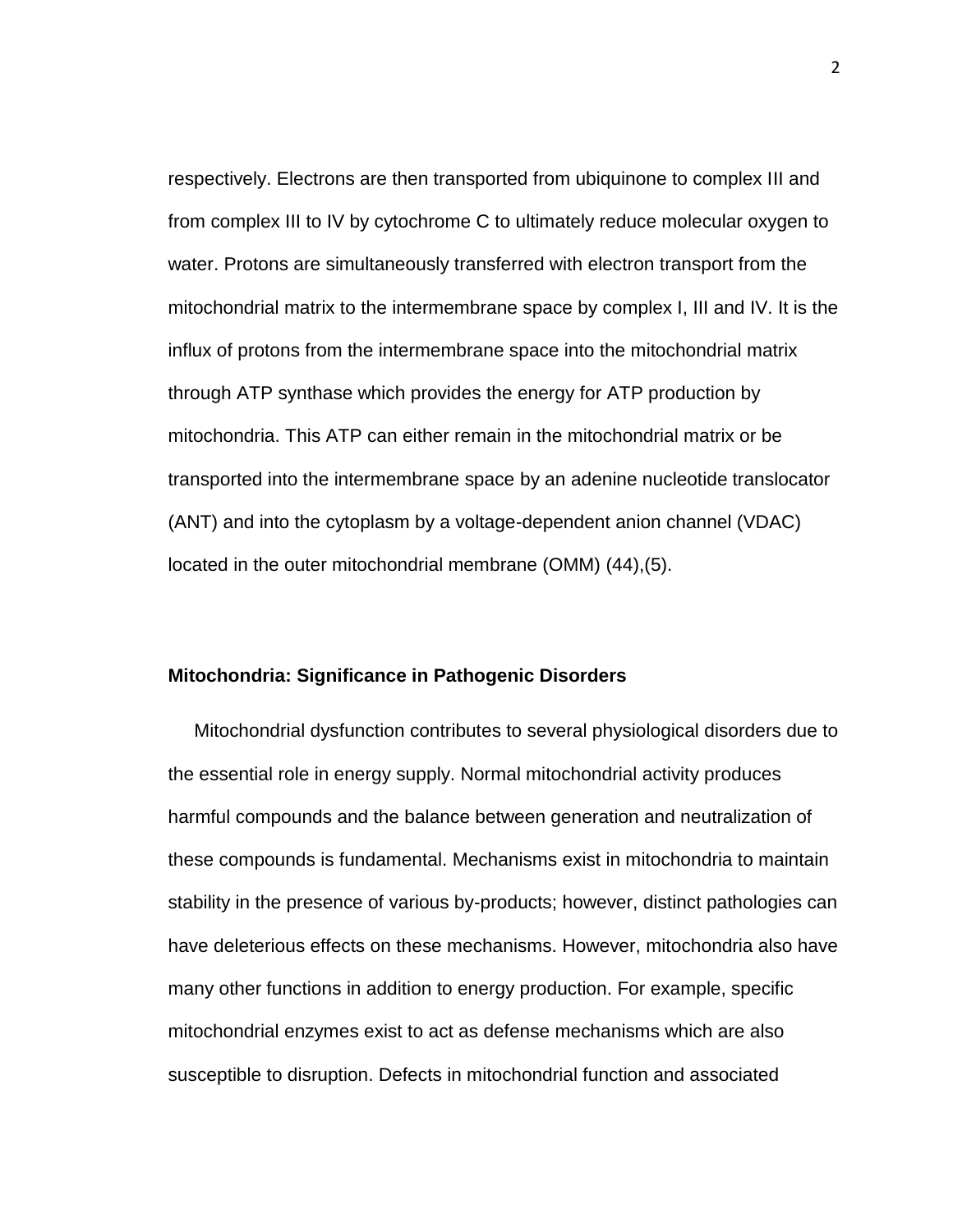respectively. Electrons are then transported from ubiquinone to complex III and from complex III to IV by cytochrome C to ultimately reduce molecular oxygen to water. Protons are simultaneously transferred with electron transport from the mitochondrial matrix to the intermembrane space by complex I, III and IV. It is the influx of protons from the intermembrane space into the mitochondrial matrix through ATP synthase which provides the energy for ATP production by mitochondria. This ATP can either remain in the mitochondrial matrix or be transported into the intermembrane space by an adenine nucleotide translocator (ANT) and into the cytoplasm by a voltage-dependent anion channel (VDAC) located in the outer mitochondrial membrane (OMM) (44),(5).

**Mitochondria: Significance in Pathogenic Disorders**

Mitochondrial dysfunction contributes to several physiological disorders due to the essential role in energy supply. Normal mitochondrial activity produces harmful compounds and the balance between generation and neutralization of these compounds is fundamental. Mechanisms exist in mitochondria to maintain stability in the presence of various by-products; however, distinct pathologies can have deleterious effects on these mechanisms. However, mitochondria also have many other functions in addition to energy production. For example, specific mitochondrial enzymes exist to act as defense mechanisms which are also susceptible to disruption. Defects in mitochondrial function and associated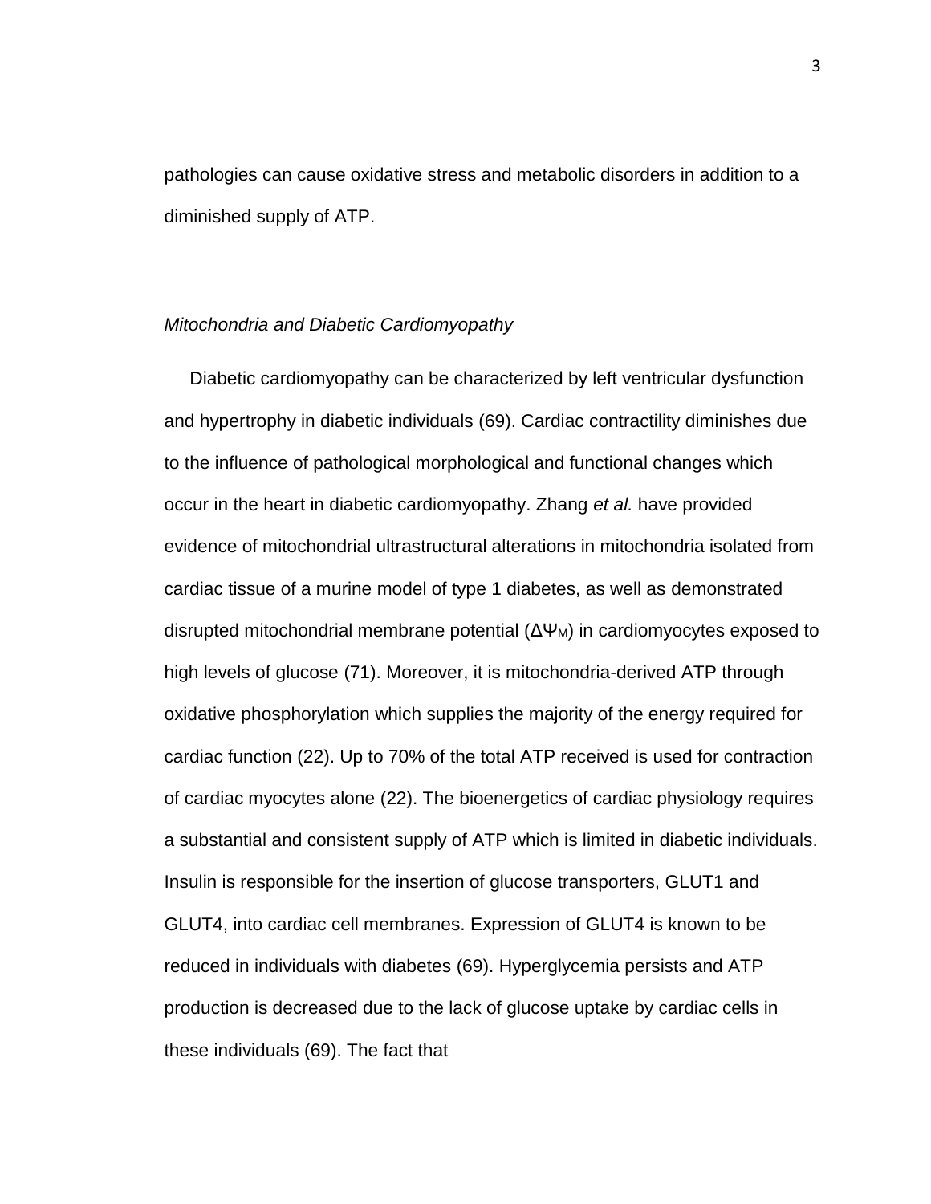pathologies can cause oxidative stress and metabolic disorders in addition to a diminished supply of ATP.

*Mitochondria and Diabetic Cardiomyopathy*

Diabetic cardiomyopathy can be characterized by left ventricular dysfunction and hypertrophy in diabetic individuals (69). Cardiac contractility diminishes due to the influence of pathological morphological and functional changes which occur in the heart in diabetic cardiomyopathy. Zhang *et al.* have provided evidence of mitochondrial ultrastructural alterations in mitochondria isolated from cardiac tissue of a murine model of type 1 diabetes, as well as demonstrated disrupted mitochondrial membrane potential ($\Delta\Psi_M$) in cardiomyocytes exposed to high levels of glucose (71). Moreover, it is mitochondria-derived ATP through oxidative phosphorylation which supplies the majority of the energy required for cardiac function (22). Up to 70% of the total ATP received is used for contraction of cardiac myocytes alone (22). The bioenergetics of cardiac physiology requires a substantial and consistent supply of ATP which is limited in diabetic individuals. Insulin is responsible for the insertion of glucose transporters, GLUT1 and GLUT4, into cardiac cell membranes. Expression of GLUT4 is known to be reduced in individuals with diabetes (69). Hyperglycemia persists and ATP production is decreased due to the lack of glucose uptake by cardiac cells in these individuals (69). The fact that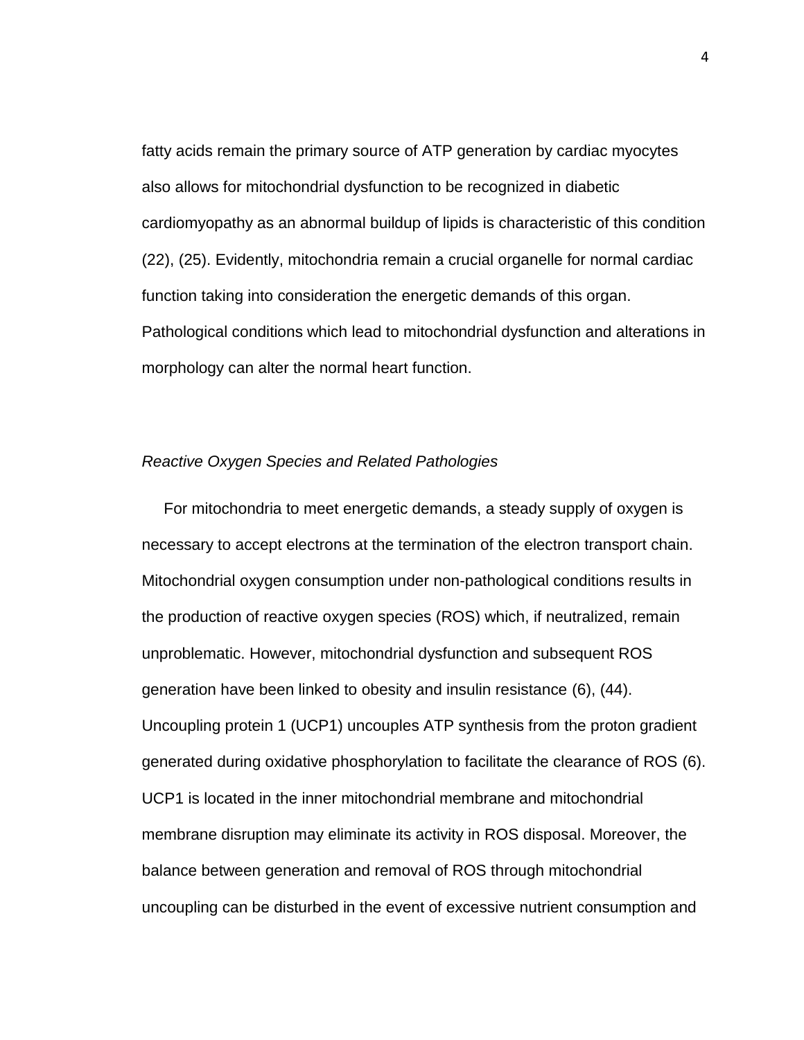fatty acids remain the primary source of ATP generation by cardiac myocytes also allows for mitochondrial dysfunction to be recognized in diabetic cardiomyopathy as an abnormal buildup of lipids is characteristic of this condition (22), (25). Evidently, mitochondria remain a crucial organelle for normal cardiac function taking into consideration the energetic demands of this organ. Pathological conditions which lead to mitochondrial dysfunction and alterations in morphology can alter the normal heart function.

### *Reactive Oxygen Species and Related Pathologies*

For mitochondria to meet energetic demands, a steady supply of oxygen is necessary to accept electrons at the termination of the electron transport chain. Mitochondrial oxygen consumption under non-pathological conditions results in the production of reactive oxygen species (ROS) which, if neutralized, remain unproblematic. However, mitochondrial dysfunction and subsequent ROS generation have been linked to obesity and insulin resistance (6), (44). Uncoupling protein 1 (UCP1) uncouples ATP synthesis from the proton gradient generated during oxidative phosphorylation to facilitate the clearance of ROS (6). UCP1 is located in the inner mitochondrial membrane and mitochondrial membrane disruption may eliminate its activity in ROS disposal. Moreover, the balance between generation and removal of ROS through mitochondrial uncoupling can be disturbed in the event of excessive nutrient consumption and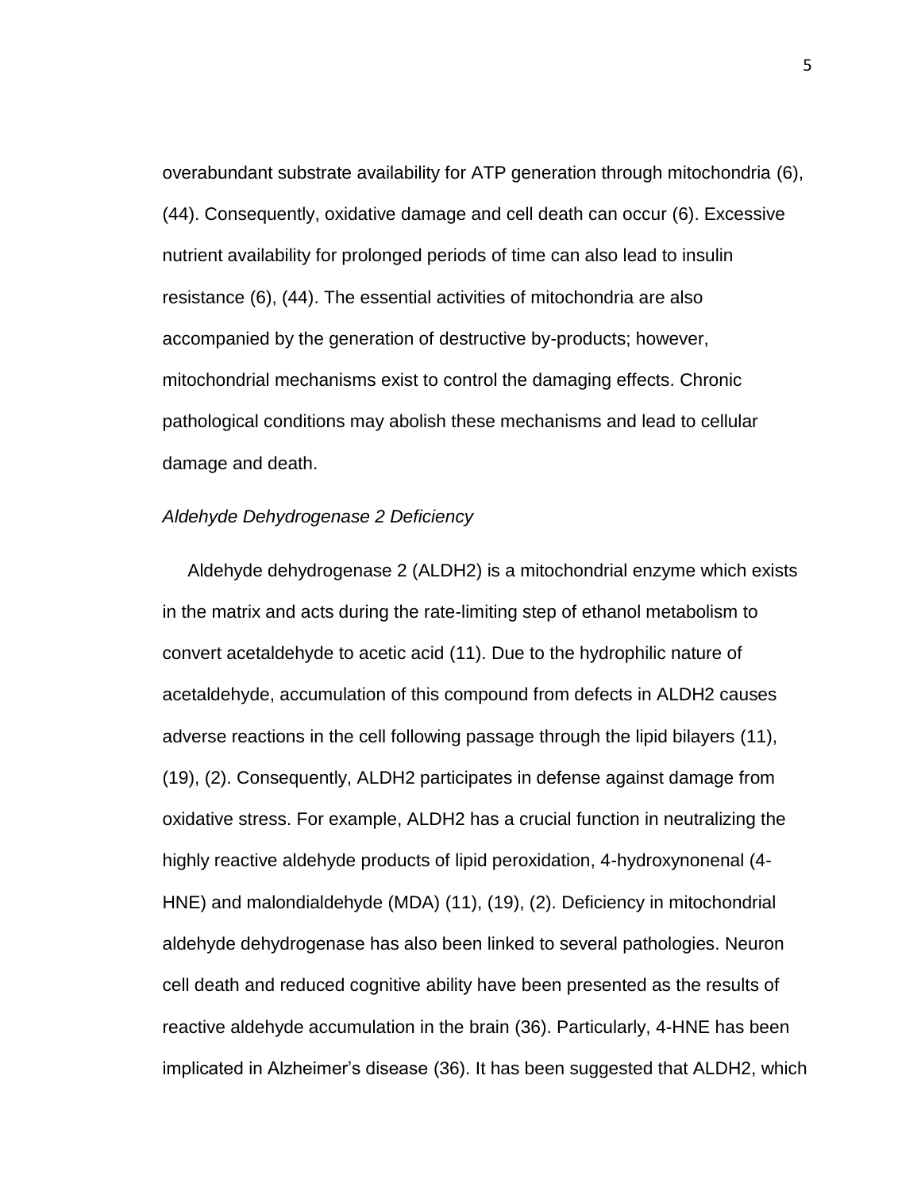overabundant substrate availability for ATP generation through mitochondria (6), (44). Consequently, oxidative damage and cell death can occur (6). Excessive nutrient availability for prolonged periods of time can also lead to insulin resistance (6), (44). The essential activities of mitochondria are also accompanied by the generation of destructive by-products; however, mitochondrial mechanisms exist to control the damaging effects. Chronic pathological conditions may abolish these mechanisms and lead to cellular damage and death.

### *Aldehyde Dehydrogenase 2 Deficiency*

Aldehyde dehydrogenase 2 (ALDH2) is a mitochondrial enzyme which exists in the matrix and acts during the rate-limiting step of ethanol metabolism to convert acetaldehyde to acetic acid (11). Due to the hydrophilic nature of acetaldehyde, accumulation of this compound from defects in ALDH2 causes adverse reactions in the cell following passage through the lipid bilayers (11), (19), (2). Consequently, ALDH2 participates in defense against damage from oxidative stress. For example, ALDH2 has a crucial function in neutralizing the highly reactive aldehyde products of lipid peroxidation, 4-hydroxynonenal (4-HNE) and malondialdehyde (MDA) (11), (19), (2). Deficiency in mitochondrial aldehyde dehydrogenase has also been linked to several pathologies. Neuron cell death and reduced cognitive ability have been presented as the results of reactive aldehyde accumulation in the brain (36). Particularly, 4-HNE has been implicated in Alzheimer's disease (36). It has been suggested that ALDH2, which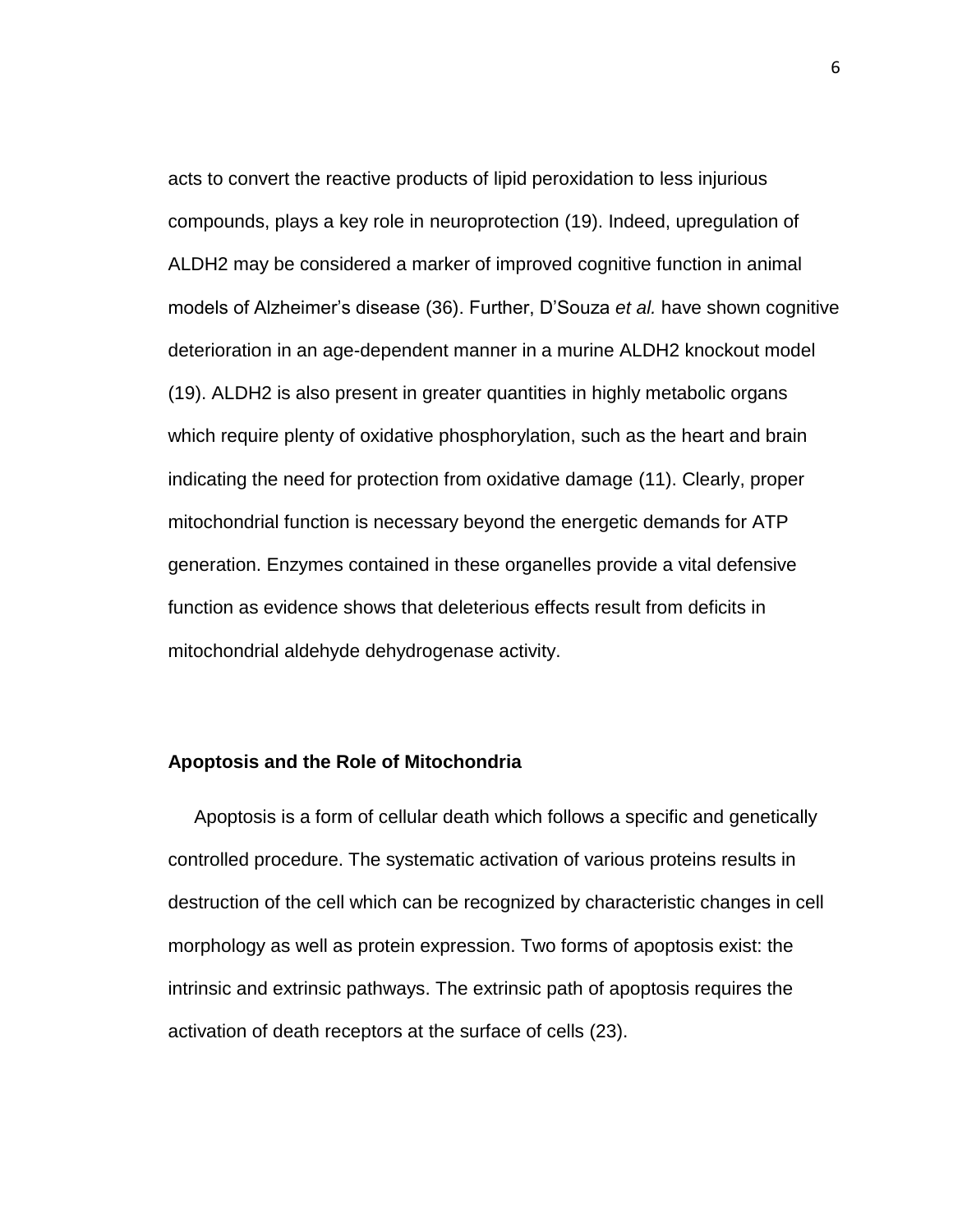acts to convert the reactive products of lipid peroxidation to less injurious compounds, plays a key role in neuroprotection (19). Indeed, upregulation of ALDH2 may be considered a marker of improved cognitive function in animal models of Alzheimer's disease (36). Further, D'Souza *et al.* have shown cognitive deterioration in an age-dependent manner in a murine ALDH2 knockout model (19). ALDH2 is also present in greater quantities in highly metabolic organs which require plenty of oxidative phosphorylation, such as the heart and brain indicating the need for protection from oxidative damage (11). Clearly, proper mitochondrial function is necessary beyond the energetic demands for ATP generation. Enzymes contained in these organelles provide a vital defensive function as evidence shows that deleterious effects result from deficits in mitochondrial aldehyde dehydrogenase activity.

**Apoptosis and the Role of Mitochondria**

Apoptosis is a form of cellular death which follows a specific and genetically controlled procedure. The systematic activation of various proteins results in destruction of the cell which can be recognized by characteristic changes in cell morphology as well as protein expression. Two forms of apoptosis exist: the intrinsic and extrinsic pathways. The extrinsic path of apoptosis requires the activation of death receptors at the surface of cells (23).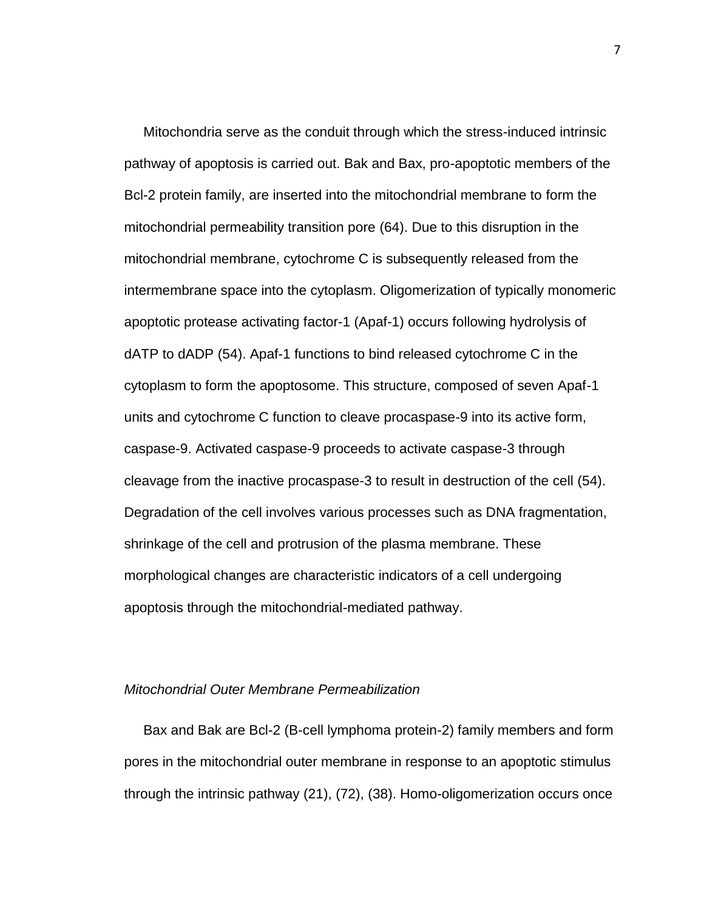Mitochondria serve as the conduit through which the stress-induced intrinsic pathway of apoptosis is carried out. Bak and Bax, pro-apoptotic members of the Bcl-2 protein family, are inserted into the mitochondrial membrane to form the mitochondrial permeability transition pore (64). Due to this disruption in the mitochondrial membrane, cytochrome C is subsequently released from the intermembrane space into the cytoplasm. Oligomerization of typically monomeric apoptotic protease activating factor-1 (Apaf-1) occurs following hydrolysis of dATP to dADP (54). Apaf-1 functions to bind released cytochrome C in the cytoplasm to form the apoptosome. This structure, composed of seven Apaf-1 units and cytochrome C function to cleave procaspase-9 into its active form, caspase-9. Activated caspase-9 proceeds to activate caspase-3 through cleavage from the inactive procaspase-3 to result in destruction of the cell (54). Degradation of the cell involves various processes such as DNA fragmentation, shrinkage of the cell and protrusion of the plasma membrane. These morphological changes are characteristic indicators of a cell undergoing apoptosis through the mitochondrial-mediated pathway.

### *Mitochondrial Outer Membrane Permeabilization*

Bax and Bak are Bcl-2 (B-cell lymphoma protein-2) family members and form pores in the mitochondrial outer membrane in response to an apoptotic stimulus through the intrinsic pathway (21), (72), (38). Homo-oligomerization occurs once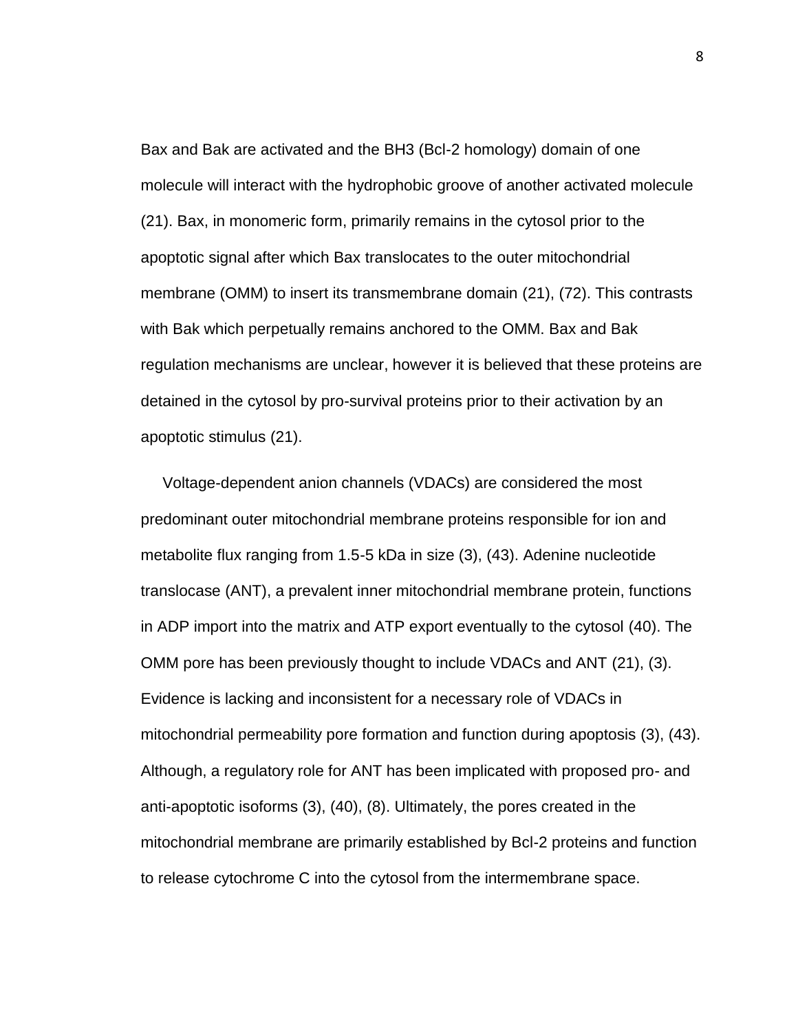Bax and Bak are activated and the BH3 (Bcl-2 homology) domain of one molecule will interact with the hydrophobic groove of another activated molecule (21). Bax, in monomeric form, primarily remains in the cytosol prior to the apoptotic signal after which Bax translocates to the outer mitochondrial membrane (OMM) to insert its transmembrane domain (21), (72). This contrasts with Bak which perpetually remains anchored to the OMM. Bax and Bak regulation mechanisms are unclear, however it is believed that these proteins are detained in the cytosol by pro-survival proteins prior to their activation by an apoptotic stimulus (21).

Voltage-dependent anion channels (VDACs) are considered the most predominant outer mitochondrial membrane proteins responsible for ion and metabolite flux ranging from 1.5-5 kDa in size (3), (43). Adenine nucleotide translocase (ANT), a prevalent inner mitochondrial membrane protein, functions in ADP import into the matrix and ATP export eventually to the cytosol (40). The OMM pore has been previously thought to include VDACs and ANT (21), (3). Evidence is lacking and inconsistent for a necessary role of VDACs in mitochondrial permeability pore formation and function during apoptosis (3), (43). Although, a regulatory role for ANT has been implicated with proposed pro- and anti-apoptotic isoforms (3), (40), (8). Ultimately, the pores created in the mitochondrial membrane are primarily established by Bcl-2 proteins and function to release cytochrome C into the cytosol from the intermembrane space.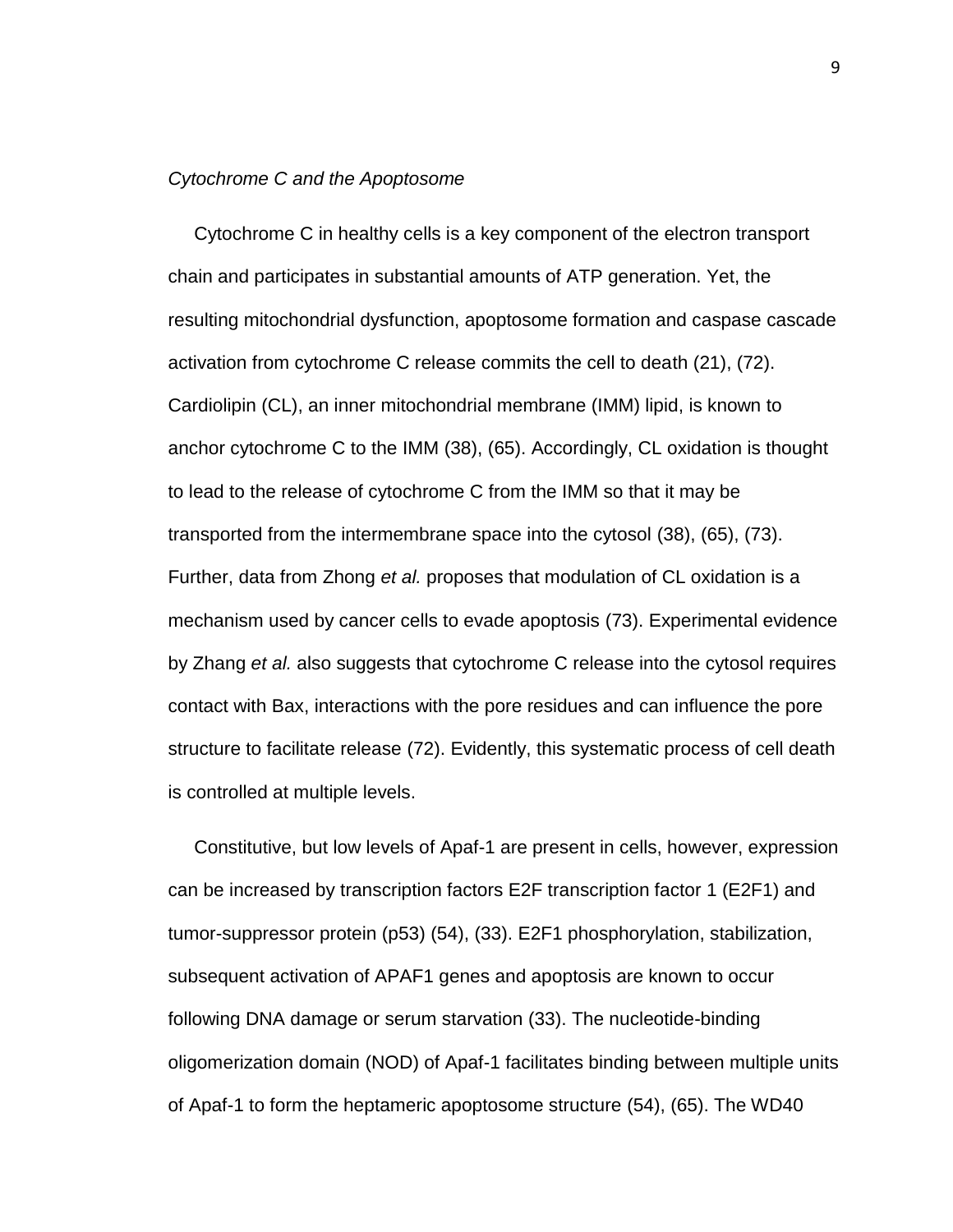*Cytochrome C and the Apoptosome*

Cytochrome C in healthy cells is a key component of the electron transport chain and participates in substantial amounts of ATP generation. Yet, the resulting mitochondrial dysfunction, apoptosome formation and caspase cascade activation from cytochrome C release commits the cell to death (21), (72). Cardiolipin (CL), an inner mitochondrial membrane (IMM) lipid, is known to anchor cytochrome C to the IMM (38), (65). Accordingly, CL oxidation is thought to lead to the release of cytochrome C from the IMM so that it may be transported from the intermembrane space into the cytosol (38), (65), (73). Further, data from Zhong *et al.* proposes that modulation of CL oxidation is a mechanism used by cancer cells to evade apoptosis (73). Experimental evidence by Zhang *et al.* also suggests that cytochrome C release into the cytosol requires contact with Bax, interactions with the pore residues and can influence the pore structure to facilitate release (72). Evidently, this systematic process of cell death is controlled at multiple levels.

Constitutive, but low levels of Apaf-1 are present in cells, however, expression can be increased by transcription factors E2F transcription factor 1 (E2F1) and tumor-suppressor protein (p53) (54), (33). E2F1 phosphorylation, stabilization, subsequent activation of APAF1 genes and apoptosis are known to occur following DNA damage or serum starvation (33). The nucleotide-binding oligomerization domain (NOD) of Apaf-1 facilitates binding between multiple units of Apaf-1 to form the heptameric apoptosome structure (54), (65). The WD40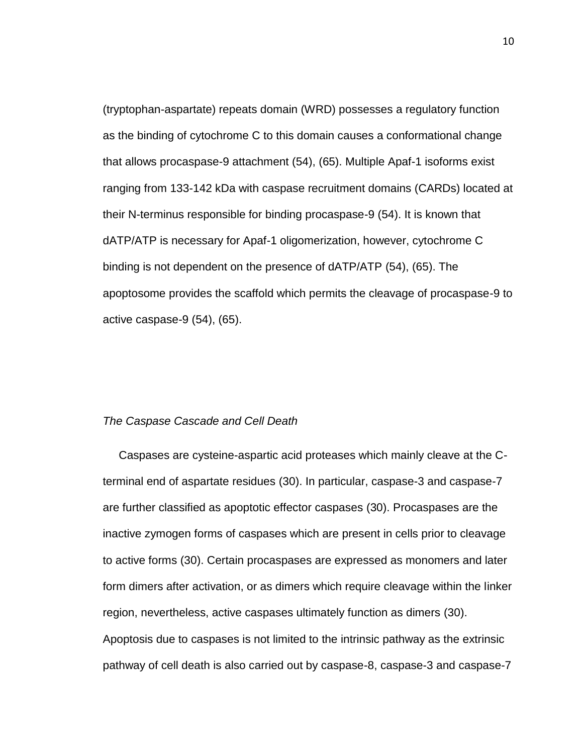(tryptophan-aspartate) repeats domain (WRD) possesses a regulatory function as the binding of cytochrome C to this domain causes a conformational change that allows procaspase-9 attachment (54), (65). Multiple Apaf-1 isoforms exist ranging from 133-142 kDa with caspase recruitment domains (CARDs) located at their N-terminus responsible for binding procaspase-9 (54). It is known that dATP/ATP is necessary for Apaf-1 oligomerization, however, cytochrome C binding is not dependent on the presence of dATP/ATP (54), (65). The apoptosome provides the scaffold which permits the cleavage of procaspase-9 to active caspase-9 (54), (65).

*The Caspase Cascade and Cell Death*

Caspases are cysteine-aspartic acid proteases which mainly cleave at the C-terminal end of aspartate residues (30). In particular, caspase-3 and caspase-7 are further classified as apoptotic effector caspases (30). Procaspases are the inactive zymogen forms of caspases which are present in cells prior to cleavage to active forms (30). Certain procaspases are expressed as monomers and later form dimers after activation, or as dimers which require cleavage within the linker region, nevertheless, active caspases ultimately function as dimers (30). Apoptosis due to caspases is not limited to the intrinsic pathway as the extrinsic pathway of cell death is also carried out by caspase-8, caspase-3 and caspase-7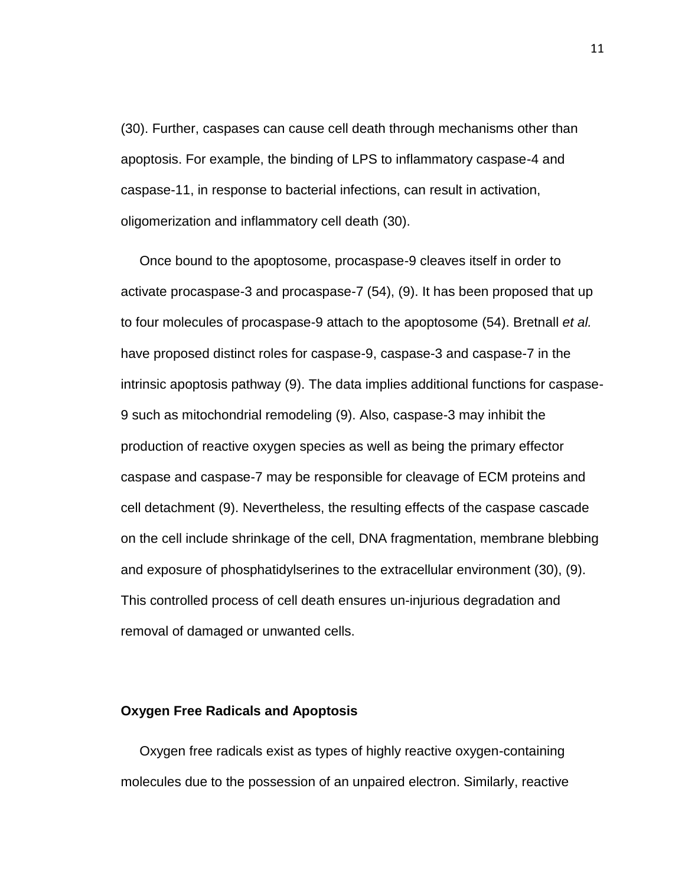(30). Further, caspases can cause cell death through mechanisms other than apoptosis. For example, the binding of LPS to inflammatory caspase-4 and caspase-11, in response to bacterial infections, can result in activation, oligomerization and inflammatory cell death (30).

Once bound to the apoptosome, procaspase-9 cleaves itself in order to activate procaspase-3 and procaspase-7 (54), (9). It has been proposed that up to four molecules of procaspase-9 attach to the apoptosome (54). Bretnall *et al.* have proposed distinct roles for caspase-9, caspase-3 and caspase-7 in the intrinsic apoptosis pathway (9). The data implies additional functions for caspase-9 such as mitochondrial remodeling (9). Also, caspase-3 may inhibit the production of reactive oxygen species as well as being the primary effector caspase and caspase-7 may be responsible for cleavage of ECM proteins and cell detachment (9). Nevertheless, the resulting effects of the caspase cascade on the cell include shrinkage of the cell, DNA fragmentation, membrane blebbing and exposure of phosphatidylserines to the extracellular environment (30), (9). This controlled process of cell death ensures un-injurious degradation and removal of damaged or unwanted cells.

**Oxygen Free Radicals and Apoptosis**

Oxygen free radicals exist as types of highly reactive oxygen-containing molecules due to the possession of an unpaired electron. Similarly, reactive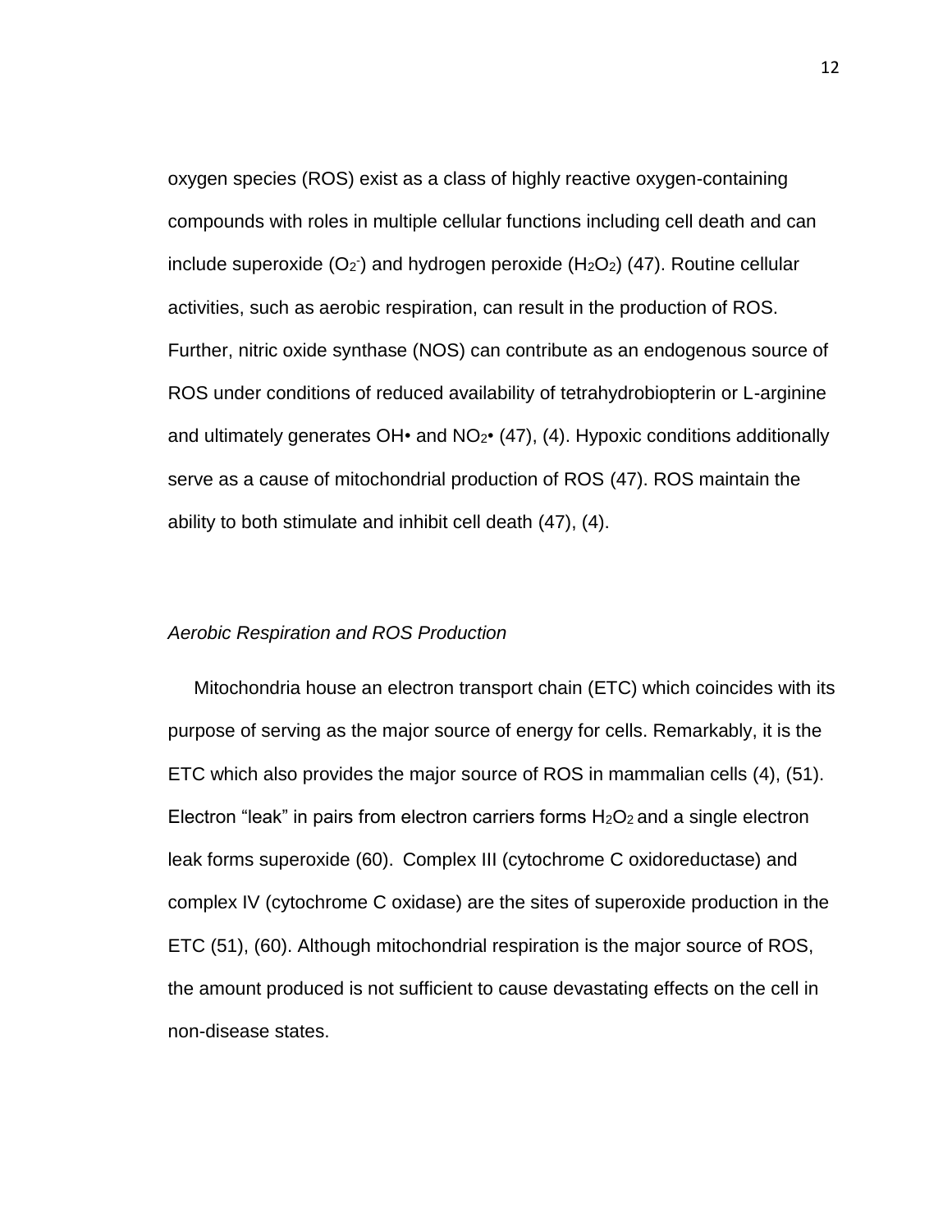oxygen species (ROS) exist as a class of highly reactive oxygen-containing compounds with roles in multiple cellular functions including cell death and can include superoxide ($O_2^-$) and hydrogen peroxide ($H_2O_2$) (47). Routine cellular activities, such as aerobic respiration, can result in the production of ROS. Further, nitric oxide synthase (NOS) can contribute as an endogenous source of ROS under conditions of reduced availability of tetrahydrobiopterin or L-arginine and ultimately generates OH• and $NO_2$• (47), (4). Hypoxic conditions additionally serve as a cause of mitochondrial production of ROS (47). ROS maintain the ability to both stimulate and inhibit cell death (47), (4).

*Aerobic Respiration and ROS Production*

Mitochondria house an electron transport chain (ETC) which coincides with its purpose of serving as the major source of energy for cells. Remarkably, it is the ETC which also provides the major source of ROS in mammalian cells (4), (51). Electron “leak” in pairs from electron carriers forms $H_2O_2$ and a single electron leak forms superoxide (60). Complex III (cytochrome C oxidoreductase) and complex IV (cytochrome C oxidase) are the sites of superoxide production in the ETC (51), (60). Although mitochondrial respiration is the major source of ROS, the amount produced is not sufficient to cause devastating effects on the cell in non-disease states.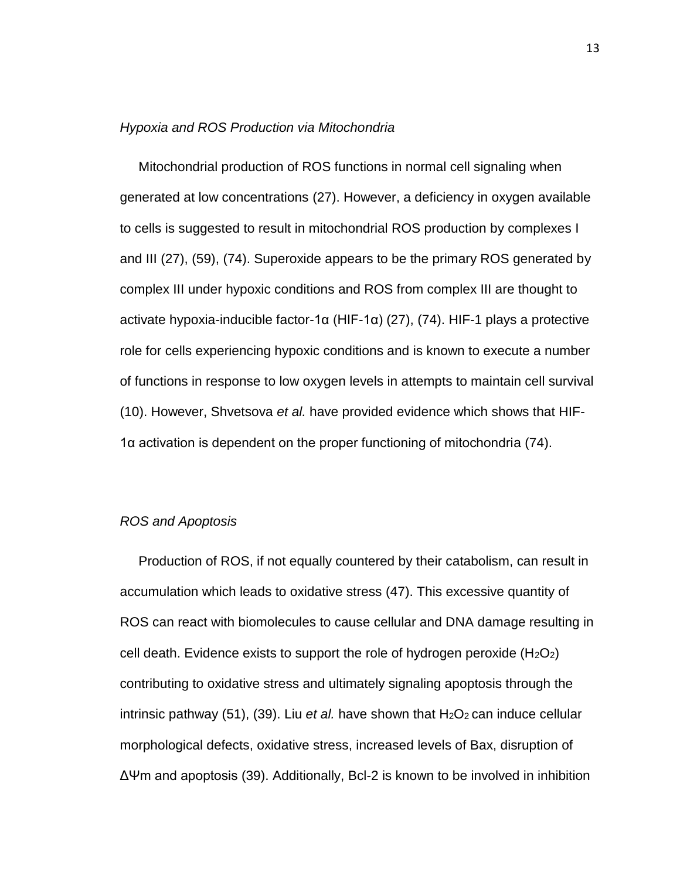*Hypoxia and ROS Production via Mitochondria*

Mitochondrial production of ROS functions in normal cell signaling when generated at low concentrations (27). However, a deficiency in oxygen available to cells is suggested to result in mitochondrial ROS production by complexes I and III (27), (59), (74). Superoxide appears to be the primary ROS generated by complex III under hypoxic conditions and ROS from complex III are thought to activate hypoxia-inducible factor-1α (HIF-1α) (27), (74). HIF-1 plays a protective role for cells experiencing hypoxic conditions and is known to execute a number of functions in response to low oxygen levels in attempts to maintain cell survival (10). However, Shvetsova *et al.* have provided evidence which shows that HIF-1α activation is dependent on the proper functioning of mitochondria (74).

*ROS and Apoptosis*

Production of ROS, if not equally countered by their catabolism, can result in accumulation which leads to oxidative stress (47). This excessive quantity of ROS can react with biomolecules to cause cellular and DNA damage resulting in cell death. Evidence exists to support the role of hydrogen peroxide ($H_2O_2$) contributing to oxidative stress and ultimately signaling apoptosis through the intrinsic pathway (51), (39). Liu *et al.* have shown that $H_2O_2$ can induce cellular morphological defects, oxidative stress, increased levels of Bax, disruption of $\Delta\Psi m$ and apoptosis (39). Additionally, Bcl-2 is known to be involved in inhibition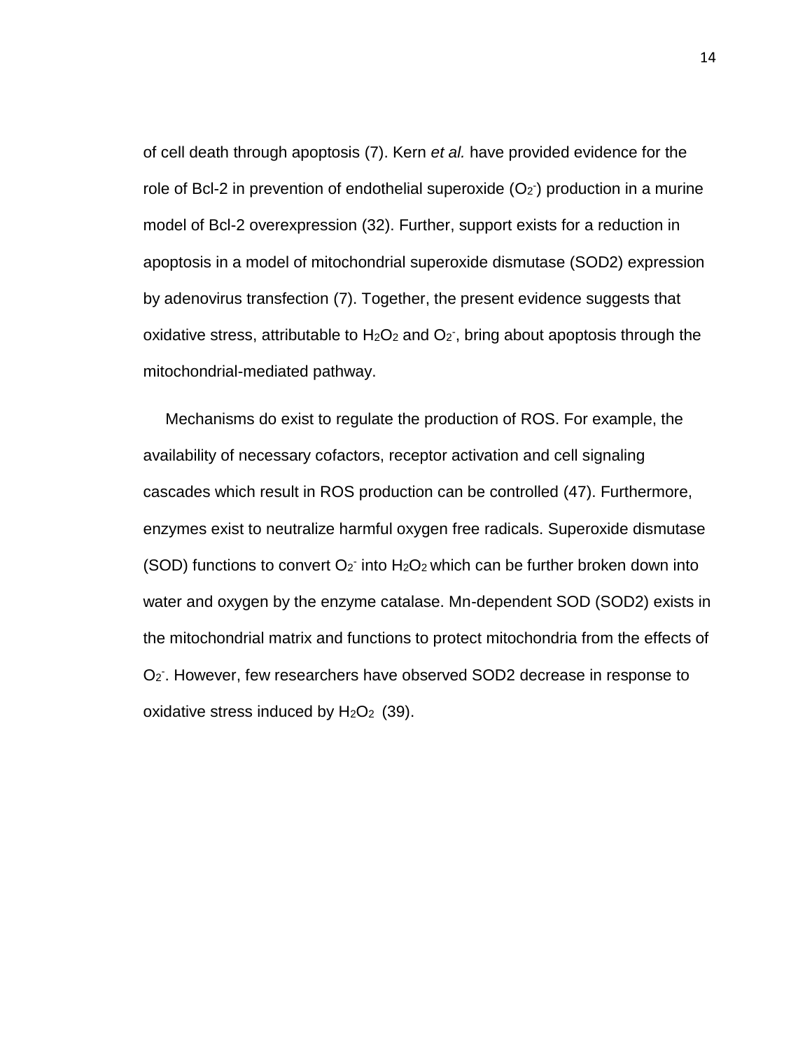of cell death through apoptosis (7). Kern *et al.* have provided evidence for the role of Bcl-2 in prevention of endothelial superoxide ($O_2^-$) production in a murine model of Bcl-2 overexpression (32). Further, support exists for a reduction in apoptosis in a model of mitochondrial superoxide dismutase (SOD2) expression by adenovirus transfection (7). Together, the present evidence suggests that oxidative stress, attributable to $H_2O_2$ and $O_2^-$, bring about apoptosis through the mitochondrial-mediated pathway.

Mechanisms do exist to regulate the production of ROS. For example, the availability of necessary cofactors, receptor activation and cell signaling cascades which result in ROS production can be controlled (47). Furthermore, enzymes exist to neutralize harmful oxygen free radicals. Superoxide dismutase (SOD) functions to convert $O_2^-$ into $H_2O_2$ which can be further broken down into water and oxygen by the enzyme catalase. Mn-dependent SOD (SOD2) exists in the mitochondrial matrix and functions to protect mitochondria from the effects of $O_2^-$. However, few researchers have observed SOD2 decrease in response to oxidative stress induced by $H_2O_2$ (39).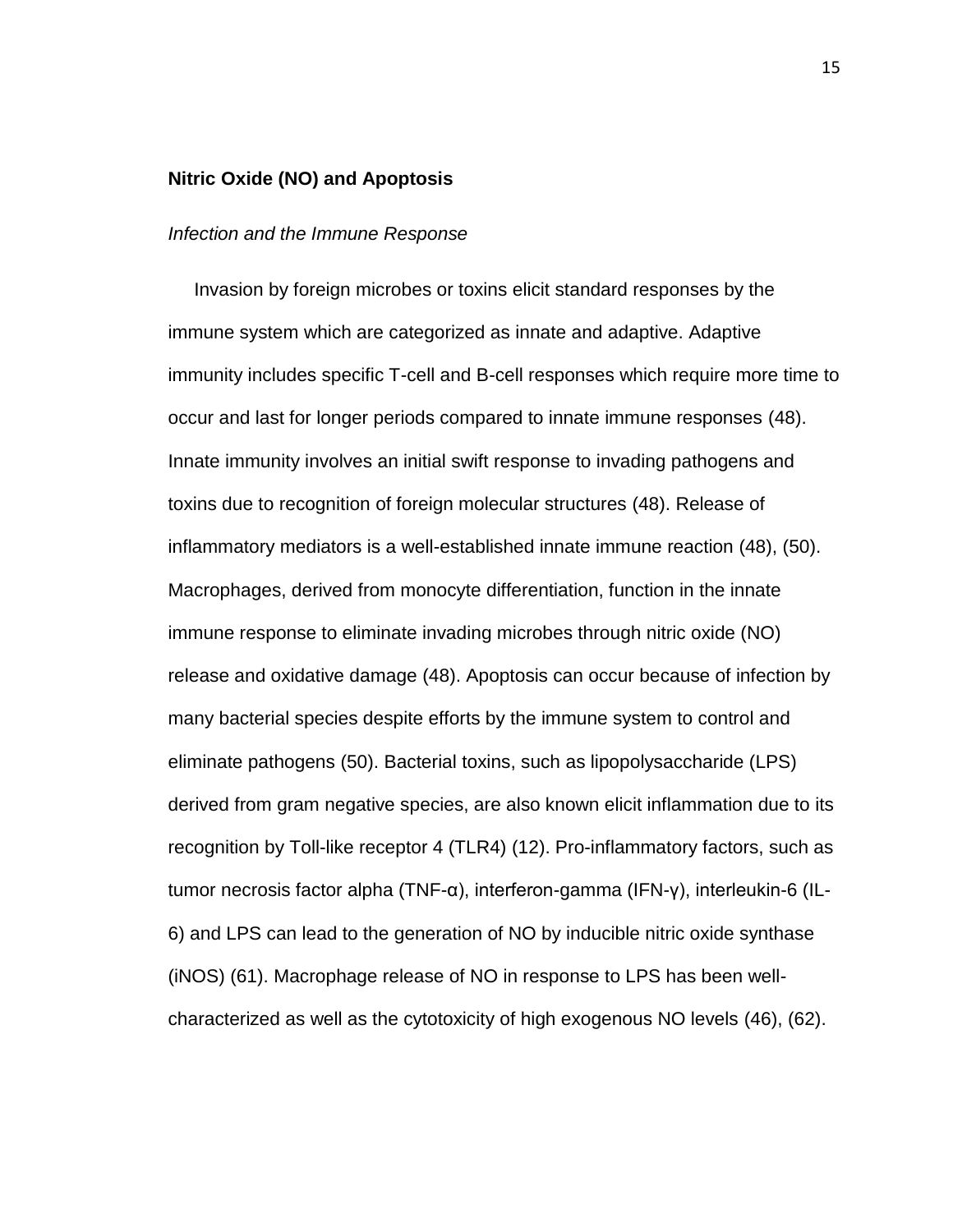## Nitric Oxide (NO) and Apoptosis

### *Infection and the Immune Response*

Invasion by foreign microbes or toxins elicit standard responses by the immune system which are categorized as innate and adaptive. Adaptive immunity includes specific T-cell and B-cell responses which require more time to occur and last for longer periods compared to innate immune responses (48). Innate immunity involves an initial swift response to invading pathogens and toxins due to recognition of foreign molecular structures (48). Release of inflammatory mediators is a well-established innate immune reaction (48), (50). Macrophages, derived from monocyte differentiation, function in the innate immune response to eliminate invading microbes through nitric oxide (NO) release and oxidative damage (48). Apoptosis can occur because of infection by many bacterial species despite efforts by the immune system to control and eliminate pathogens (50). Bacterial toxins, such as lipopolysaccharide (LPS) derived from gram negative species, are also known elicit inflammation due to its recognition by Toll-like receptor 4 (TLR4) (12). Pro-inflammatory factors, such as tumor necrosis factor alpha (TNF-α), interferon-gamma (IFN-γ), interleukin-6 (IL-6) and LPS can lead to the generation of NO by inducible nitric oxide synthase (iNOS) (61). Macrophage release of NO in response to LPS has been well-characterized as well as the cytotoxicity of high exogenous NO levels (46), (62).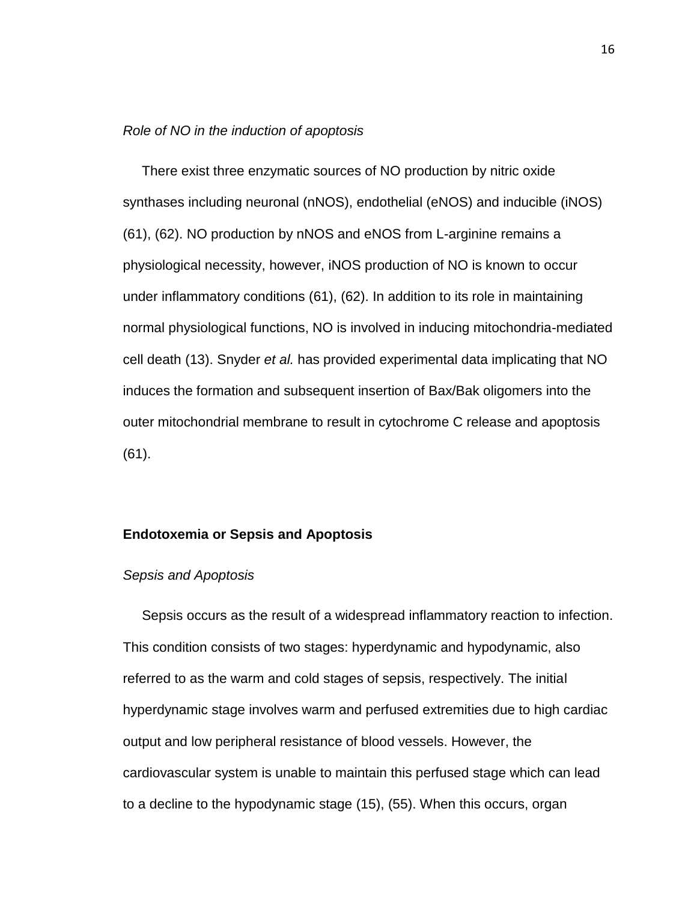*Role of NO in the induction of apoptosis*

There exist three enzymatic sources of NO production by nitric oxide synthases including neuronal (nNOS), endothelial (eNOS) and inducible (iNOS) (61), (62). NO production by nNOS and eNOS from L-arginine remains a physiological necessity, however, iNOS production of NO is known to occur under inflammatory conditions (61), (62). In addition to its role in maintaining normal physiological functions, NO is involved in inducing mitochondria-mediated cell death (13). Snyder *et al.* has provided experimental data implicating that NO induces the formation and subsequent insertion of Bax/Bak oligomers into the outer mitochondrial membrane to result in cytochrome C release and apoptosis (61).

## Endotoxemia or Sepsis and Apoptosis

*Sepsis and Apoptosis*

Sepsis occurs as the result of a widespread inflammatory reaction to infection. This condition consists of two stages: hyperdynamic and hypodynamic, also referred to as the warm and cold stages of sepsis, respectively. The initial hyperdynamic stage involves warm and perfused extremities due to high cardiac output and low peripheral resistance of blood vessels. However, the cardiovascular system is unable to maintain this perfused stage which can lead to a decline to the hypodynamic stage (15), (55). When this occurs, organ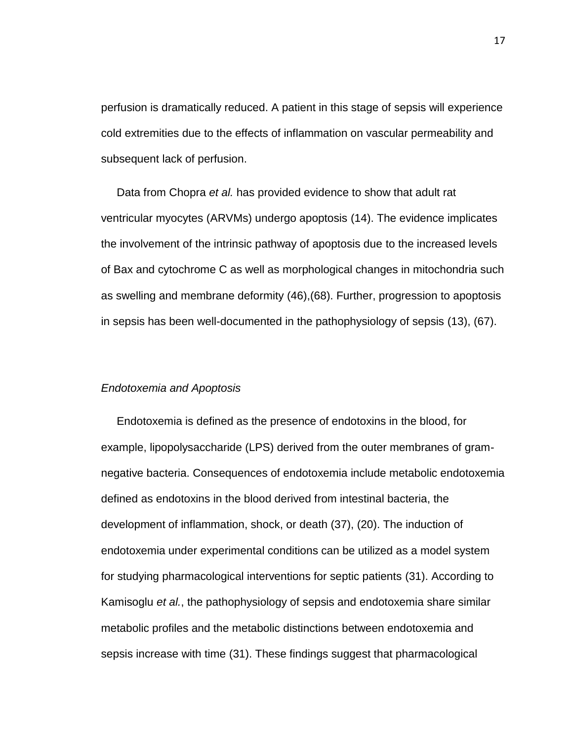perfusion is dramatically reduced. A patient in this stage of sepsis will experience cold extremities due to the effects of inflammation on vascular permeability and subsequent lack of perfusion.

Data from Chopra *et al.* has provided evidence to show that adult rat ventricular myocytes (ARVMs) undergo apoptosis (14). The evidence implicates the involvement of the intrinsic pathway of apoptosis due to the increased levels of Bax and cytochrome C as well as morphological changes in mitochondria such as swelling and membrane deformity (46),(68). Further, progression to apoptosis in sepsis has been well-documented in the pathophysiology of sepsis (13), (67).

*Endotoxemia and Apoptosis*

Endotoxemia is defined as the presence of endotoxins in the blood, for example, lipopolysaccharide (LPS) derived from the outer membranes of gram-negative bacteria. Consequences of endotoxemia include metabolic endotoxemia defined as endotoxins in the blood derived from intestinal bacteria, the development of inflammation, shock, or death (37), (20). The induction of endotoxemia under experimental conditions can be utilized as a model system for studying pharmacological interventions for septic patients (31). According to Kamisoglu *et al.*, the pathophysiology of sepsis and endotoxemia share similar metabolic profiles and the metabolic distinctions between endotoxemia and sepsis increase with time (31). These findings suggest that pharmacological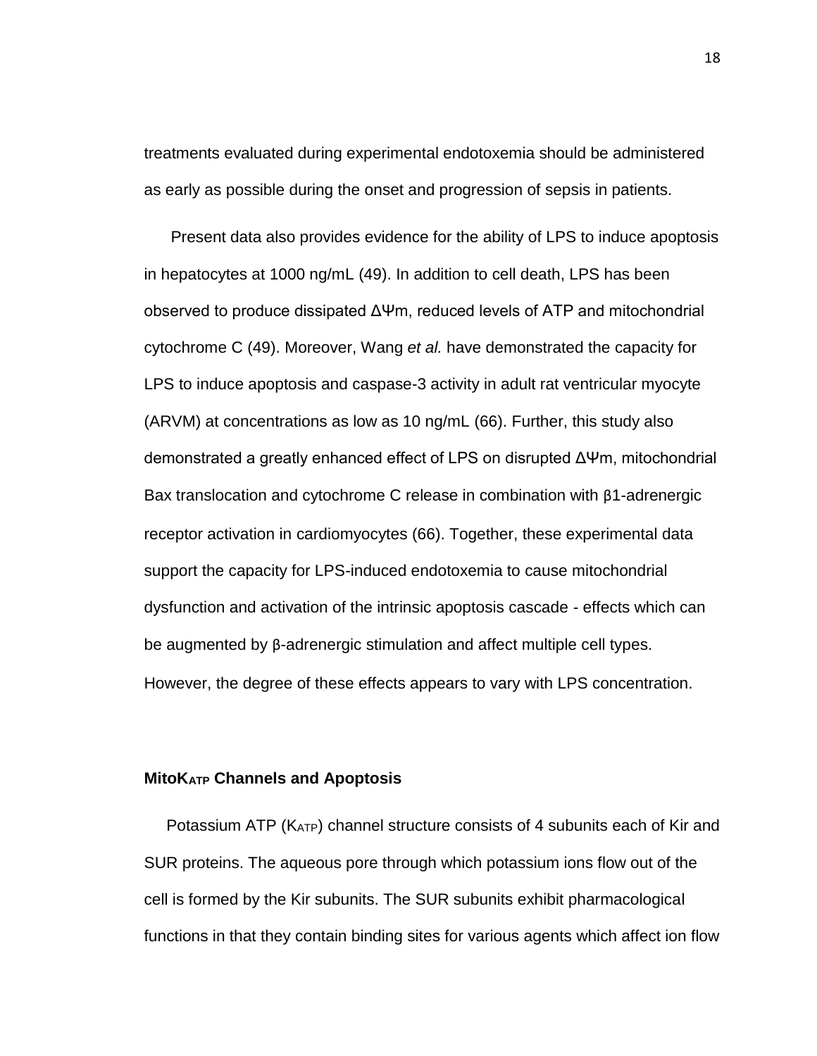treatments evaluated during experimental endotoxemia should be administered as early as possible during the onset and progression of sepsis in patients.

Present data also provides evidence for the ability of LPS to induce apoptosis in hepatocytes at 1000 ng/mL (49). In addition to cell death, LPS has been observed to produce dissipated $\Delta\Psi m$, reduced levels of ATP and mitochondrial cytochrome C (49). Moreover, Wang *et al.* have demonstrated the capacity for LPS to induce apoptosis and caspase-3 activity in adult rat ventricular myocyte (ARVM) at concentrations as low as 10 ng/mL (66). Further, this study also demonstrated a greatly enhanced effect of LPS on disrupted $\Delta\Psi m$, mitochondrial Bax translocation and cytochrome C release in combination with β1-adrenergic receptor activation in cardiomyocytes (66). Together, these experimental data support the capacity for LPS-induced endotoxemia to cause mitochondrial dysfunction and activation of the intrinsic apoptosis cascade - effects which can be augmented by β-adrenergic stimulation and affect multiple cell types. However, the degree of these effects appears to vary with LPS concentration.

### MitoK$_{ATP}$ Channels and Apoptosis

Potassium ATP (K$_{ATP}$) channel structure consists of 4 subunits each of Kir and SUR proteins. The aqueous pore through which potassium ions flow out of the cell is formed by the Kir subunits. The SUR subunits exhibit pharmacological functions in that they contain binding sites for various agents which affect ion flow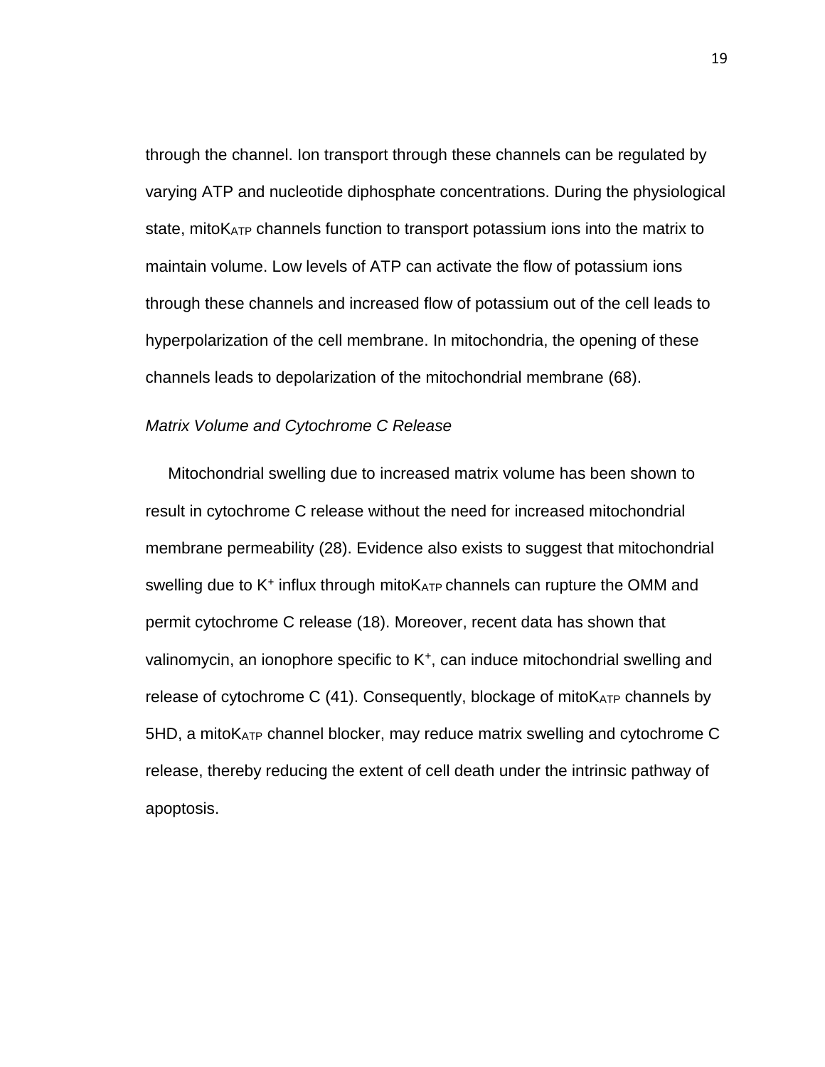through the channel. Ion transport through these channels can be regulated by varying ATP and nucleotide diphosphate concentrations. During the physiological state, mito$K_{ATP}$ channels function to transport potassium ions into the matrix to maintain volume. Low levels of ATP can activate the flow of potassium ions through these channels and increased flow of potassium out of the cell leads to hyperpolarization of the cell membrane. In mitochondria, the opening of these channels leads to depolarization of the mitochondrial membrane (68).

*Matrix Volume and Cytochrome C Release*

Mitochondrial swelling due to increased matrix volume has been shown to result in cytochrome C release without the need for increased mitochondrial membrane permeability (28). Evidence also exists to suggest that mitochondrial swelling due to $K^+$ influx through mito$K_{ATP}$ channels can rupture the OMM and permit cytochrome C release (18). Moreover, recent data has shown that valinomycin, an ionophore specific to $K^+$, can induce mitochondrial swelling and release of cytochrome C (41). Consequently, blockage of mito$K_{ATP}$ channels by 5HD, a mito$K_{ATP}$ channel blocker, may reduce matrix swelling and cytochrome C release, thereby reducing the extent of cell death under the intrinsic pathway of apoptosis.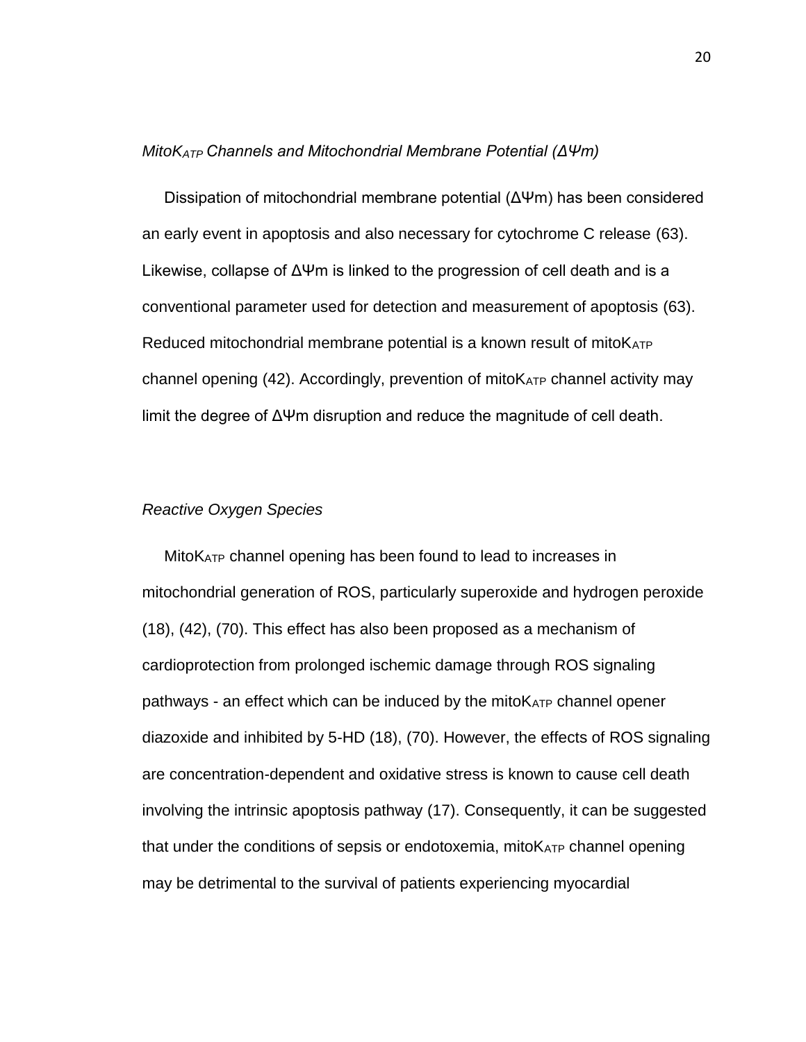*Mito$K_{ATP}$ Channels and Mitochondrial Membrane Potential ($\Delta\Psi m$)*

Dissipation of mitochondrial membrane potential ($\Delta\Psi$m) has been considered an early event in apoptosis and also necessary for cytochrome C release (63). Likewise, collapse of $\Delta\Psi$m is linked to the progression of cell death and is a conventional parameter used for detection and measurement of apoptosis (63). Reduced mitochondrial membrane potential is a known result of mito$K_{ATP}$ channel opening (42). Accordingly, prevention of mito$K_{ATP}$ channel activity may limit the degree of $\Delta\Psi$m disruption and reduce the magnitude of cell death.

*Reactive Oxygen Species*

Mito$K_{ATP}$ channel opening has been found to lead to increases in mitochondrial generation of ROS, particularly superoxide and hydrogen peroxide (18), (42), (70). This effect has also been proposed as a mechanism of cardioprotection from prolonged ischemic damage through ROS signaling pathways - an effect which can be induced by the mito$K_{ATP}$ channel opener diazoxide and inhibited by 5-HD (18), (70). However, the effects of ROS signaling are concentration-dependent and oxidative stress is known to cause cell death involving the intrinsic apoptosis pathway (17). Consequently, it can be suggested that under the conditions of sepsis or endotoxemia, mito$K_{ATP}$ channel opening may be detrimental to the survival of patients experiencing myocardial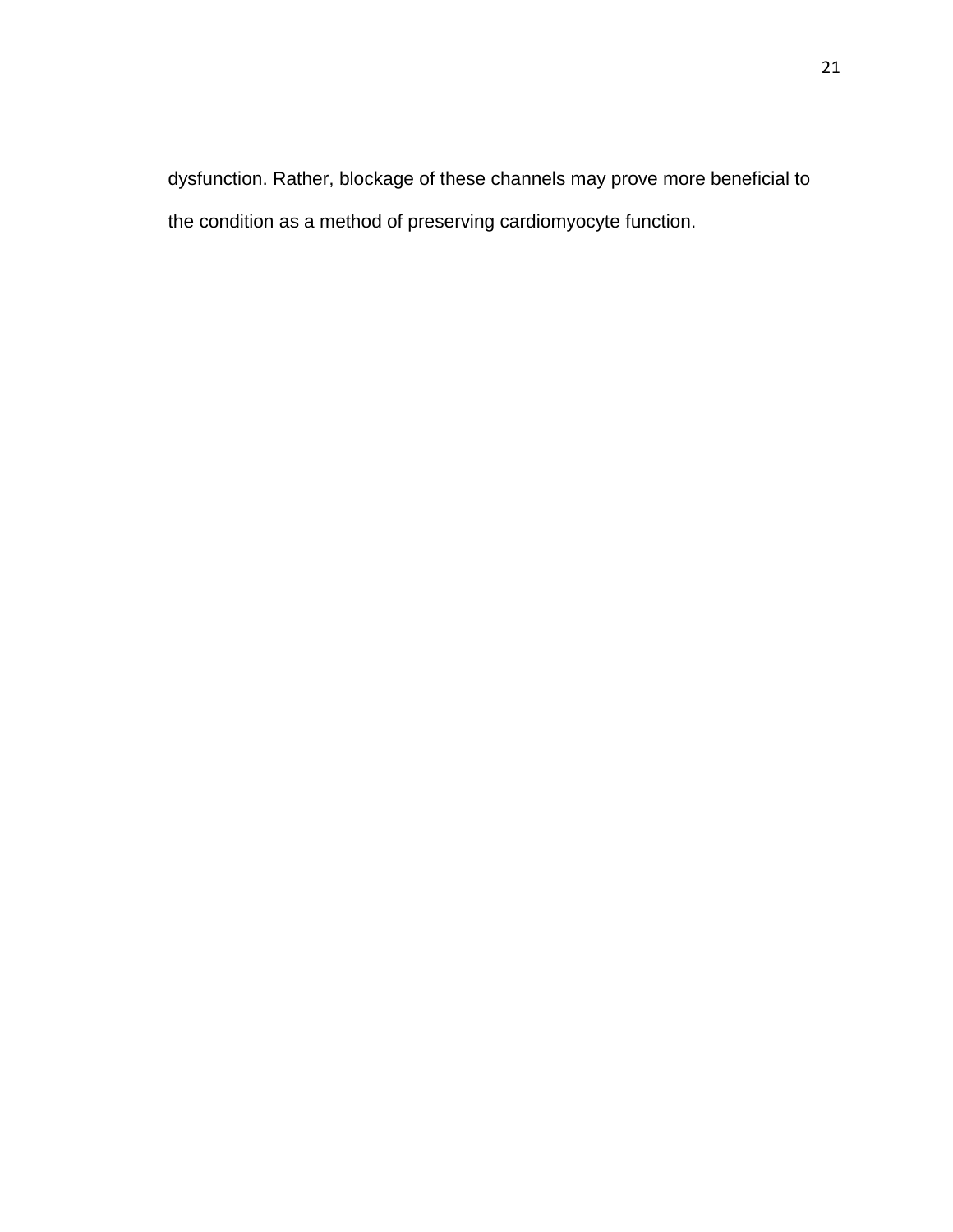dysfunction. Rather, blockage of these channels may prove more beneficial to the condition as a method of preserving cardiomyocyte function.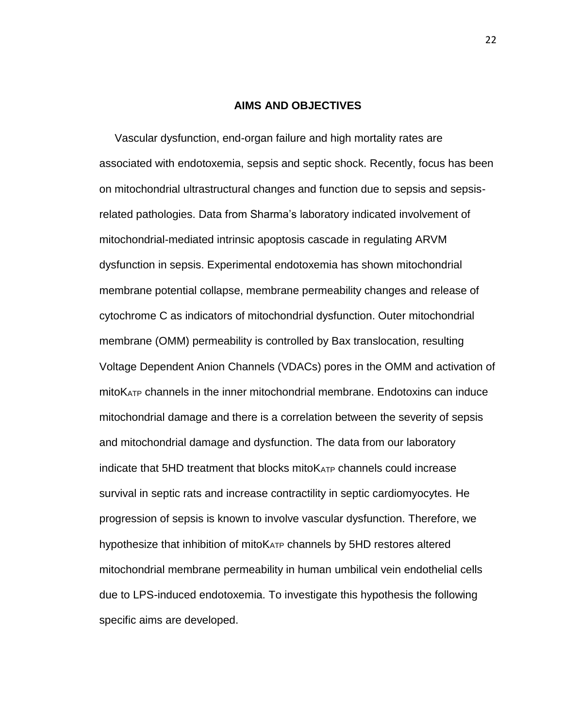## AIMS AND OBJECTIVES

Vascular dysfunction, end-organ failure and high mortality rates are associated with endotoxemia, sepsis and septic shock. Recently, focus has been on mitochondrial ultrastructural changes and function due to sepsis and sepsis-related pathologies. Data from Sharma's laboratory indicated involvement of mitochondrial-mediated intrinsic apoptosis cascade in regulating ARVM dysfunction in sepsis. Experimental endotoxemia has shown mitochondrial membrane potential collapse, membrane permeability changes and release of cytochrome C as indicators of mitochondrial dysfunction. Outer mitochondrial membrane (OMM) permeability is controlled by Bax translocation, resulting Voltage Dependent Anion Channels (VDACs) pores in the OMM and activation of mitoK$_{ATP}$ channels in the inner mitochondrial membrane. Endotoxins can induce mitochondrial damage and there is a correlation between the severity of sepsis and mitochondrial damage and dysfunction. The data from our laboratory indicate that 5HD treatment that blocks mitoK$_{ATP}$ channels could increase survival in septic rats and increase contractility in septic cardiomyocytes. He progression of sepsis is known to involve vascular dysfunction. Therefore, we hypothesize that inhibition of mitoK$_{ATP}$ channels by 5HD restores altered mitochondrial membrane permeability in human umbilical vein endothelial cells due to LPS-induced endotoxemia. To investigate this hypothesis the following specific aims are developed.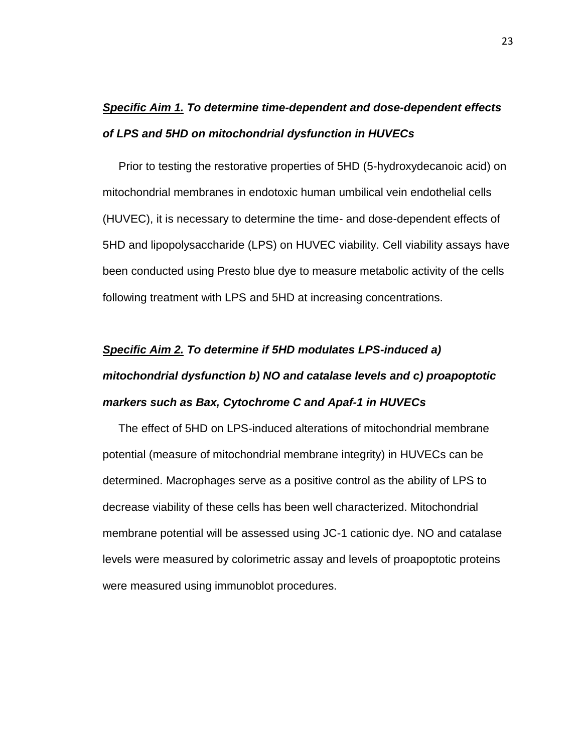***Specific Aim 1.*** ***To determine time-dependent and dose-dependent effects of LPS and 5HD on mitochondrial dysfunction in HUVECs***

Prior to testing the restorative properties of 5HD (5-hydroxydecanoic acid) on mitochondrial membranes in endotoxic human umbilical vein endothelial cells (HUVEC), it is necessary to determine the time- and dose-dependent effects of 5HD and lipopolysaccharide (LPS) on HUVEC viability. Cell viability assays have been conducted using Presto blue dye to measure metabolic activity of the cells following treatment with LPS and 5HD at increasing concentrations.

***Specific Aim 2.*** ***To determine if 5HD modulates LPS-induced a) mitochondrial dysfunction b) NO and catalase levels and c) proapoptotic markers such as Bax, Cytochrome C and Apaf-1 in HUVECs***

The effect of 5HD on LPS-induced alterations of mitochondrial membrane potential (measure of mitochondrial membrane integrity) in HUVECs can be determined. Macrophages serve as a positive control as the ability of LPS to decrease viability of these cells has been well characterized. Mitochondrial membrane potential will be assessed using JC-1 cationic dye. NO and catalase levels were measured by colorimetric assay and levels of proapoptotic proteins were measured using immunoblot procedures.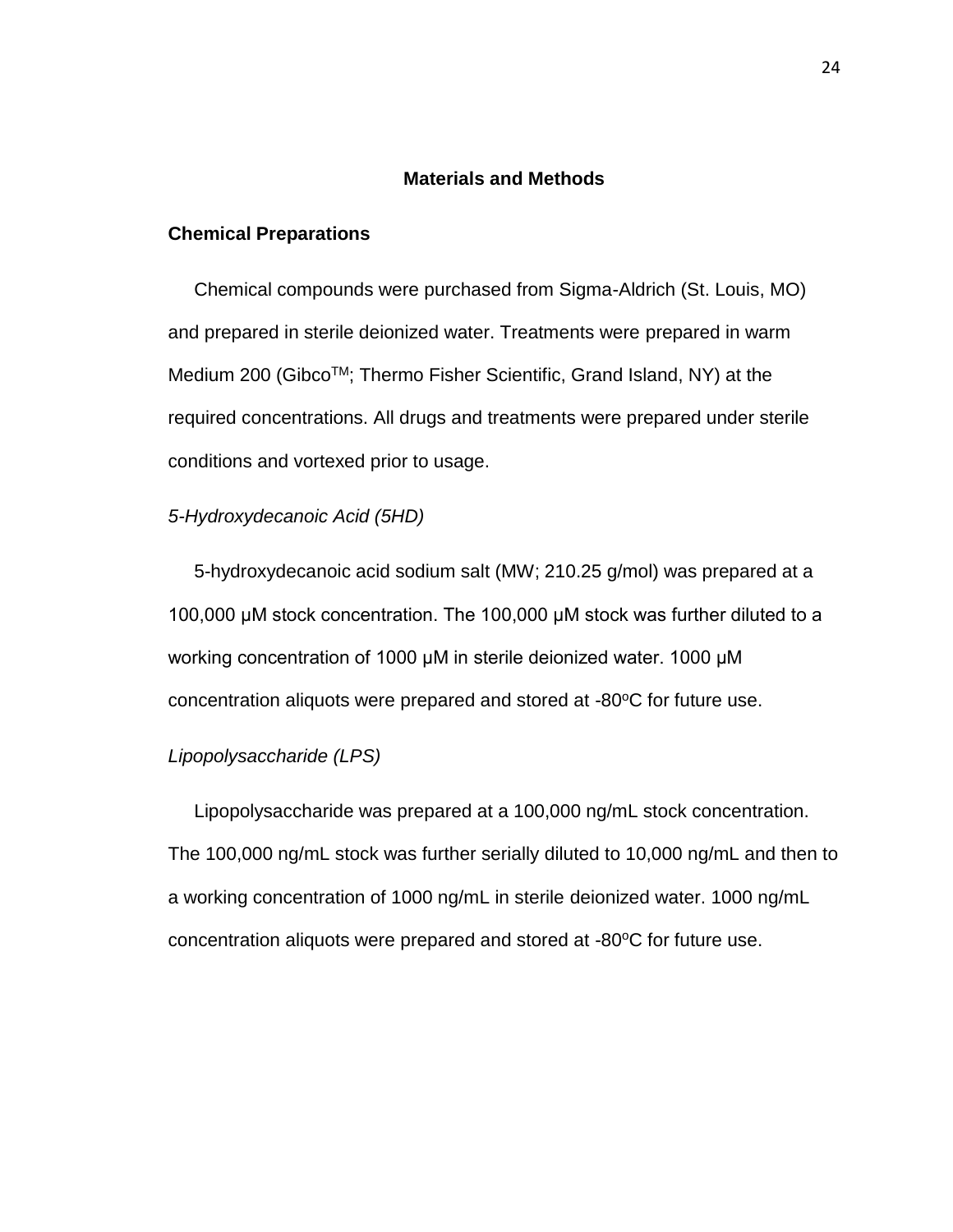# Materials and Methods

## Chemical Preparations

Chemical compounds were purchased from Sigma-Aldrich (St. Louis, MO) and prepared in sterile deionized water. Treatments were prepared in warm Medium 200 (Gibco$^{TM}$; Thermo Fisher Scientific, Grand Island, NY) at the required concentrations. All drugs and treatments were prepared under sterile conditions and vortexed prior to usage.

### *5-Hydroxydecanoic Acid (5HD)*

5-hydroxydecanoic acid sodium salt (MW; 210.25 g/mol) was prepared at a 100,000 μM stock concentration. The 100,000 μM stock was further diluted to a working concentration of 1000 μM in sterile deionized water. 1000 μM concentration aliquots were prepared and stored at -80$^{o}$C for future use.

### *Lipopolysaccharide (LPS)*

Lipopolysaccharide was prepared at a 100,000 ng/mL stock concentration. The 100,000 ng/mL stock was further serially diluted to 10,000 ng/mL and then to a working concentration of 1000 ng/mL in sterile deionized water. 1000 ng/mL concentration aliquots were prepared and stored at -80$^{o}$C for future use.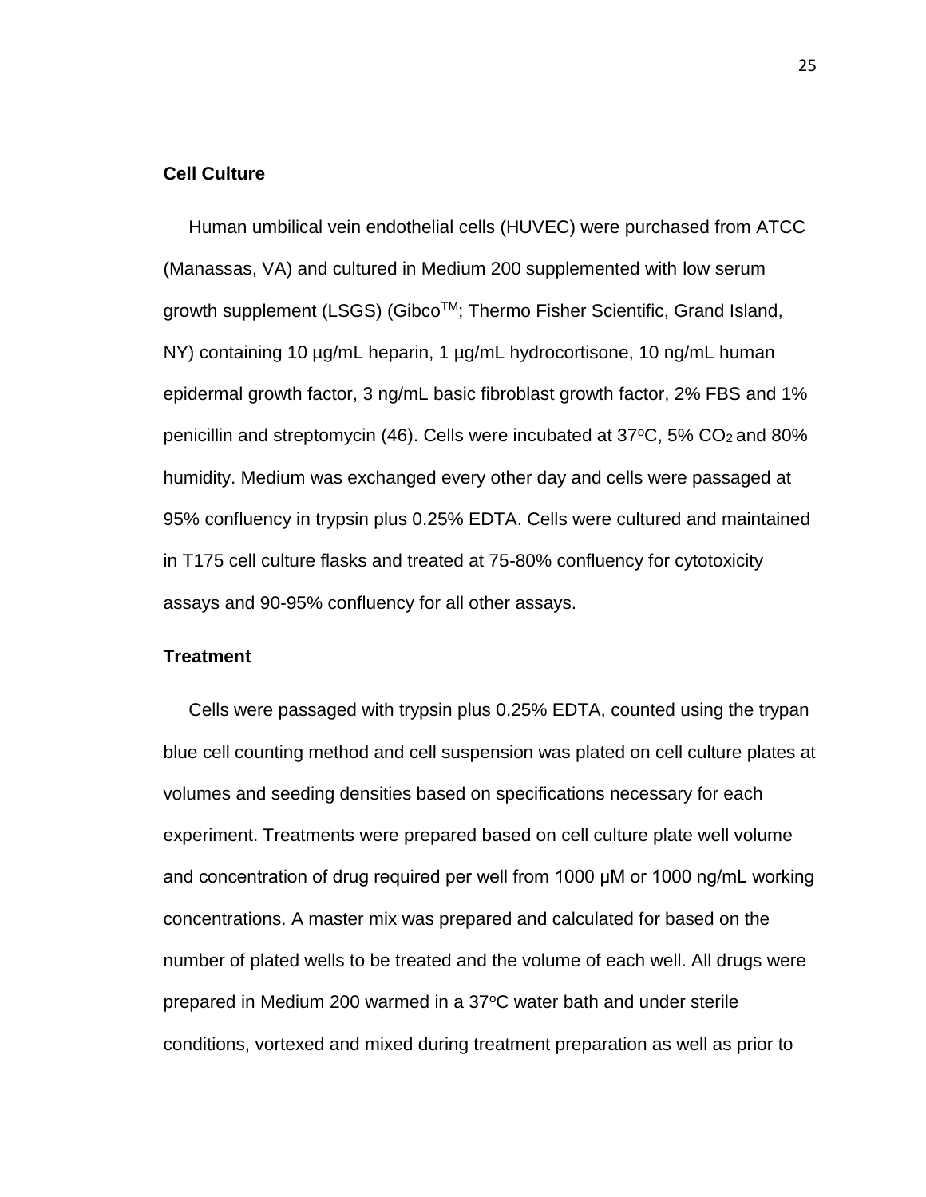**Cell Culture**

Human umbilical vein endothelial cells (HUVEC) were purchased from ATCC (Manassas, VA) and cultured in Medium 200 supplemented with low serum growth supplement (LSGS) (Gibco$^{TM}$; Thermo Fisher Scientific, Grand Island, NY) containing 10 µg/mL heparin, 1 µg/mL hydrocortisone, 10 ng/mL human epidermal growth factor, 3 ng/mL basic fibroblast growth factor, 2% FBS and 1% penicillin and streptomycin (46). Cells were incubated at 37$^{o}$C, 5% $CO_2$ and 80% humidity. Medium was exchanged every other day and cells were passaged at 95% confluency in trypsin plus 0.25% EDTA. Cells were cultured and maintained in T175 cell culture flasks and treated at 75-80% confluency for cytotoxicity assays and 90-95% confluency for all other assays.

**Treatment**

Cells were passaged with trypsin plus 0.25% EDTA, counted using the trypan blue cell counting method and cell suspension was plated on cell culture plates at volumes and seeding densities based on specifications necessary for each experiment. Treatments were prepared based on cell culture plate well volume and concentration of drug required per well from 1000 µM or 1000 ng/mL working concentrations. A master mix was prepared and calculated for based on the number of plated wells to be treated and the volume of each well. All drugs were prepared in Medium 200 warmed in a 37$^{o}$C water bath and under sterile conditions, vortexed and mixed during treatment preparation as well as prior to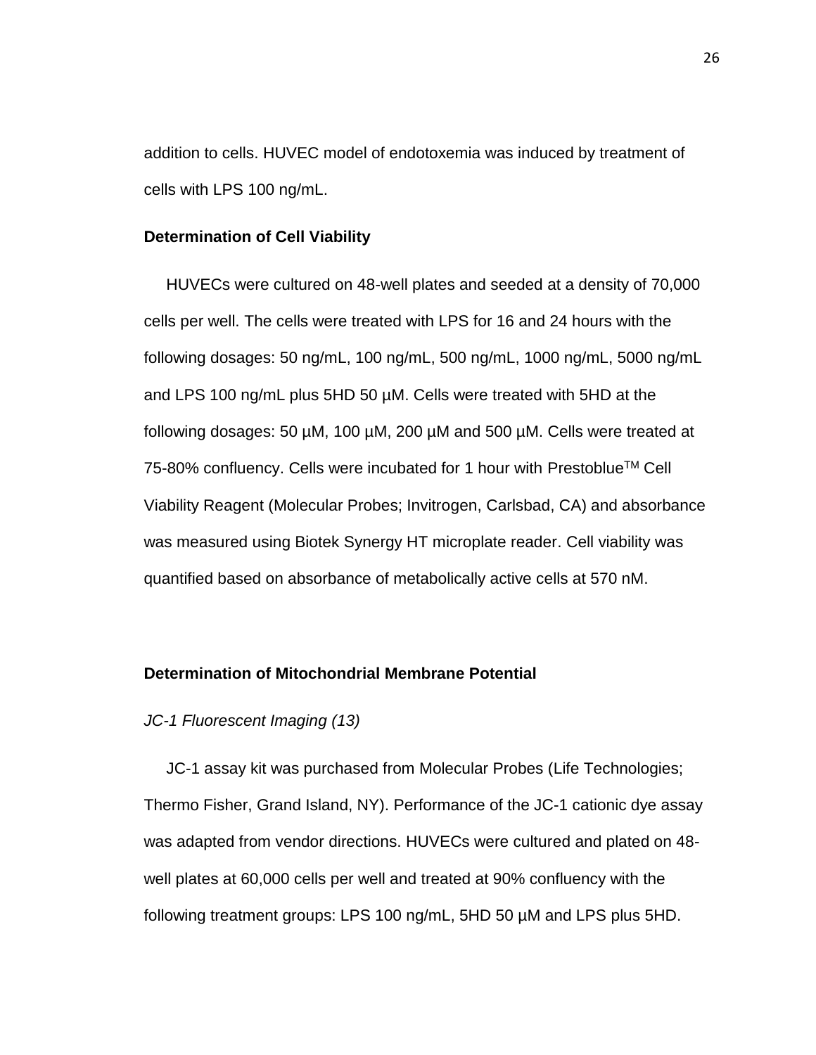addition to cells. HUVEC model of endotoxemia was induced by treatment of cells with LPS 100 ng/mL.

### Determination of Cell Viability

HUVECs were cultured on 48-well plates and seeded at a density of 70,000 cells per well. The cells were treated with LPS for 16 and 24 hours with the following dosages: 50 ng/mL, 100 ng/mL, 500 ng/mL, 1000 ng/mL, 5000 ng/mL and LPS 100 ng/mL plus 5HD 50 µM. Cells were treated with 5HD at the following dosages: 50 µM, 100 µM, 200 µM and 500 µM. Cells were treated at 75-80% confluency. Cells were incubated for 1 hour with Prestoblue™ Cell Viability Reagent (Molecular Probes; Invitrogen, Carlsbad, CA) and absorbance was measured using Biotek Synergy HT microplate reader. Cell viability was quantified based on absorbance of metabolically active cells at 570 nM.

### Determination of Mitochondrial Membrane Potential

*JC-1 Fluorescent Imaging (13)*

JC-1 assay kit was purchased from Molecular Probes (Life Technologies; Thermo Fisher, Grand Island, NY). Performance of the JC-1 cationic dye assay was adapted from vendor directions. HUVECs were cultured and plated on 48-well plates at 60,000 cells per well and treated at 90% confluency with the following treatment groups: LPS 100 ng/mL, 5HD 50 µM and LPS plus 5HD.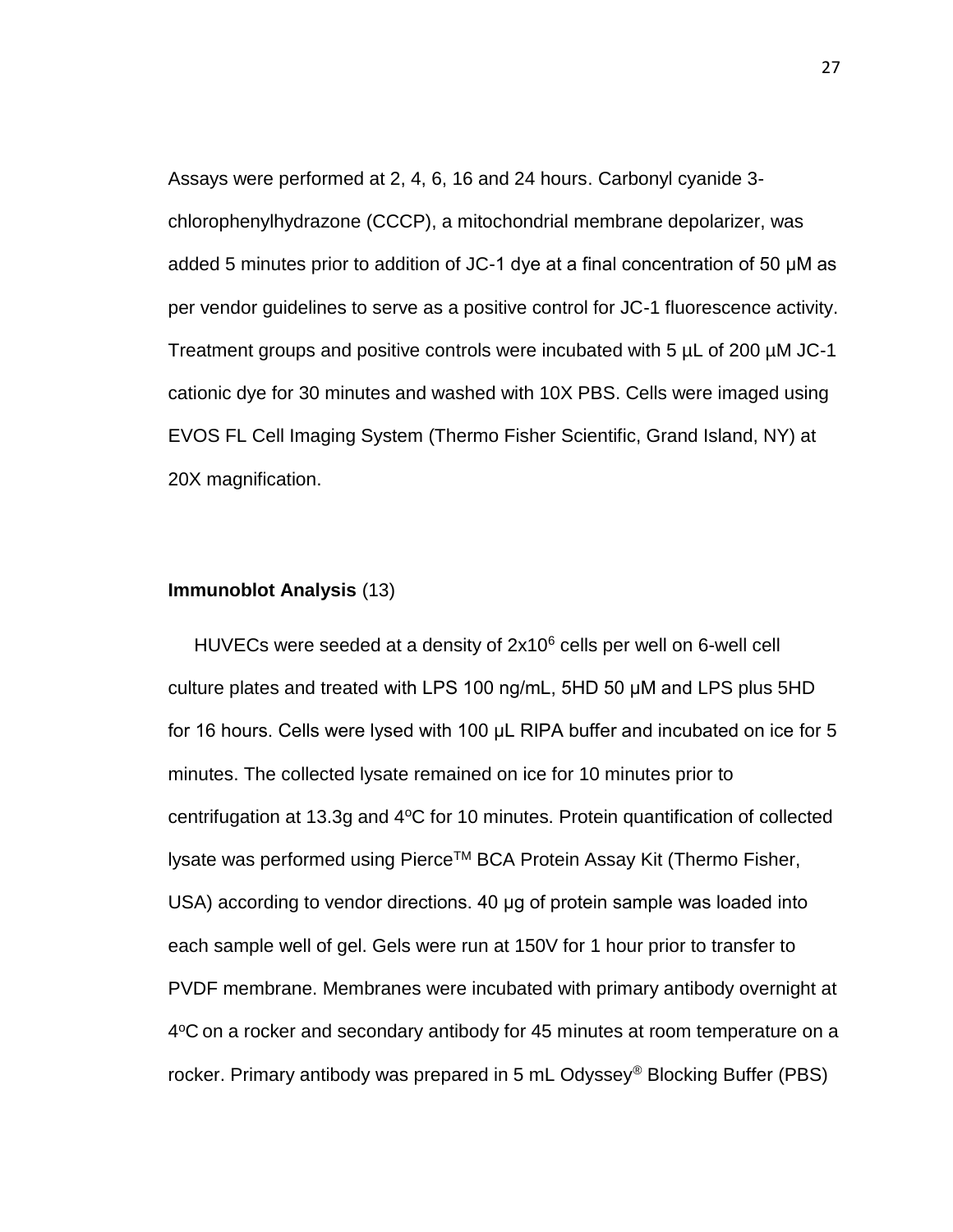Assays were performed at 2, 4, 6, 16 and 24 hours. Carbonyl cyanide 3-chlorophenylhydrazone (CCCP), a mitochondrial membrane depolarizer, was added 5 minutes prior to addition of JC-1 dye at a final concentration of 50 µM as per vendor guidelines to serve as a positive control for JC-1 fluorescence activity. Treatment groups and positive controls were incubated with 5 µL of 200 µM JC-1 cationic dye for 30 minutes and washed with 10X PBS. Cells were imaged using EVOS FL Cell Imaging System (Thermo Fisher Scientific, Grand Island, NY) at 20X magnification.

**Immunoblot Analysis** (13)

HUVECs were seeded at a density of $2 \times 10^6$ cells per well on 6-well cell culture plates and treated with LPS 100 ng/mL, 5HD 50 µM and LPS plus 5HD for 16 hours. Cells were lysed with 100 µL RIPA buffer and incubated on ice for 5 minutes. The collected lysate remained on ice for 10 minutes prior to centrifugation at 13.3g and 4$^o$C for 10 minutes. Protein quantification of collected lysate was performed using Pierce™ BCA Protein Assay Kit (Thermo Fisher, USA) according to vendor directions. 40 µg of protein sample was loaded into each sample well of gel. Gels were run at 150V for 1 hour prior to transfer to PVDF membrane. Membranes were incubated with primary antibody overnight at 4$^o$C on a rocker and secondary antibody for 45 minutes at room temperature on a rocker. Primary antibody was prepared in 5 mL Odyssey® Blocking Buffer (PBS)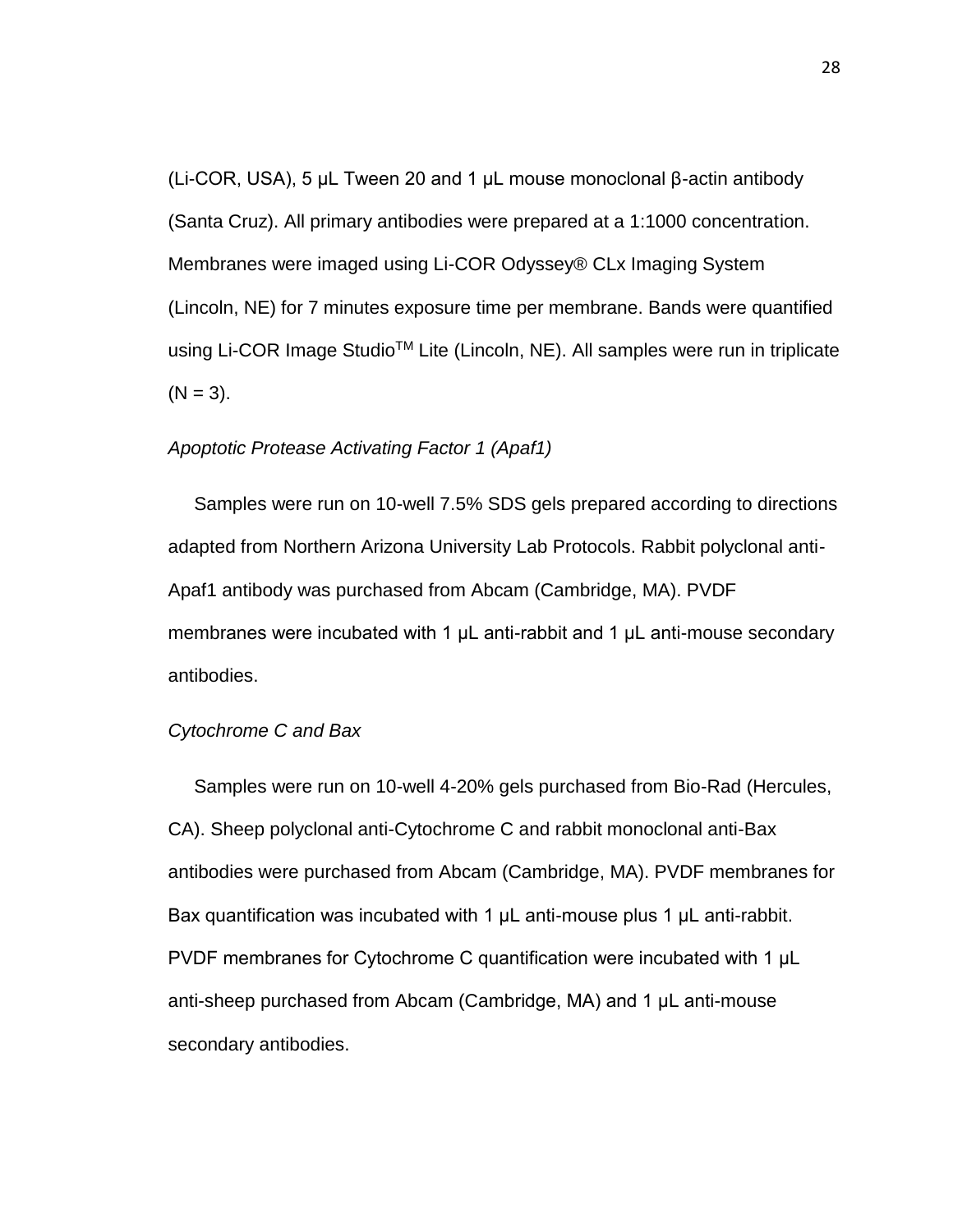(Li-COR, USA), 5 μL Tween 20 and 1 μL mouse monoclonal β-actin antibody (Santa Cruz). All primary antibodies were prepared at a 1:1000 concentration. Membranes were imaged using Li-COR Odyssey® CLx Imaging System (Lincoln, NE) for 7 minutes exposure time per membrane. Bands were quantified using Li-COR Image Studio™ Lite (Lincoln, NE). All samples were run in triplicate (N = 3).

*Apoptotic Protease Activating Factor 1 (Apaf1)*

Samples were run on 10-well 7.5% SDS gels prepared according to directions adapted from Northern Arizona University Lab Protocols. Rabbit polyclonal anti-Apaf1 antibody was purchased from Abcam (Cambridge, MA). PVDF membranes were incubated with 1 μL anti-rabbit and 1 μL anti-mouse secondary antibodies.

*Cytochrome C and Bax*

Samples were run on 10-well 4-20% gels purchased from Bio-Rad (Hercules, CA). Sheep polyclonal anti-Cytochrome C and rabbit monoclonal anti-Bax antibodies were purchased from Abcam (Cambridge, MA). PVDF membranes for Bax quantification was incubated with 1 μL anti-mouse plus 1 μL anti-rabbit. PVDF membranes for Cytochrome C quantification were incubated with 1 μL anti-sheep purchased from Abcam (Cambridge, MA) and 1 μL anti-mouse secondary antibodies.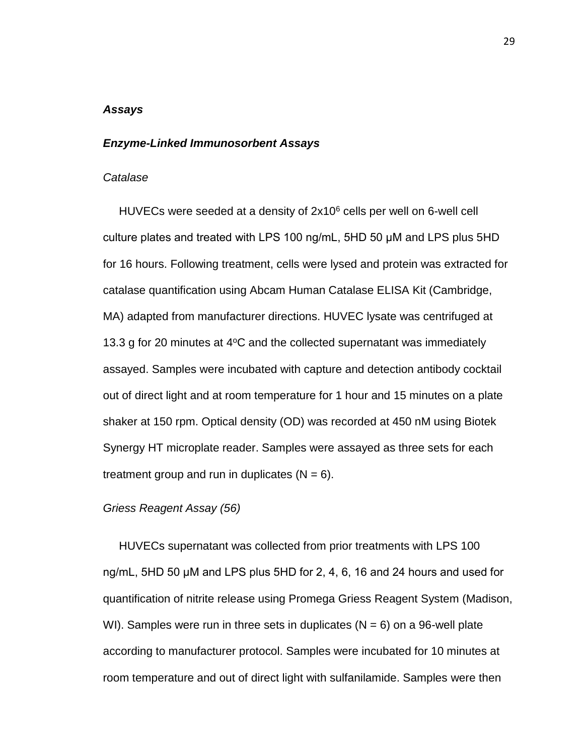### ***Assays***

### ***Enzyme-Linked Immunosorbent Assays***

*Catalase*

HUVECs were seeded at a density of $2x10^6$ cells per well on 6-well cell culture plates and treated with LPS 100 ng/mL, 5HD 50 μM and LPS plus 5HD for 16 hours. Following treatment, cells were lysed and protein was extracted for catalase quantification using Abcam Human Catalase ELISA Kit (Cambridge, MA) adapted from manufacturer directions. HUVEC lysate was centrifuged at 13.3 g for 20 minutes at $4^oC$ and the collected supernatant was immediately assayed. Samples were incubated with capture and detection antibody cocktail out of direct light and at room temperature for 1 hour and 15 minutes on a plate shaker at 150 rpm. Optical density (OD) was recorded at 450 nM using Biotek Synergy HT microplate reader. Samples were assayed as three sets for each treatment group and run in duplicates (N = 6).

*Griess Reagent Assay (56)*

HUVECs supernatant was collected from prior treatments with LPS 100 ng/mL, 5HD 50 μM and LPS plus 5HD for 2, 4, 6, 16 and 24 hours and used for quantification of nitrite release using Promega Griess Reagent System (Madison, WI). Samples were run in three sets in duplicates (N = 6) on a 96-well plate according to manufacturer protocol. Samples were incubated for 10 minutes at room temperature and out of direct light with sulfanilamide. Samples were then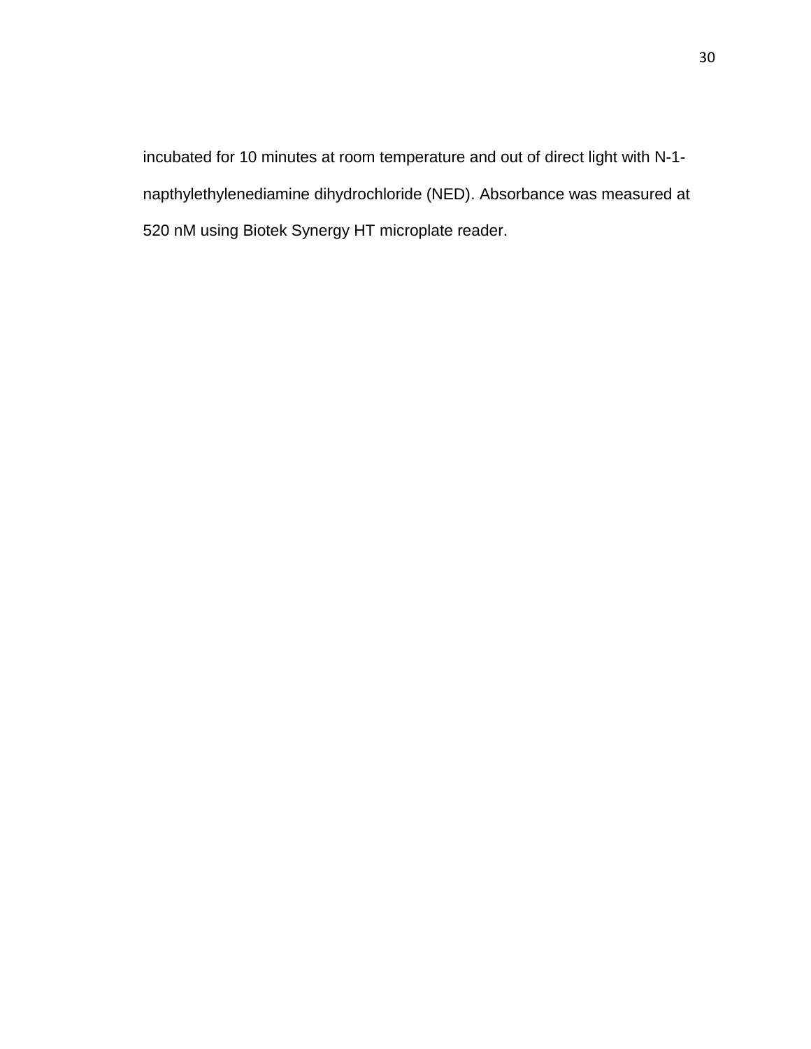incubated for 10 minutes at room temperature and out of direct light with N-1-napthylethylenediamine dihydrochloride (NED). Absorbance was measured at 520 nM using Biotek Synergy HT microplate reader.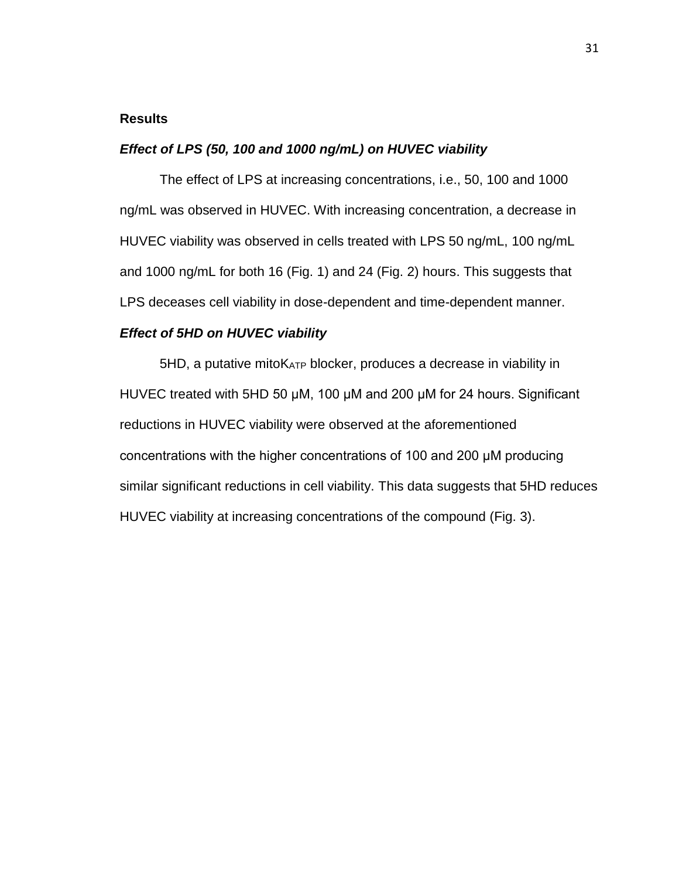## Results

### ***Effect of LPS (50, 100 and 1000 ng/mL) on HUVEC viability***

The effect of LPS at increasing concentrations, i.e., 50, 100 and 1000 ng/mL was observed in HUVEC. With increasing concentration, a decrease in HUVEC viability was observed in cells treated with LPS 50 ng/mL, 100 ng/mL and 1000 ng/mL for both 16 (Fig. 1) and 24 (Fig. 2) hours. This suggests that LPS deceases cell viability in dose-dependent and time-dependent manner.

### ***Effect of 5HD on HUVEC viability***

5HD, a putative mito$K_{ATP}$ blocker, produces a decrease in viability in HUVEC treated with 5HD 50 μM, 100 μM and 200 μM for 24 hours. Significant reductions in HUVEC viability were observed at the aforementioned concentrations with the higher concentrations of 100 and 200 μM producing similar significant reductions in cell viability. This data suggests that 5HD reduces HUVEC viability at increasing concentrations of the compound (Fig. 3).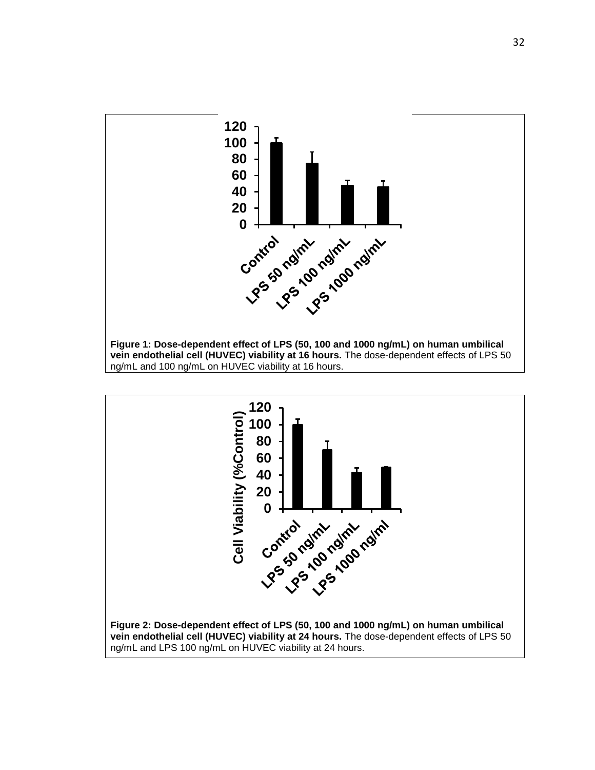Figure 1: Dose-dependent effect of LPS (50, 100 and 1000 ng/mL) on human umbilical vein endothelial cell (HUVEC) viability at 16 hours. The dose-dependent effects of LPS 50 ng/mL and 100 ng/mL on HUVEC viability at 16 hours.

Figure 2: Dose-dependent effect of LPS (50, 100 and 1000 ng/mL) on human umbilical vein endothelial cell (HUVEC) viability at 24 hours. The dose-dependent effects of LPS 50 ng/mL and LPS 100 ng/mL on HUVEC viability at 24 hours.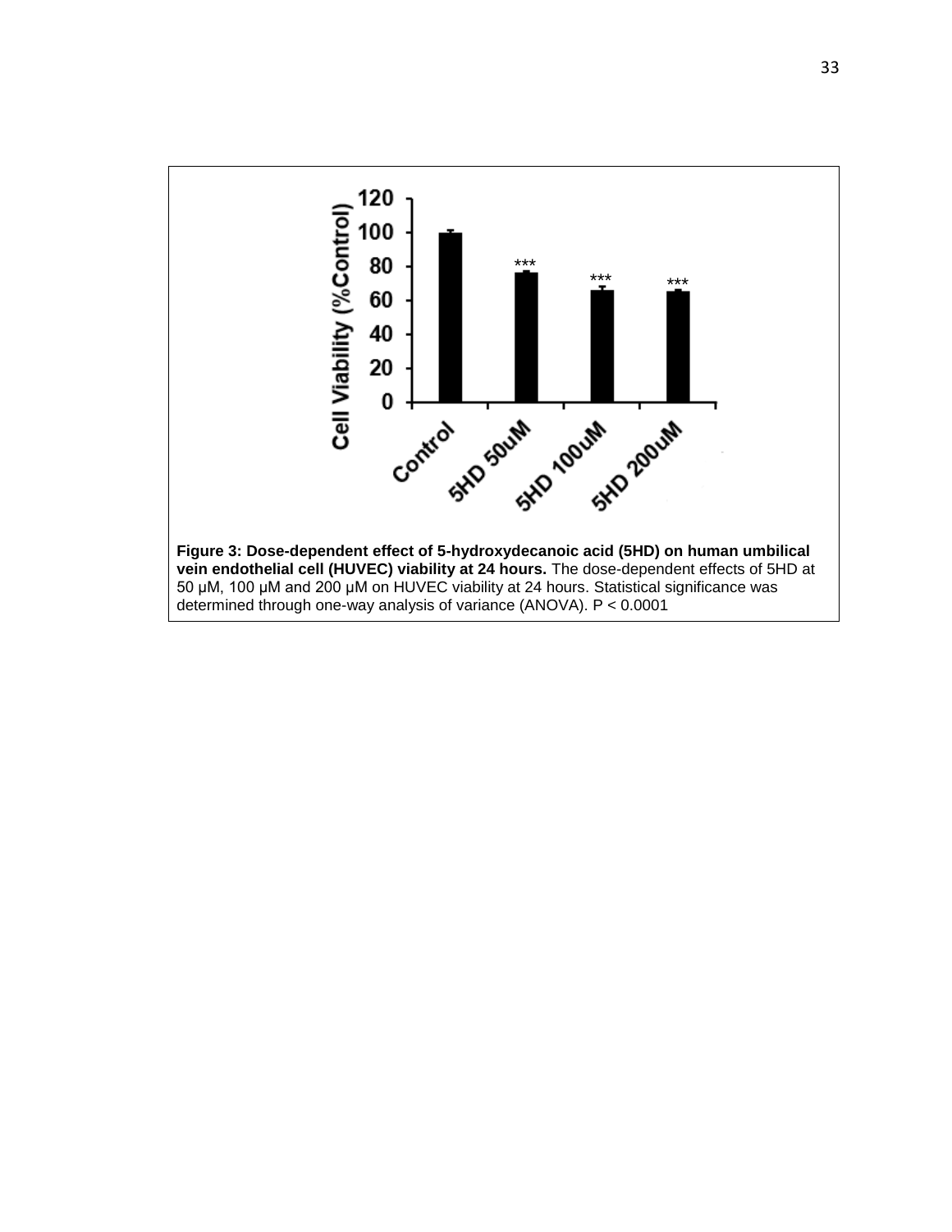**Figure 3: Dose-dependent effect of 5-hydroxydecanoic acid (5HD) on human umbilical vein endothelial cell (HUVEC) viability at 24 hours.** The dose-dependent effects of 5HD at 50 μM, 100 μM and 200 μM on HUVEC viability at 24 hours. Statistical significance was determined through one-way analysis of variance (ANOVA). $P < 0.0001$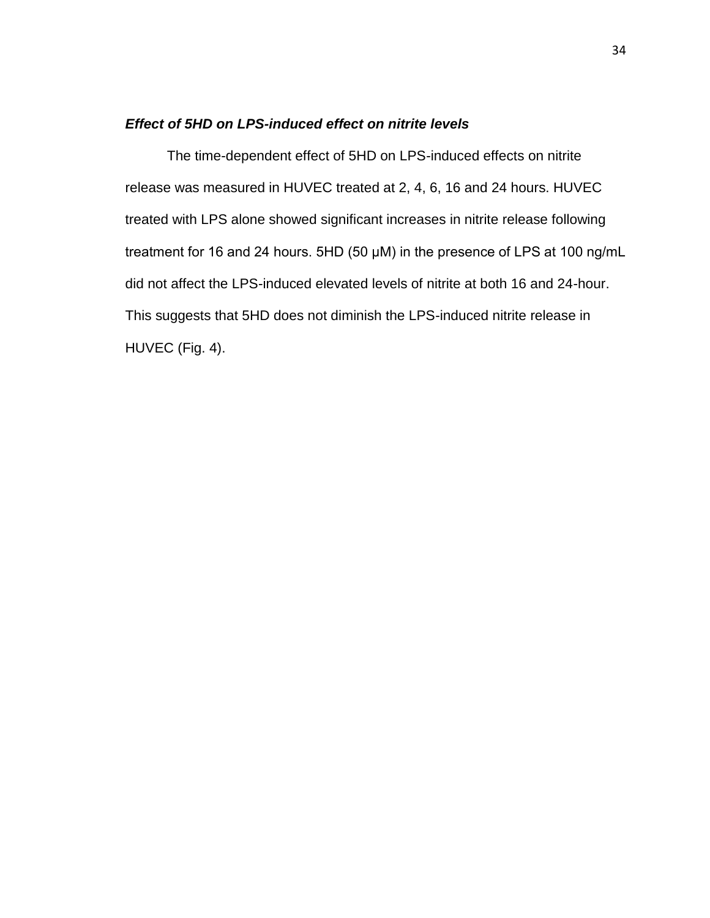### ***Effect of 5HD on LPS-induced effect on nitrite levels***

The time-dependent effect of 5HD on LPS-induced effects on nitrite release was measured in HUVEC treated at 2, 4, 6, 16 and 24 hours. HUVEC treated with LPS alone showed significant increases in nitrite release following treatment for 16 and 24 hours. 5HD (50 μM) in the presence of LPS at 100 ng/mL did not affect the LPS-induced elevated levels of nitrite at both 16 and 24-hour. This suggests that 5HD does not diminish the LPS-induced nitrite release in HUVEC (Fig. 4).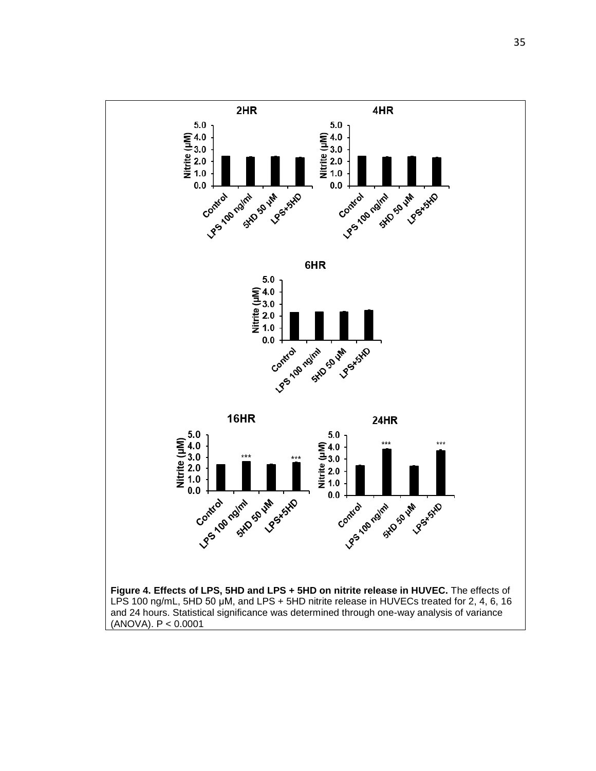**Figure 4. Effects of LPS, 5HD and LPS + 5HD on nitrite release in HUVEC.** The effects of LPS 100 ng/mL, 5HD 50 µM, and LPS + 5HD nitrite release in HUVECs treated for 2, 4, 6, 16 and 24 hours. Statistical significance was determined through one-way analysis of variance (ANOVA). $P < 0.0001$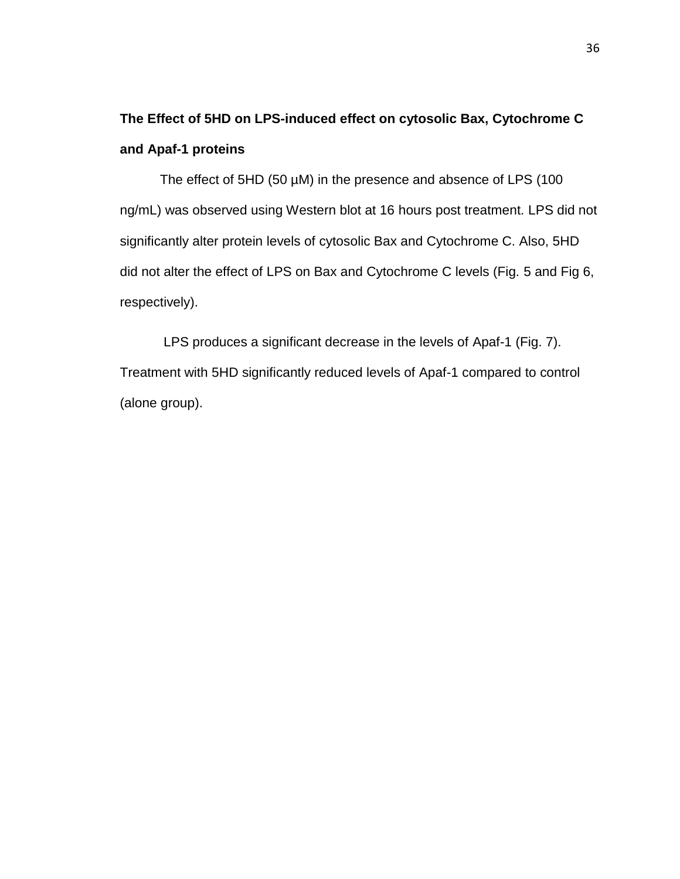**The Effect of 5HD on LPS-induced effect on cytosolic Bax, Cytochrome C and Apaf-1 proteins**

The effect of 5HD (50 µM) in the presence and absence of LPS (100 ng/mL) was observed using Western blot at 16 hours post treatment. LPS did not significantly alter protein levels of cytosolic Bax and Cytochrome C. Also, 5HD did not alter the effect of LPS on Bax and Cytochrome C levels (Fig. 5 and Fig 6, respectively).

LPS produces a significant decrease in the levels of Apaf-1 (Fig. 7). Treatment with 5HD significantly reduced levels of Apaf-1 compared to control (alone group).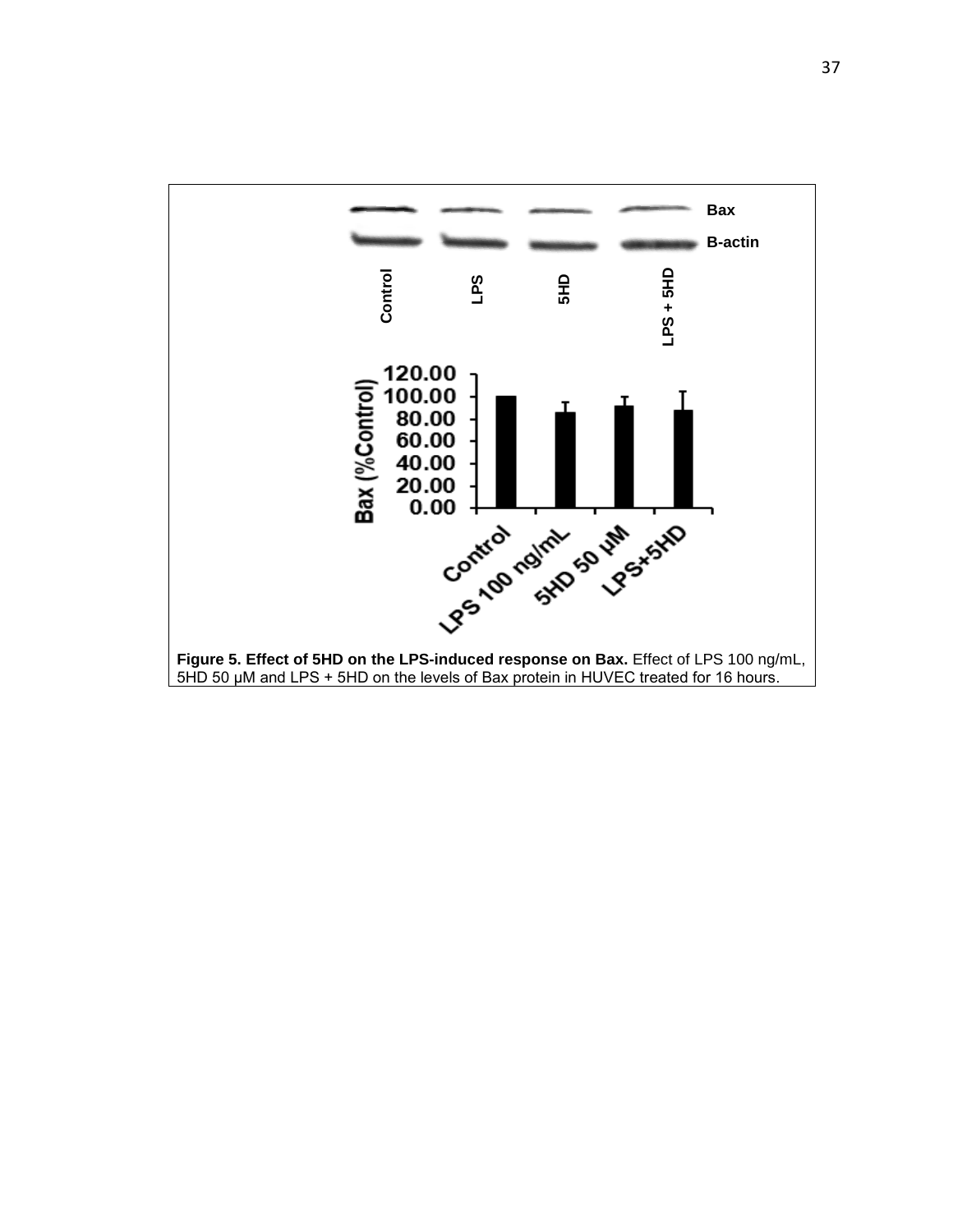**Figure 5. Effect of 5HD on the LPS-induced response on Bax.** Effect of LPS 100 ng/mL, 5HD 50 μM and LPS + 5HD on the levels of Bax protein in HUVEC treated for 16 hours.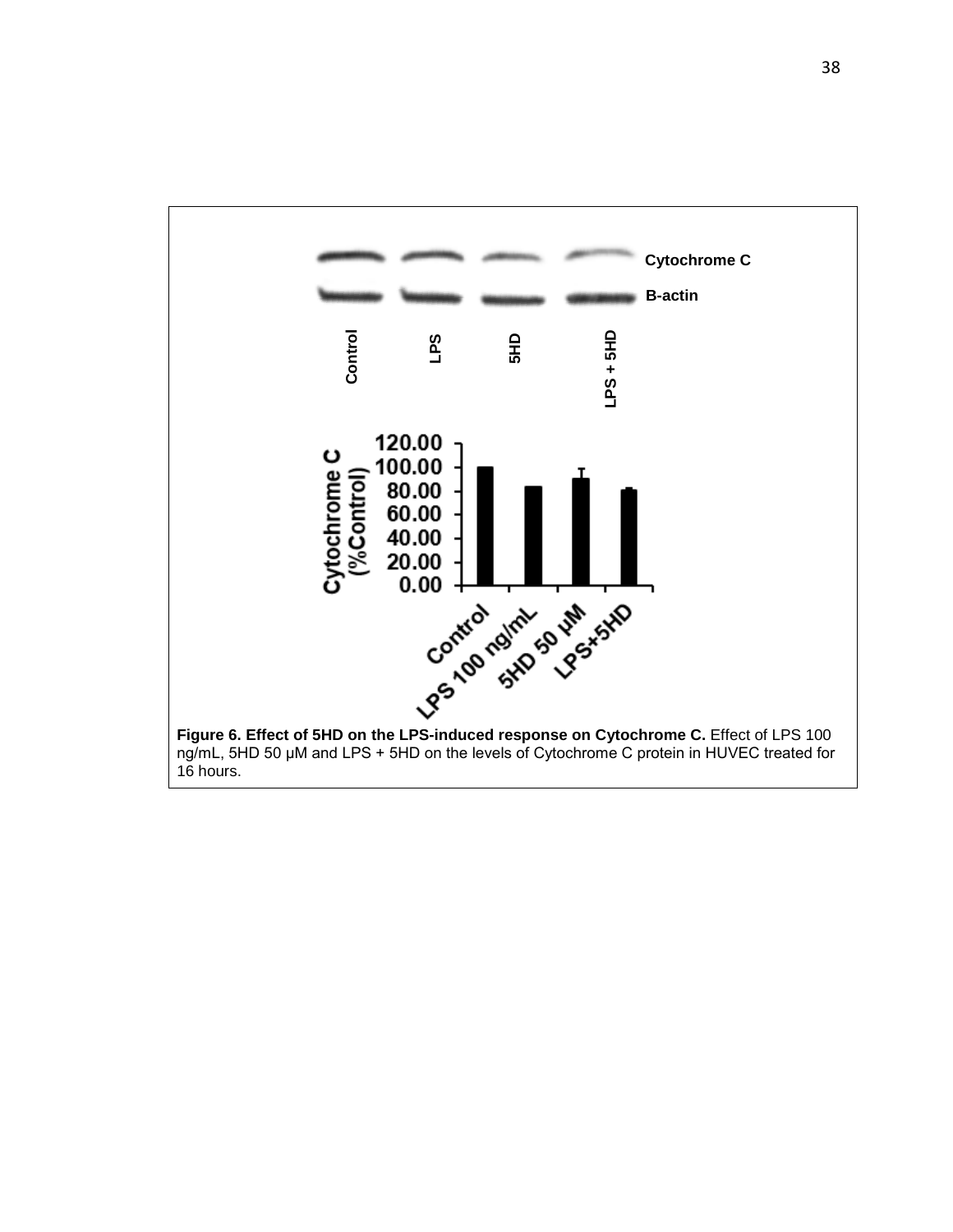**Figure 6. Effect of 5HD on the LPS-induced response on Cytochrome C.** Effect of LPS 100 ng/mL, 5HD 50 µM and LPS + 5HD on the levels of Cytochrome C protein in HUVEC treated for 16 hours.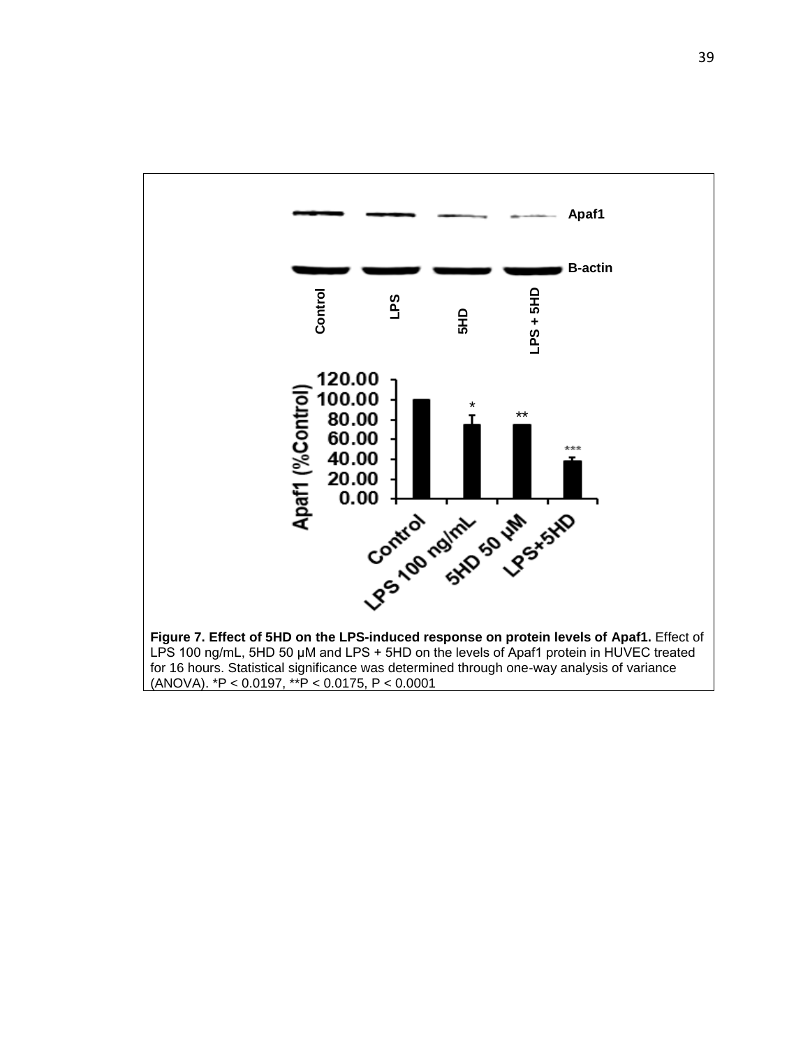**Figure 7. Effect of 5HD on the LPS-induced response on protein levels of Apaf1.** Effect of LPS 100 ng/mL, 5HD 50 μM and LPS + 5HD on the levels of Apaf1 protein in HUVEC treated for 16 hours. Statistical significance was determined through one-way analysis of variance (ANOVA). *P < 0.0197, **P < 0.0175, P < 0.0001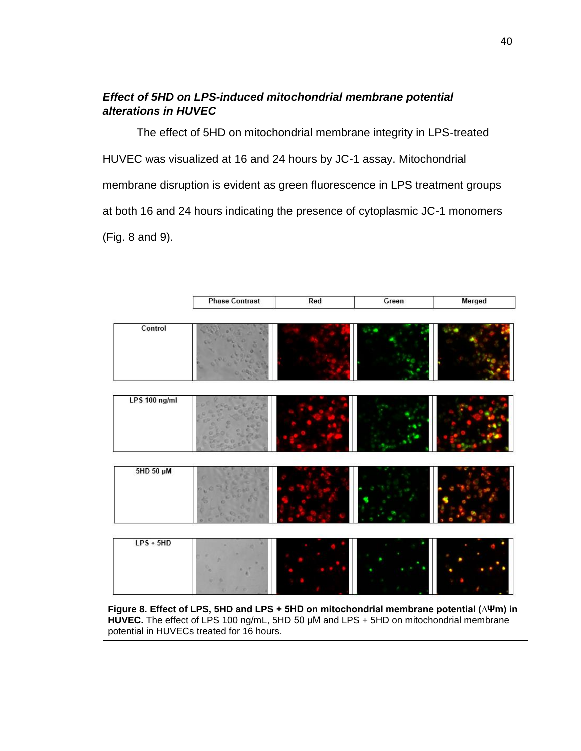### *Effect of 5HD on LPS-induced mitochondrial membrane potential alterations in HUVEC*

The effect of 5HD on mitochondrial membrane integrity in LPS-treated HUVEC was visualized at 16 and 24 hours by JC-1 assay. Mitochondrial membrane disruption is evident as green fluorescence in LPS treatment groups at both 16 and 24 hours indicating the presence of cytoplasmic JC-1 monomers (Fig. 8 and 9).

**Figure 8. Effect of LPS, 5HD and LPS + 5HD on mitochondrial membrane potential ($\Delta\Psi m$) in HUVEC.** The effect of LPS 100 ng/mL, 5HD 50 μM and LPS + 5HD on mitochondrial membrane potential in HUVECs treated for 16 hours.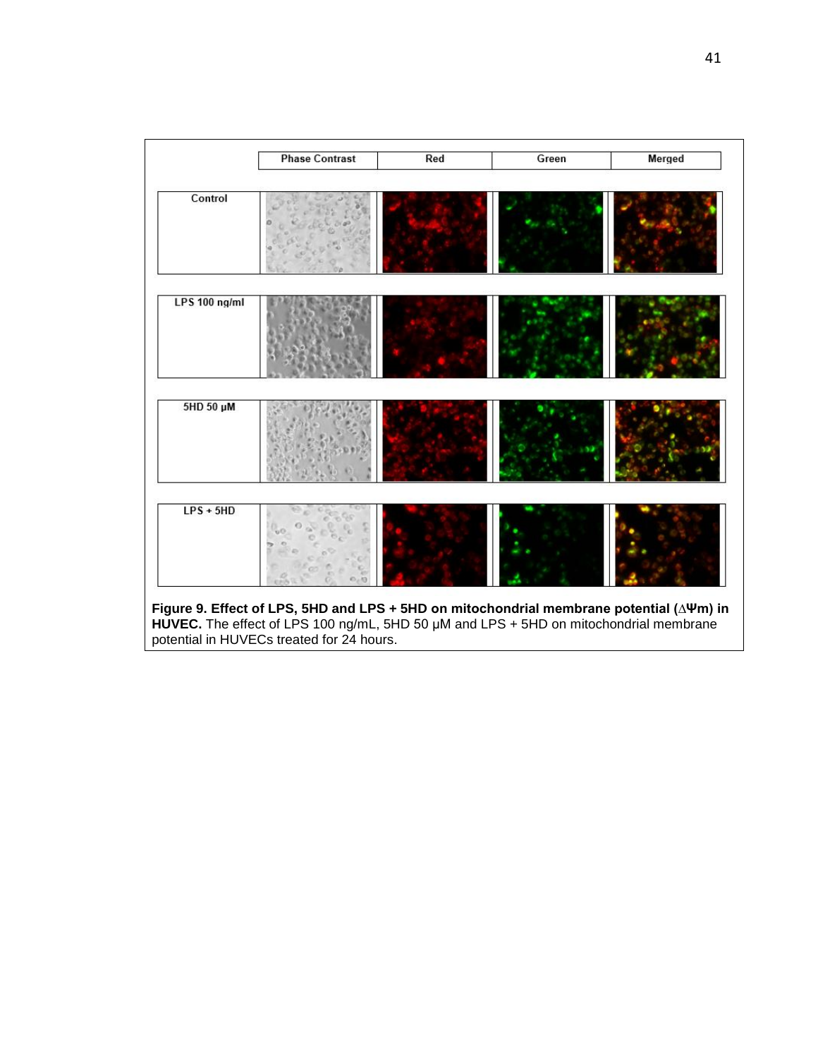**Figure 9. Effect of LPS, 5HD and LPS + 5HD on mitochondrial membrane potential (ΔΨm) in HUVEC.** The effect of LPS 100 ng/mL, 5HD 50 µM and LPS + 5HD on mitochondrial membrane potential in HUVECs treated for 24 hours.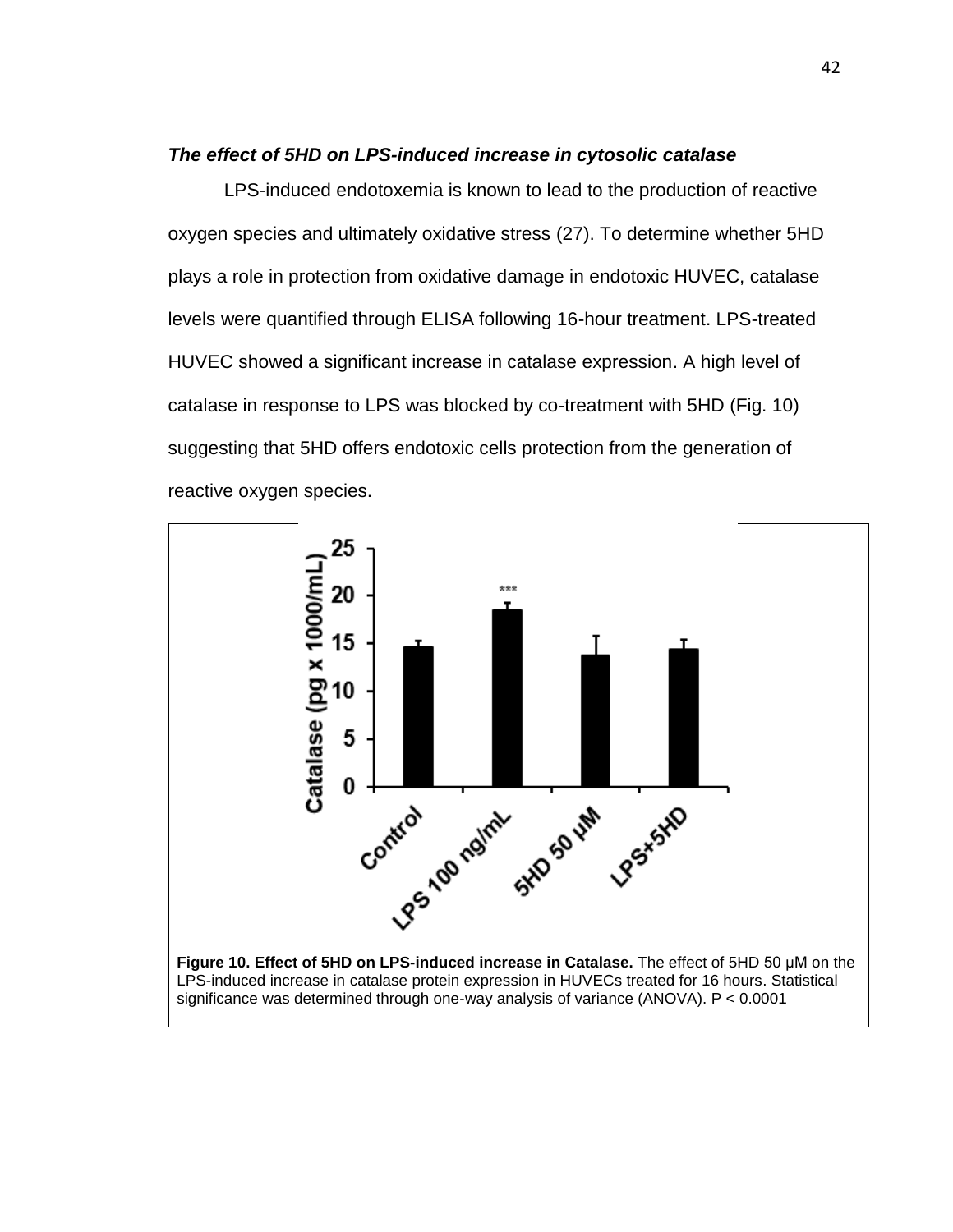***The effect of 5HD on LPS-induced increase in cytosolic catalase***

LPS-induced endotoxemia is known to lead to the production of reactive oxygen species and ultimately oxidative stress (27). To determine whether 5HD plays a role in protection from oxidative damage in endotoxic HUVEC, catalase levels were quantified through ELISA following 16-hour treatment. LPS-treated HUVEC showed a significant increase in catalase expression. A high level of catalase in response to LPS was blocked by co-treatment with 5HD (Fig. 10) suggesting that 5HD offers endotoxic cells protection from the generation of reactive oxygen species.

**Figure 10. Effect of 5HD on LPS-induced increase in Catalase.** The effect of 5HD 50 µM on the LPS-induced increase in catalase protein expression in HUVECs treated for 16 hours. Statistical significance was determined through one-way analysis of variance (ANOVA). $P < 0.0001$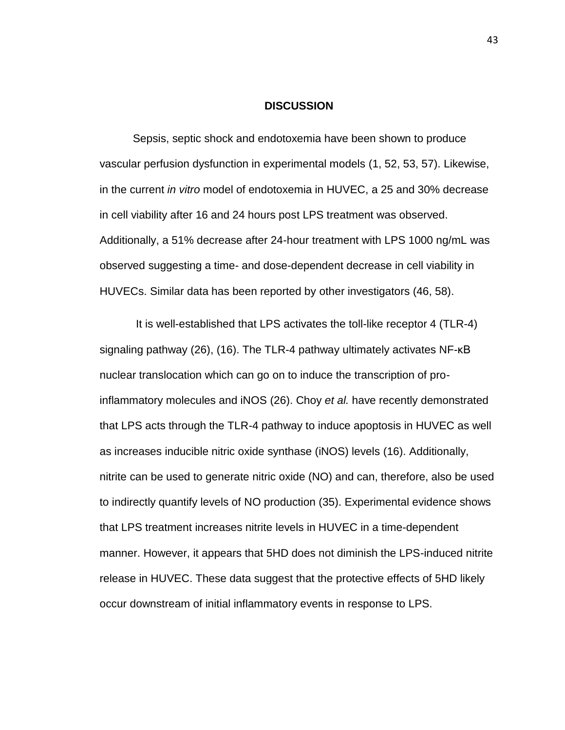## DISCUSSION

Sepsis, septic shock and endotoxemia have been shown to produce vascular perfusion dysfunction in experimental models (1, 52, 53, 57). Likewise, in the current *in vitro* model of endotoxemia in HUVEC, a 25 and 30% decrease in cell viability after 16 and 24 hours post LPS treatment was observed. Additionally, a 51% decrease after 24-hour treatment with LPS 1000 ng/mL was observed suggesting a time- and dose-dependent decrease in cell viability in HUVECs. Similar data has been reported by other investigators (46, 58).

It is well-established that LPS activates the toll-like receptor 4 (TLR-4) signaling pathway (26), (16). The TLR-4 pathway ultimately activates NF-κB nuclear translocation which can go on to induce the transcription of pro-inflammatory molecules and iNOS (26). Choy *et al.* have recently demonstrated that LPS acts through the TLR-4 pathway to induce apoptosis in HUVEC as well as increases inducible nitric oxide synthase (iNOS) levels (16). Additionally, nitrite can be used to generate nitric oxide (NO) and can, therefore, also be used to indirectly quantify levels of NO production (35). Experimental evidence shows that LPS treatment increases nitrite levels in HUVEC in a time-dependent manner. However, it appears that 5HD does not diminish the LPS-induced nitrite release in HUVEC. These data suggest that the protective effects of 5HD likely occur downstream of initial inflammatory events in response to LPS.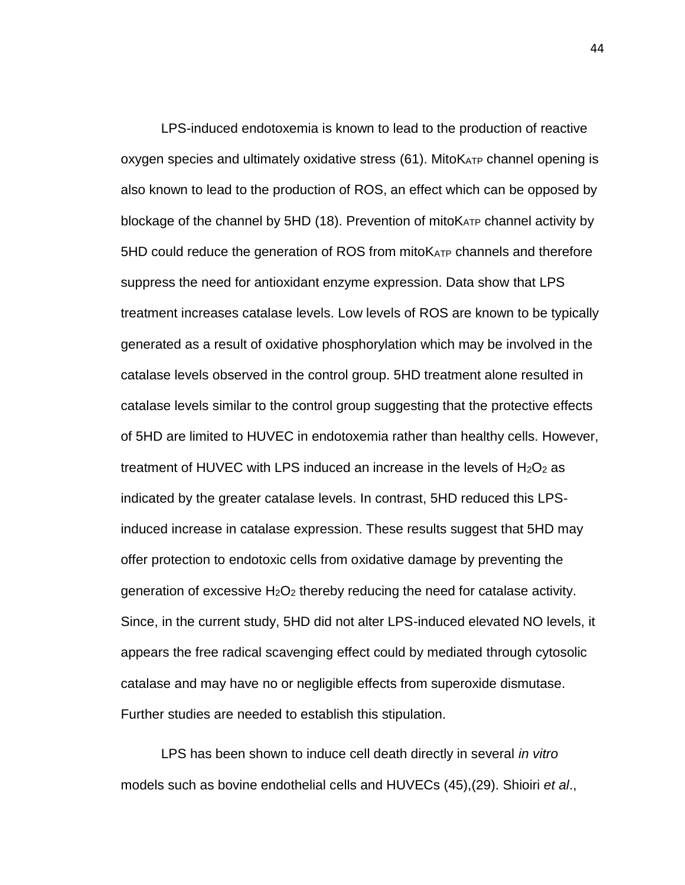LPS-induced endotoxemia is known to lead to the production of reactive oxygen species and ultimately oxidative stress (61). Mito$K_{ATP}$ channel opening is also known to lead to the production of ROS, an effect which can be opposed by blockage of the channel by 5HD (18). Prevention of mito$K_{ATP}$ channel activity by 5HD could reduce the generation of ROS from mito$K_{ATP}$ channels and therefore suppress the need for antioxidant enzyme expression. Data show that LPS treatment increases catalase levels. Low levels of ROS are known to be typically generated as a result of oxidative phosphorylation which may be involved in the catalase levels observed in the control group. 5HD treatment alone resulted in catalase levels similar to the control group suggesting that the protective effects of 5HD are limited to HUVEC in endotoxemia rather than healthy cells. However, treatment of HUVEC with LPS induced an increase in the levels of $H_2O_2$ as indicated by the greater catalase levels. In contrast, 5HD reduced this LPS-induced increase in catalase expression. These results suggest that 5HD may offer protection to endotoxic cells from oxidative damage by preventing the generation of excessive $H_2O_2$ thereby reducing the need for catalase activity. Since, in the current study, 5HD did not alter LPS-induced elevated NO levels, it appears the free radical scavenging effect could by mediated through cytosolic catalase and may have no or negligible effects from superoxide dismutase. Further studies are needed to establish this stipulation.

LPS has been shown to induce cell death directly in several *in vitro* models such as bovine endothelial cells and HUVECs (45),(29). Shioiri *et al*.,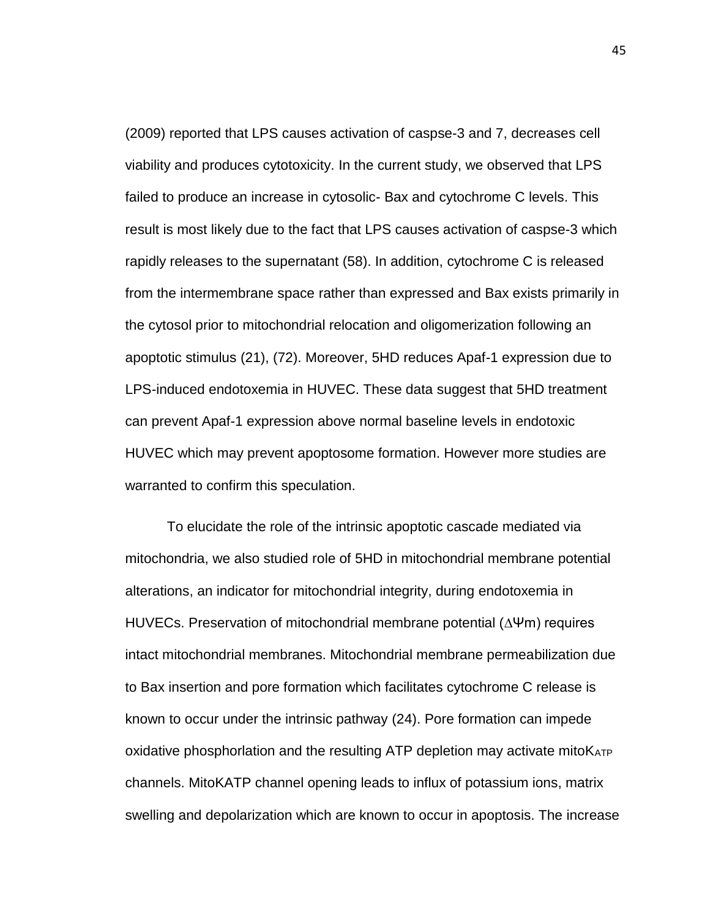(2009) reported that LPS causes activation of caspse-3 and 7, decreases cell viability and produces cytotoxicity. In the current study, we observed that LPS failed to produce an increase in cytosolic- Bax and cytochrome C levels. This result is most likely due to the fact that LPS causes activation of caspse-3 which rapidly releases to the supernatant (58). In addition, cytochrome C is released from the intermembrane space rather than expressed and Bax exists primarily in the cytosol prior to mitochondrial relocation and oligomerization following an apoptotic stimulus (21), (72). Moreover, 5HD reduces Apaf-1 expression due to LPS-induced endotoxemia in HUVEC. These data suggest that 5HD treatment can prevent Apaf-1 expression above normal baseline levels in endotoxic HUVEC which may prevent apoptosome formation. However more studies are warranted to confirm this speculation.

To elucidate the role of the intrinsic apoptotic cascade mediated via mitochondria, we also studied role of 5HD in mitochondrial membrane potential alterations, an indicator for mitochondrial integrity, during endotoxemia in HUVECs. Preservation of mitochondrial membrane potential ($\Delta\Psi m$) requires intact mitochondrial membranes. Mitochondrial membrane permeabilization due to Bax insertion and pore formation which facilitates cytochrome C release is known to occur under the intrinsic pathway (24). Pore formation can impede oxidative phosphorlation and the resulting ATP depletion may activate mito$K_{ATP}$ channels. MitoKATP channel opening leads to influx of potassium ions, matrix swelling and depolarization which are known to occur in apoptosis. The increase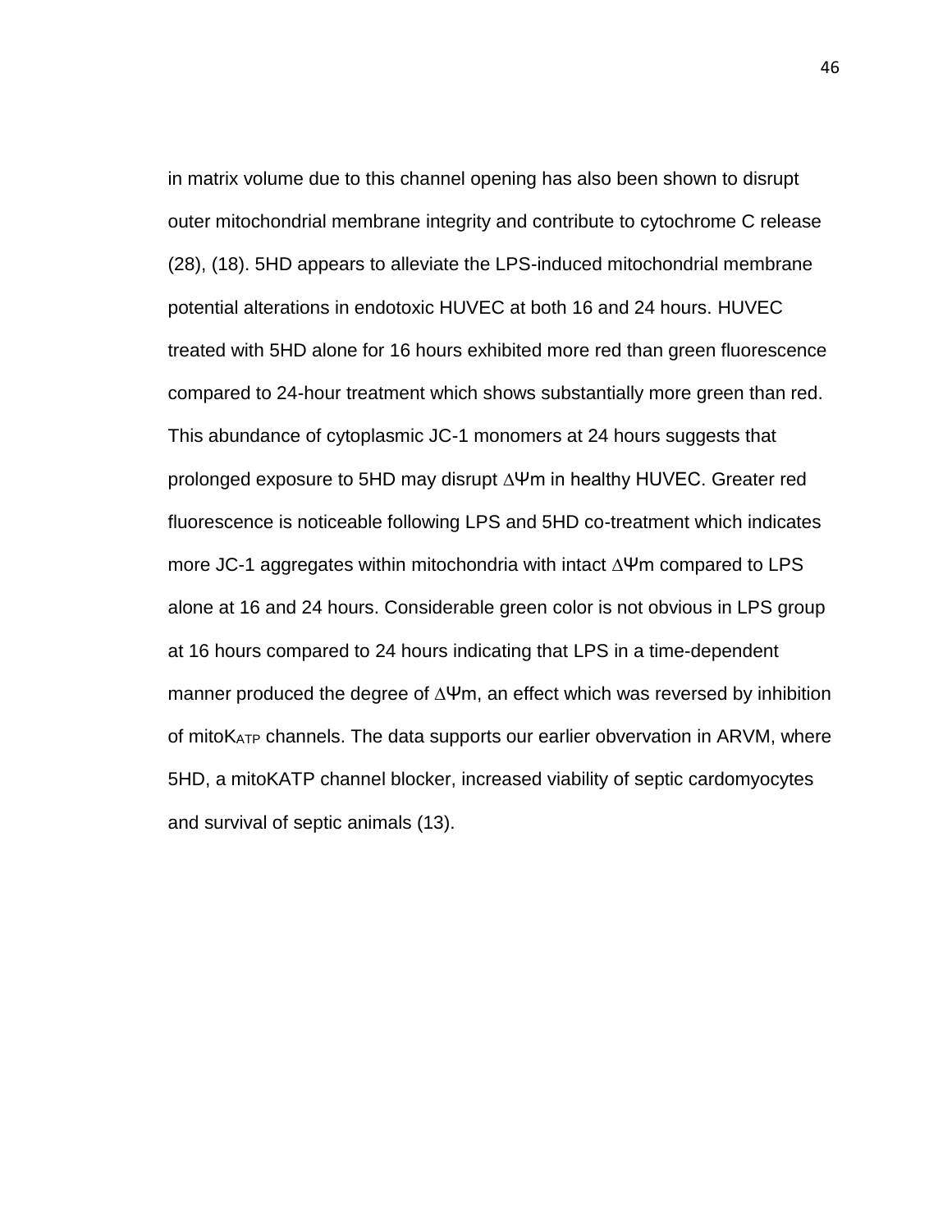in matrix volume due to this channel opening has also been shown to disrupt outer mitochondrial membrane integrity and contribute to cytochrome C release (28), (18). 5HD appears to alleviate the LPS-induced mitochondrial membrane potential alterations in endotoxic HUVEC at both 16 and 24 hours. HUVEC treated with 5HD alone for 16 hours exhibited more red than green fluorescence compared to 24-hour treatment which shows substantially more green than red. This abundance of cytoplasmic JC-1 monomers at 24 hours suggests that prolonged exposure to 5HD may disrupt $\Delta\Psi m$ in healthy HUVEC. Greater red fluorescence is noticeable following LPS and 5HD co-treatment which indicates more JC-1 aggregates within mitochondria with intact $\Delta\Psi m$ compared to LPS alone at 16 and 24 hours. Considerable green color is not obvious in LPS group at 16 hours compared to 24 hours indicating that LPS in a time-dependent manner produced the degree of $\Delta\Psi m$, an effect which was reversed by inhibition of mito$K_{ATP}$ channels. The data supports our earlier obvervation in ARVM, where 5HD, a mitoKATP channel blocker, increased viability of septic cardomyocytes and survival of septic animals (13).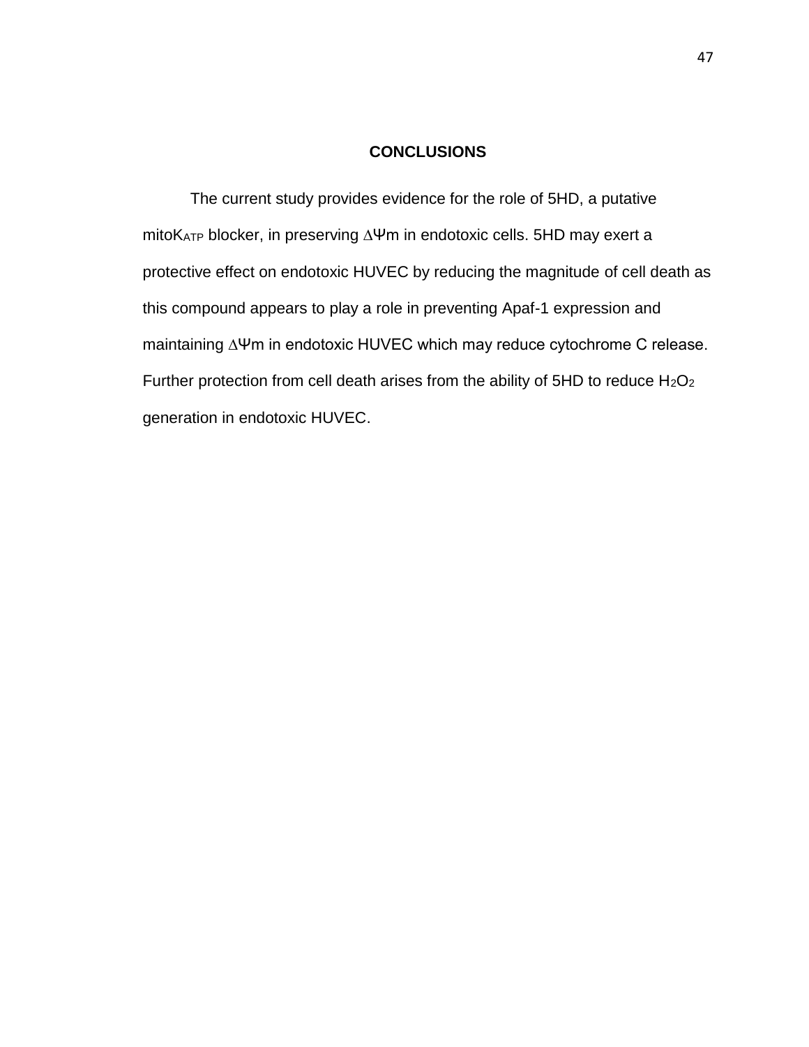# CONCLUSIONS

The current study provides evidence for the role of 5HD, a putative mito$K_{ATP}$ blocker, in preserving $\Delta\Psi m$ in endotoxic cells. 5HD may exert a protective effect on endotoxic HUVEC by reducing the magnitude of cell death as this compound appears to play a role in preventing Apaf-1 expression and maintaining $\Delta\Psi m$ in endotoxic HUVEC which may reduce cytochrome C release. Further protection from cell death arises from the ability of 5HD to reduce $H_2O_2$ generation in endotoxic HUVEC.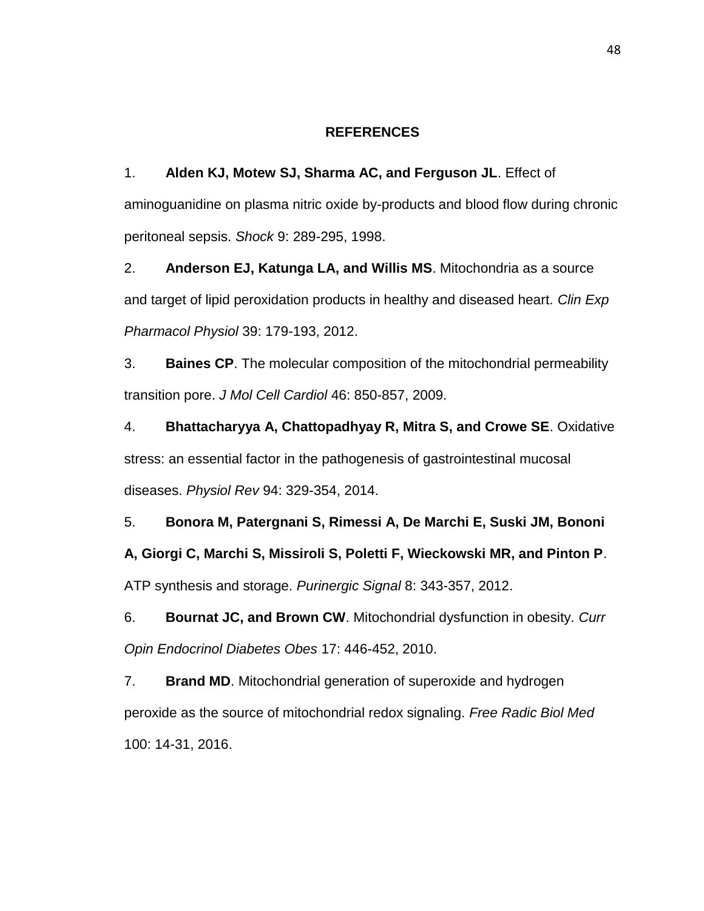## REFERENCES

1. **Alden KJ, Motew SJ, Sharma AC, and Ferguson JL**. Effect of aminoguanidine on plasma nitric oxide by-products and blood flow during chronic peritoneal sepsis. *Shock* 9: 289-295, 1998.

2. **Anderson EJ, Katunga LA, and Willis MS**. Mitochondria as a source and target of lipid peroxidation products in healthy and diseased heart. *Clin Exp Pharmacol Physiol* 39: 179-193, 2012.

3. **Baines CP**. The molecular composition of the mitochondrial permeability transition pore. *J Mol Cell Cardiol* 46: 850-857, 2009.

4. **Bhattacharyya A, Chattopadhyay R, Mitra S, and Crowe SE**. Oxidative stress: an essential factor in the pathogenesis of gastrointestinal mucosal diseases. *Physiol Rev* 94: 329-354, 2014.

5. **Bonora M, Patergnani S, Rimessi A, De Marchi E, Suski JM, Bononi A, Giorgi C, Marchi S, Missiroli S, Poletti F, Wieckowski MR, and Pinton P**. ATP synthesis and storage. *Purinergic Signal* 8: 343-357, 2012.

6. **Bournat JC, and Brown CW**. Mitochondrial dysfunction in obesity. *Curr Opin Endocrinol Diabetes Obes* 17: 446-452, 2010.

7. **Brand MD**. Mitochondrial generation of superoxide and hydrogen peroxide as the source of mitochondrial redox signaling. *Free Radic Biol Med* 100: 14-31, 2016.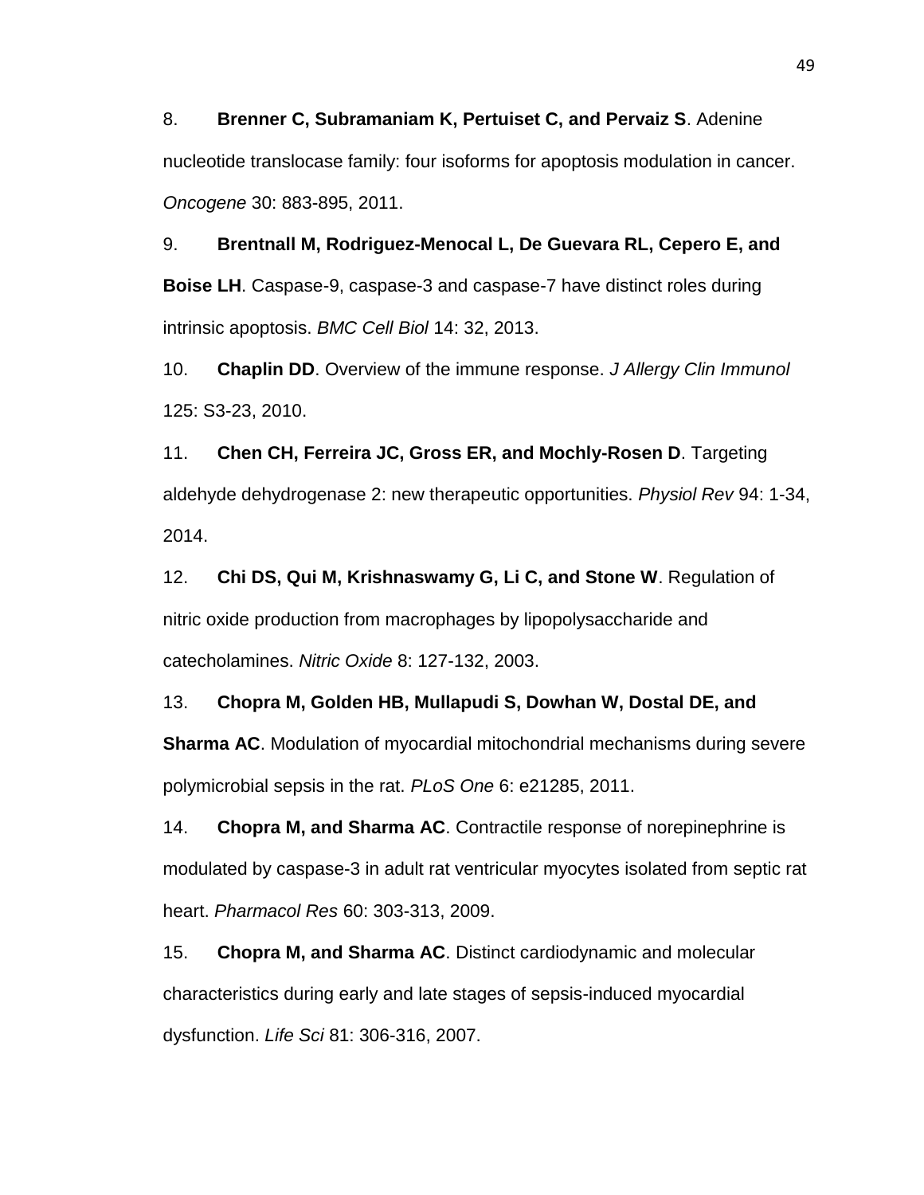8. **Brenner C, Subramaniam K, Pertuiset C, and Pervaiz S**. Adenine nucleotide translocase family: four isoforms for apoptosis modulation in cancer. *Oncogene* 30: 883-895, 2011.

9. **Brentnall M, Rodriguez-Menocal L, De Guevara RL, Cepero E, and Boise LH**. Caspase-9, caspase-3 and caspase-7 have distinct roles during intrinsic apoptosis. *BMC Cell Biol* 14: 32, 2013.

10. **Chaplin DD**. Overview of the immune response. *J Allergy Clin Immunol* 125: S3-23, 2010.

11. **Chen CH, Ferreira JC, Gross ER, and Mochly-Rosen D**. Targeting aldehyde dehydrogenase 2: new therapeutic opportunities. *Physiol Rev* 94: 1-34, 2014.

12. **Chi DS, Qui M, Krishnaswamy G, Li C, and Stone W**. Regulation of nitric oxide production from macrophages by lipopolysaccharide and catecholamines. *Nitric Oxide* 8: 127-132, 2003.

13. **Chopra M, Golden HB, Mullapudi S, Dowhan W, Dostal DE, and Sharma AC**. Modulation of myocardial mitochondrial mechanisms during severe polymicrobial sepsis in the rat. *PLoS One* 6: e21285, 2011.

14. **Chopra M, and Sharma AC**. Contractile response of norepinephrine is modulated by caspase-3 in adult rat ventricular myocytes isolated from septic rat heart. *Pharmacol Res* 60: 303-313, 2009.

15. **Chopra M, and Sharma AC**. Distinct cardiodynamic and molecular characteristics during early and late stages of sepsis-induced myocardial dysfunction. *Life Sci* 81: 306-316, 2007.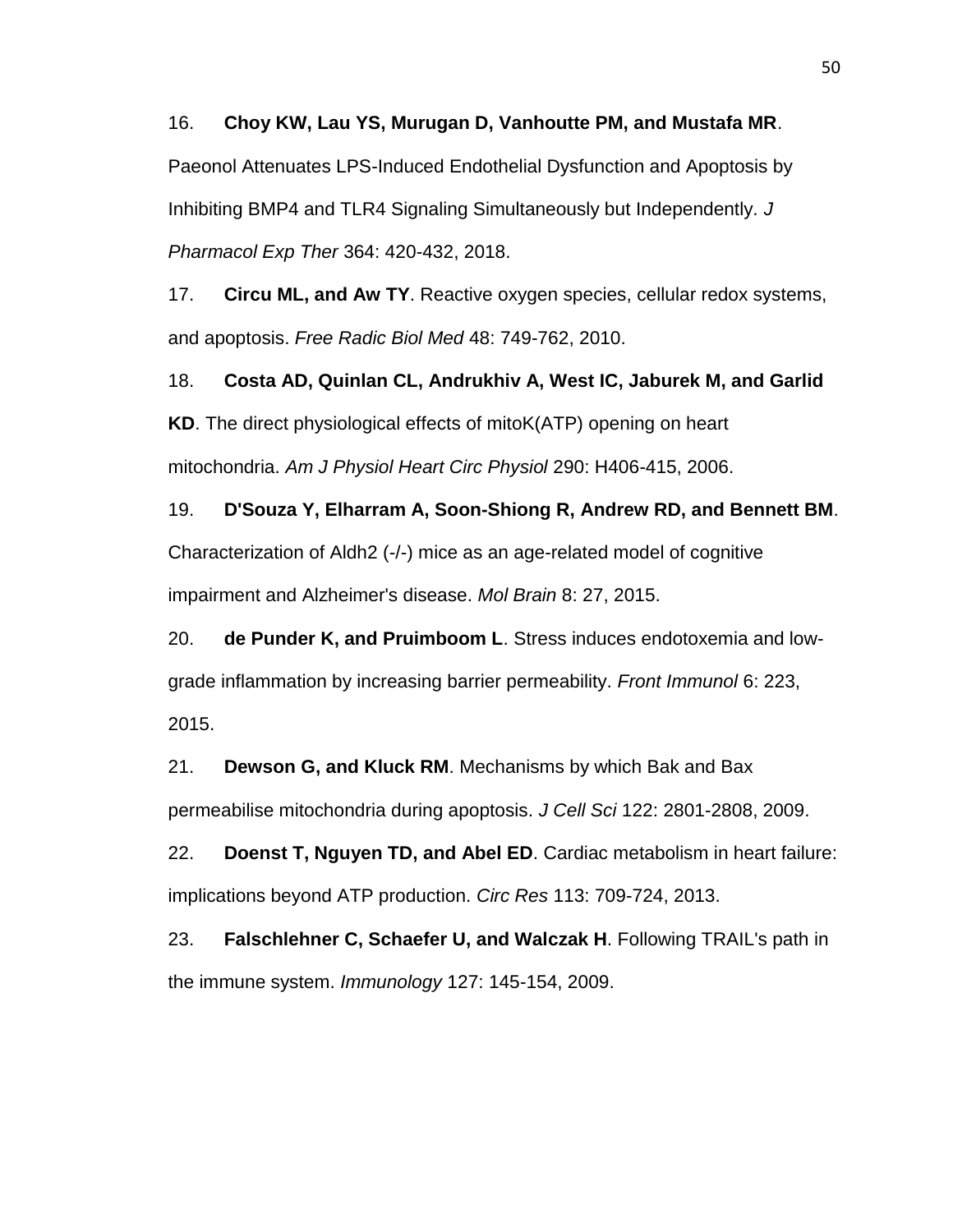16. **Choy KW, Lau YS, Murugan D, Vanhoutte PM, and Mustafa MR**. Paeonol Attenuates LPS-Induced Endothelial Dysfunction and Apoptosis by Inhibiting BMP4 and TLR4 Signaling Simultaneously but Independently. *J Pharmacol Exp Ther* 364: 420-432, 2018.

17. **Circu ML, and Aw TY**. Reactive oxygen species, cellular redox systems, and apoptosis. *Free Radic Biol Med* 48: 749-762, 2010.

18. **Costa AD, Quinlan CL, Andrukhiv A, West IC, Jaburek M, and Garlid KD**. The direct physiological effects of mitoK(ATP) opening on heart mitochondria. *Am J Physiol Heart Circ Physiol* 290: H406-415, 2006.

19. **D'Souza Y, Elharram A, Soon-Shiong R, Andrew RD, and Bennett BM**. Characterization of Aldh2 (-/-) mice as an age-related model of cognitive impairment and Alzheimer's disease. *Mol Brain* 8: 27, 2015.

20. **de Punder K, and Pruimboom L**. Stress induces endotoxemia and low-grade inflammation by increasing barrier permeability. *Front Immunol* 6: 223, 2015.

21. **Dewson G, and Kluck RM**. Mechanisms by which Bak and Bax permeabilise mitochondria during apoptosis. *J Cell Sci* 122: 2801-2808, 2009.

22. **Doenst T, Nguyen TD, and Abel ED**. Cardiac metabolism in heart failure: implications beyond ATP production. *Circ Res* 113: 709-724, 2013.

23. **Falschlehner C, Schaefer U, and Walczak H**. Following TRAIL's path in the immune system. *Immunology* 127: 145-154, 2009.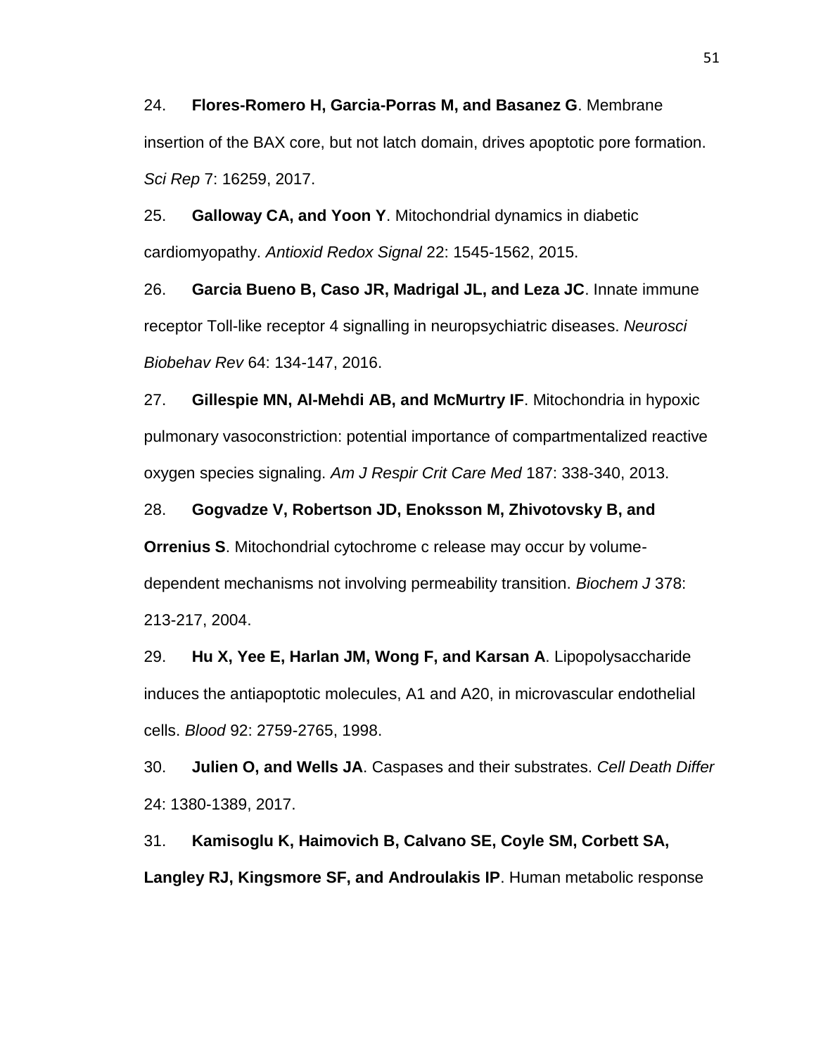24. **Flores-Romero H, Garcia-Porras M, and Basanez G**. Membrane insertion of the BAX core, but not latch domain, drives apoptotic pore formation. *Sci Rep* 7: 16259, 2017.

25. **Galloway CA, and Yoon Y**. Mitochondrial dynamics in diabetic cardiomyopathy. *Antioxid Redox Signal* 22: 1545-1562, 2015.

26. **Garcia Bueno B, Caso JR, Madrigal JL, and Leza JC**. Innate immune receptor Toll-like receptor 4 signalling in neuropsychiatric diseases. *Neurosci Biobehav Rev* 64: 134-147, 2016.

27. **Gillespie MN, Al-Mehdi AB, and McMurtry IF**. Mitochondria in hypoxic pulmonary vasoconstriction: potential importance of compartmentalized reactive oxygen species signaling. *Am J Respir Crit Care Med* 187: 338-340, 2013.

28. **Gogvadze V, Robertson JD, Enoksson M, Zhivotovsky B, and Orrenius S**. Mitochondrial cytochrome c release may occur by volume-dependent mechanisms not involving permeability transition. *Biochem J* 378: 213-217, 2004.

29. **Hu X, Yee E, Harlan JM, Wong F, and Karsan A**. Lipopolysaccharide induces the antiapoptotic molecules, A1 and A20, in microvascular endothelial cells. *Blood* 92: 2759-2765, 1998.

30. **Julien O, and Wells JA**. Caspases and their substrates. *Cell Death Differ* 24: 1380-1389, 2017.

31. **Kamisoglu K, Haimovich B, Calvano SE, Coyle SM, Corbett SA, Langley RJ, Kingsmore SF, and Androulakis IP**. Human metabolic response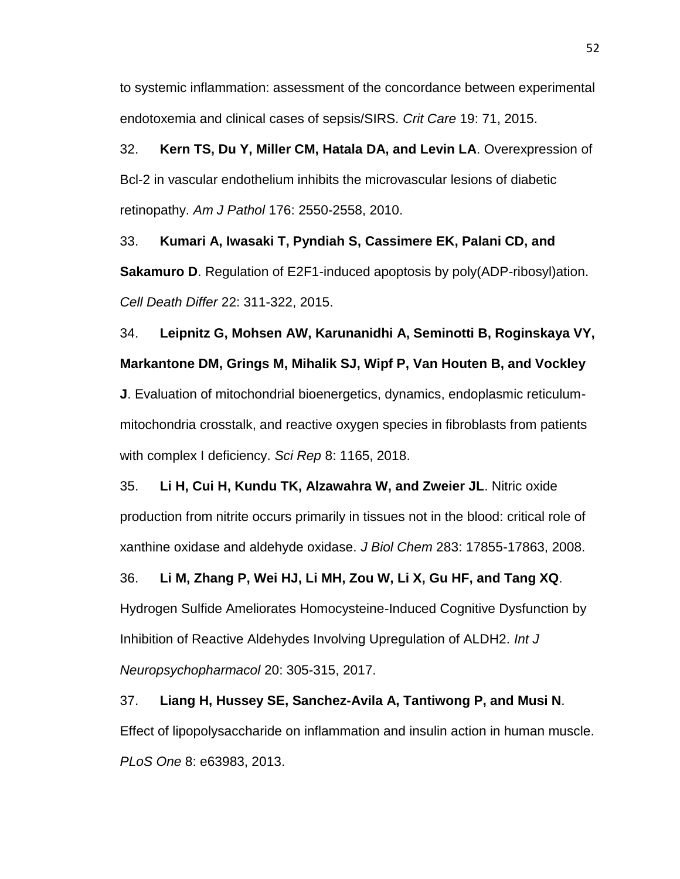to systemic inflammation: assessment of the concordance between experimental endotoxemia and clinical cases of sepsis/SIRS. *Crit Care* 19: 71, 2015.

32. **Kern TS, Du Y, Miller CM, Hatala DA, and Levin LA**. Overexpression of Bcl-2 in vascular endothelium inhibits the microvascular lesions of diabetic retinopathy. *Am J Pathol* 176: 2550-2558, 2010.

33. **Kumari A, Iwasaki T, Pyndiah S, Cassimere EK, Palani CD, and Sakamuro D**. Regulation of E2F1-induced apoptosis by poly(ADP-ribosyl)ation. *Cell Death Differ* 22: 311-322, 2015.

34. **Leipnitz G, Mohsen AW, Karunanidhi A, Seminotti B, Roginskaya VY, Markantone DM, Grings M, Mihalik SJ, Wipf P, Van Houten B, and Vockley J**. Evaluation of mitochondrial bioenergetics, dynamics, endoplasmic reticulum-mitochondria crosstalk, and reactive oxygen species in fibroblasts from patients with complex I deficiency. *Sci Rep* 8: 1165, 2018.

35. **Li H, Cui H, Kundu TK, Alzawahra W, and Zweier JL**. Nitric oxide production from nitrite occurs primarily in tissues not in the blood: critical role of xanthine oxidase and aldehyde oxidase. *J Biol Chem* 283: 17855-17863, 2008.

36. **Li M, Zhang P, Wei HJ, Li MH, Zou W, Li X, Gu HF, and Tang XQ**. Hydrogen Sulfide Ameliorates Homocysteine-Induced Cognitive Dysfunction by Inhibition of Reactive Aldehydes Involving Upregulation of ALDH2. *Int J Neuropsychopharmacol* 20: 305-315, 2017.

37. **Liang H, Hussey SE, Sanchez-Avila A, Tantiwong P, and Musi N**. Effect of lipopolysaccharide on inflammation and insulin action in human muscle. *PLoS One* 8: e63983, 2013.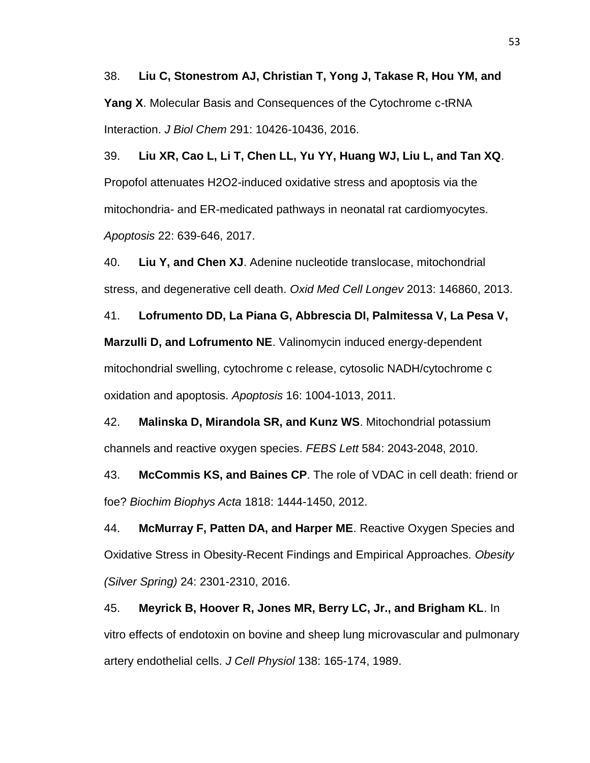38. **Liu C, Stonestrom AJ, Christian T, Yong J, Takase R, Hou YM, and Yang X**. Molecular Basis and Consequences of the Cytochrome c-tRNA Interaction. *J Biol Chem* 291: 10426-10436, 2016.

39. **Liu XR, Cao L, Li T, Chen LL, Yu YY, Huang WJ, Liu L, and Tan XQ**. Propofol attenuates H2O2-induced oxidative stress and apoptosis via the mitochondria- and ER-medicated pathways in neonatal rat cardiomyocytes. *Apoptosis* 22: 639-646, 2017.

40. **Liu Y, and Chen XJ**. Adenine nucleotide translocase, mitochondrial stress, and degenerative cell death. *Oxid Med Cell Longev* 2013: 146860, 2013.

41. **Lofrumento DD, La Piana G, Abbrescia DI, Palmitessa V, La Pesa V, Marzulli D, and Lofrumento NE**. Valinomycin induced energy-dependent mitochondrial swelling, cytochrome c release, cytosolic NADH/cytochrome c oxidation and apoptosis. *Apoptosis* 16: 1004-1013, 2011.

42. **Malinska D, Mirandola SR, and Kunz WS**. Mitochondrial potassium channels and reactive oxygen species. *FEBS Lett* 584: 2043-2048, 2010.

43. **McCommis KS, and Baines CP**. The role of VDAC in cell death: friend or foe? *Biochim Biophys Acta* 1818: 1444-1450, 2012.

44. **McMurray F, Patten DA, and Harper ME**. Reactive Oxygen Species and Oxidative Stress in Obesity-Recent Findings and Empirical Approaches. *Obesity (Silver Spring)* 24: 2301-2310, 2016.

45. **Meyrick B, Hoover R, Jones MR, Berry LC, Jr., and Brigham KL**. In vitro effects of endotoxin on bovine and sheep lung microvascular and pulmonary artery endothelial cells. *J Cell Physiol* 138: 165-174, 1989.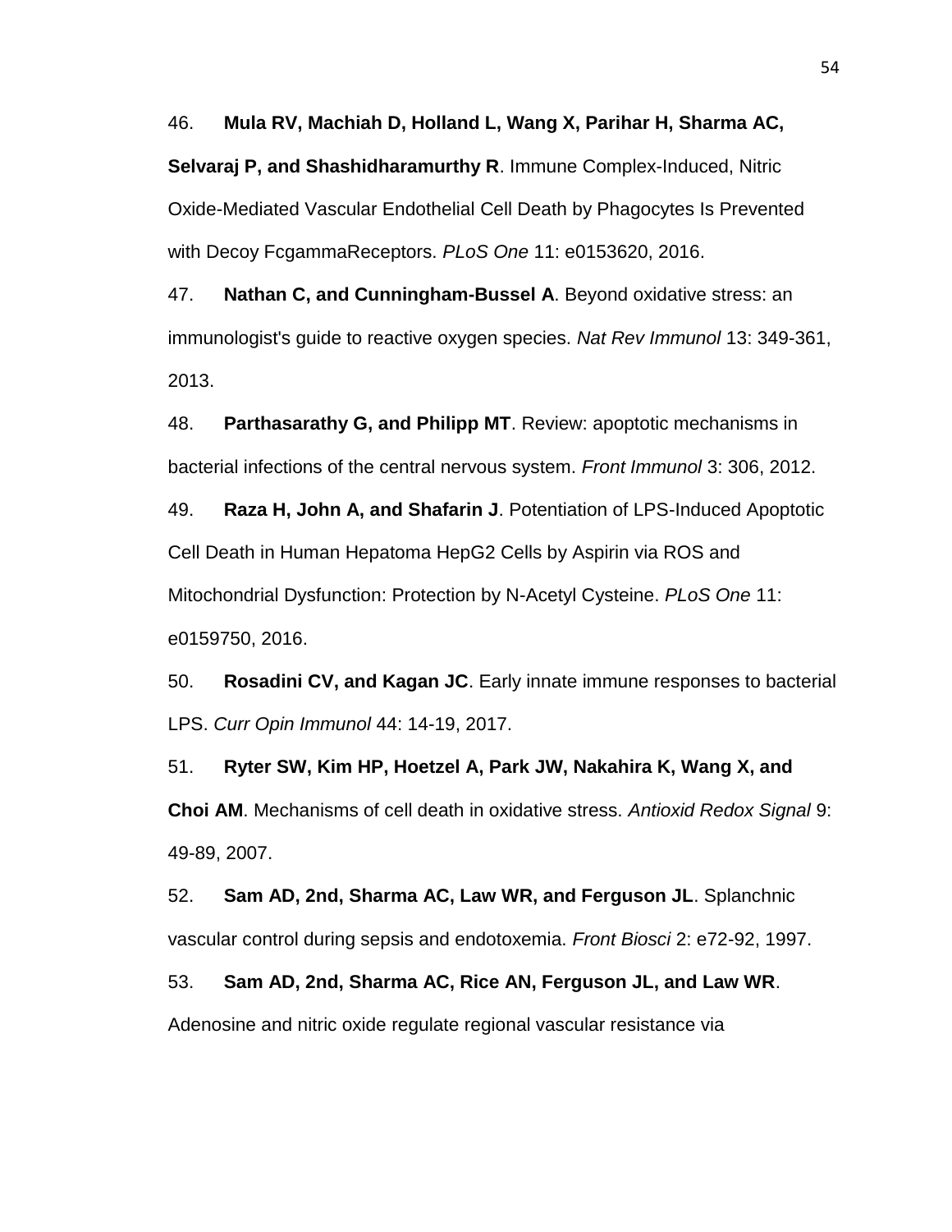46. **Mula RV, Machiah D, Holland L, Wang X, Parihar H, Sharma AC, Selvaraj P, and Shashidharamurthy R**. Immune Complex-Induced, Nitric Oxide-Mediated Vascular Endothelial Cell Death by Phagocytes Is Prevented with Decoy FcgammaReceptors. *PLoS One* 11: e0153620, 2016.

47. **Nathan C, and Cunningham-Bussel A**. Beyond oxidative stress: an immunologist's guide to reactive oxygen species. *Nat Rev Immunol* 13: 349-361, 2013.

48. **Parthasarathy G, and Philipp MT**. Review: apoptotic mechanisms in bacterial infections of the central nervous system. *Front Immunol* 3: 306, 2012.

49. **Raza H, John A, and Shafarin J**. Potentiation of LPS-Induced Apoptotic Cell Death in Human Hepatoma HepG2 Cells by Aspirin via ROS and Mitochondrial Dysfunction: Protection by N-Acetyl Cysteine. *PLoS One* 11: e0159750, 2016.

50. **Rosadini CV, and Kagan JC**. Early innate immune responses to bacterial LPS. *Curr Opin Immunol* 44: 14-19, 2017.

51. **Ryter SW, Kim HP, Hoetzel A, Park JW, Nakahira K, Wang X, and Choi AM**. Mechanisms of cell death in oxidative stress. *Antioxid Redox Signal* 9: 49-89, 2007.

52. **Sam AD, 2nd, Sharma AC, Law WR, and Ferguson JL**. Splanchnic vascular control during sepsis and endotoxemia. *Front Biosci* 2: e72-92, 1997.

53. **Sam AD, 2nd, Sharma AC, Rice AN, Ferguson JL, and Law WR**. Adenosine and nitric oxide regulate regional vascular resistance via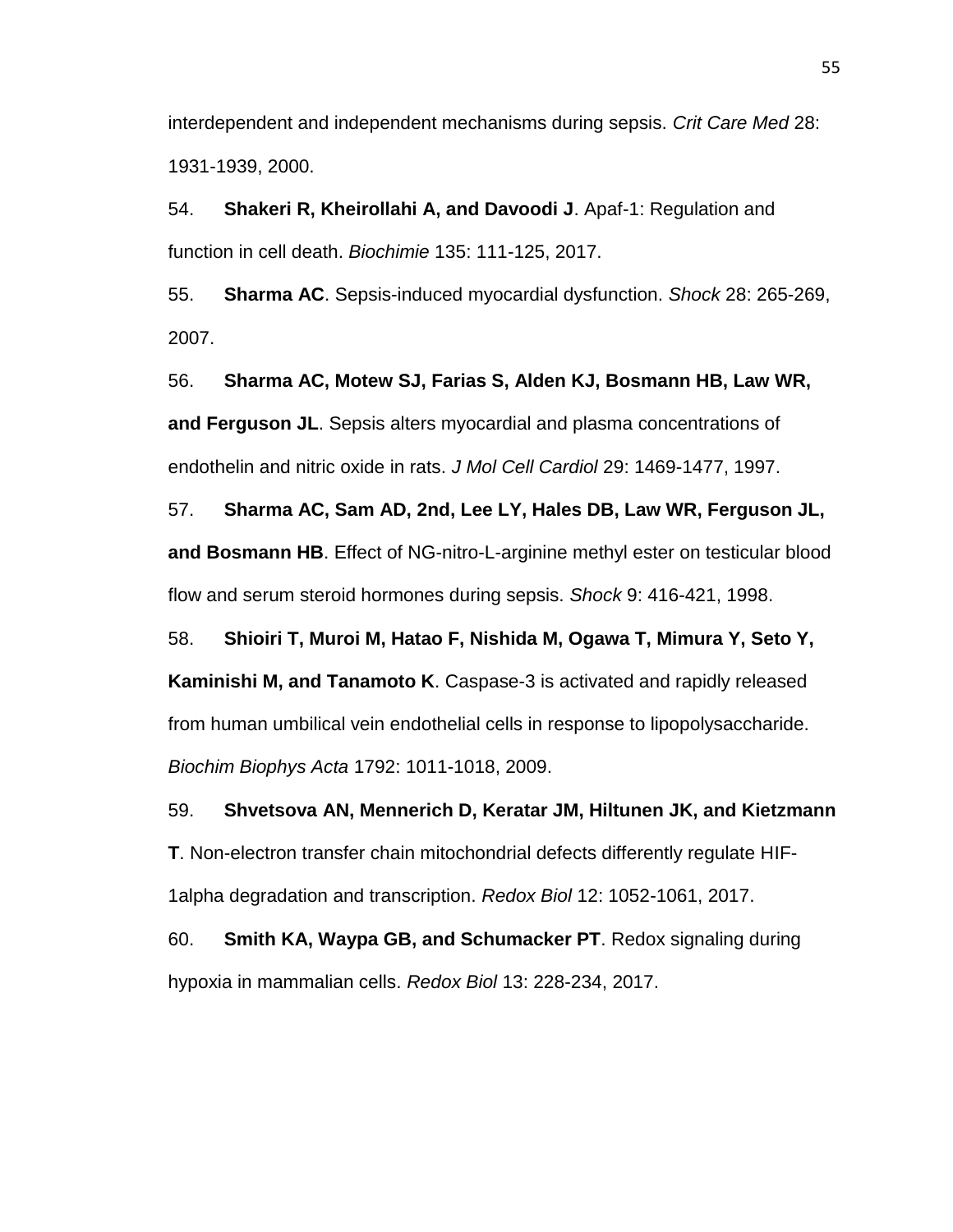interdependent and independent mechanisms during sepsis. *Crit Care Med* 28: 1931-1939, 2000.

54. **Shakeri R, Kheirollahi A, and Davoodi J**. Apaf-1: Regulation and function in cell death. *Biochimie* 135: 111-125, 2017.

55. **Sharma AC**. Sepsis-induced myocardial dysfunction. *Shock* 28: 265-269, 2007.

56. **Sharma AC, Motew SJ, Farias S, Alden KJ, Bosmann HB, Law WR, and Ferguson JL**. Sepsis alters myocardial and plasma concentrations of endothelin and nitric oxide in rats. *J Mol Cell Cardiol* 29: 1469-1477, 1997.

57. **Sharma AC, Sam AD, 2nd, Lee LY, Hales DB, Law WR, Ferguson JL, and Bosmann HB**. Effect of NG-nitro-L-arginine methyl ester on testicular blood flow and serum steroid hormones during sepsis. *Shock* 9: 416-421, 1998.

58. **Shioiri T, Muroi M, Hatao F, Nishida M, Ogawa T, Mimura Y, Seto Y, Kaminishi M, and Tanamoto K**. Caspase-3 is activated and rapidly released from human umbilical vein endothelial cells in response to lipopolysaccharide. *Biochim Biophys Acta* 1792: 1011-1018, 2009.

59. **Shvetsova AN, Mennerich D, Keratar JM, Hiltunen JK, and Kietzmann T**. Non-electron transfer chain mitochondrial defects differently regulate HIF-1alpha degradation and transcription. *Redox Biol* 12: 1052-1061, 2017.

60. **Smith KA, Waypa GB, and Schumacker PT**. Redox signaling during hypoxia in mammalian cells. *Redox Biol* 13: 228-234, 2017.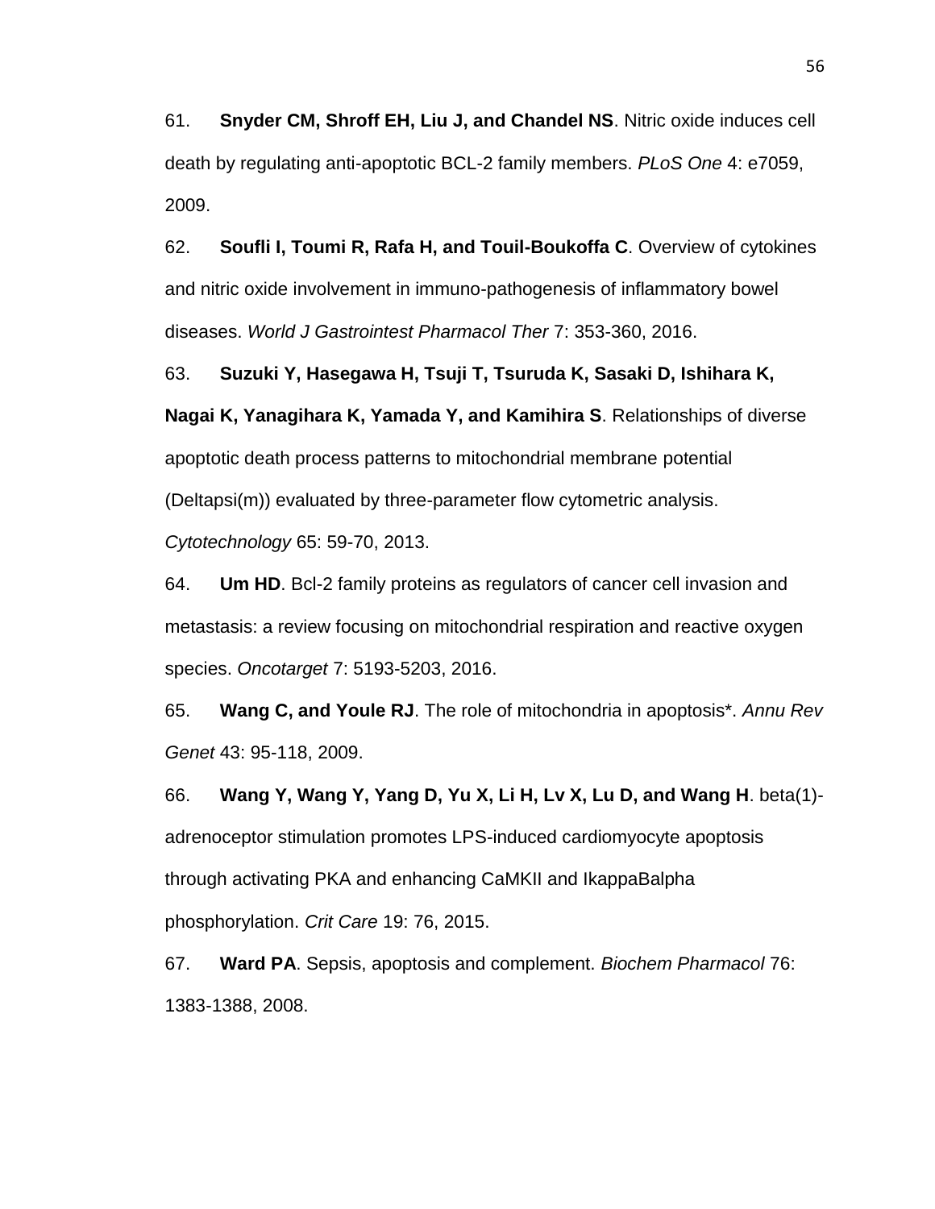61. **Snyder CM, Shroff EH, Liu J, and Chandel NS**. Nitric oxide induces cell death by regulating anti-apoptotic BCL-2 family members. *PLoS One* 4: e7059, 2009.

62. **Soufli I, Toumi R, Rafa H, and Touil-Boukoffa C**. Overview of cytokines and nitric oxide involvement in immuno-pathogenesis of inflammatory bowel diseases. *World J Gastrointest Pharmacol Ther* 7: 353-360, 2016.

63. **Suzuki Y, Hasegawa H, Tsuji T, Tsuruda K, Sasaki D, Ishihara K, Nagai K, Yanagihara K, Yamada Y, and Kamihira S**. Relationships of diverse apoptotic death process patterns to mitochondrial membrane potential (Deltapsi(m)) evaluated by three-parameter flow cytometric analysis. *Cytotechnology* 65: 59-70, 2013.

64. **Um HD**. Bcl-2 family proteins as regulators of cancer cell invasion and metastasis: a review focusing on mitochondrial respiration and reactive oxygen species. *Oncotarget* 7: 5193-5203, 2016.

65. **Wang C, and Youle RJ**. The role of mitochondria in apoptosis*. *Annu Rev Genet* 43: 95-118, 2009.

66. **Wang Y, Wang Y, Yang D, Yu X, Li H, Lv X, Lu D, and Wang H**. beta(1)-adrenoceptor stimulation promotes LPS-induced cardiomyocyte apoptosis through activating PKA and enhancing CaMKII and IkappaBalpha phosphorylation. *Crit Care* 19: 76, 2015.

67. **Ward PA**. Sepsis, apoptosis and complement. *Biochem Pharmacol* 76: 1383-1388, 2008.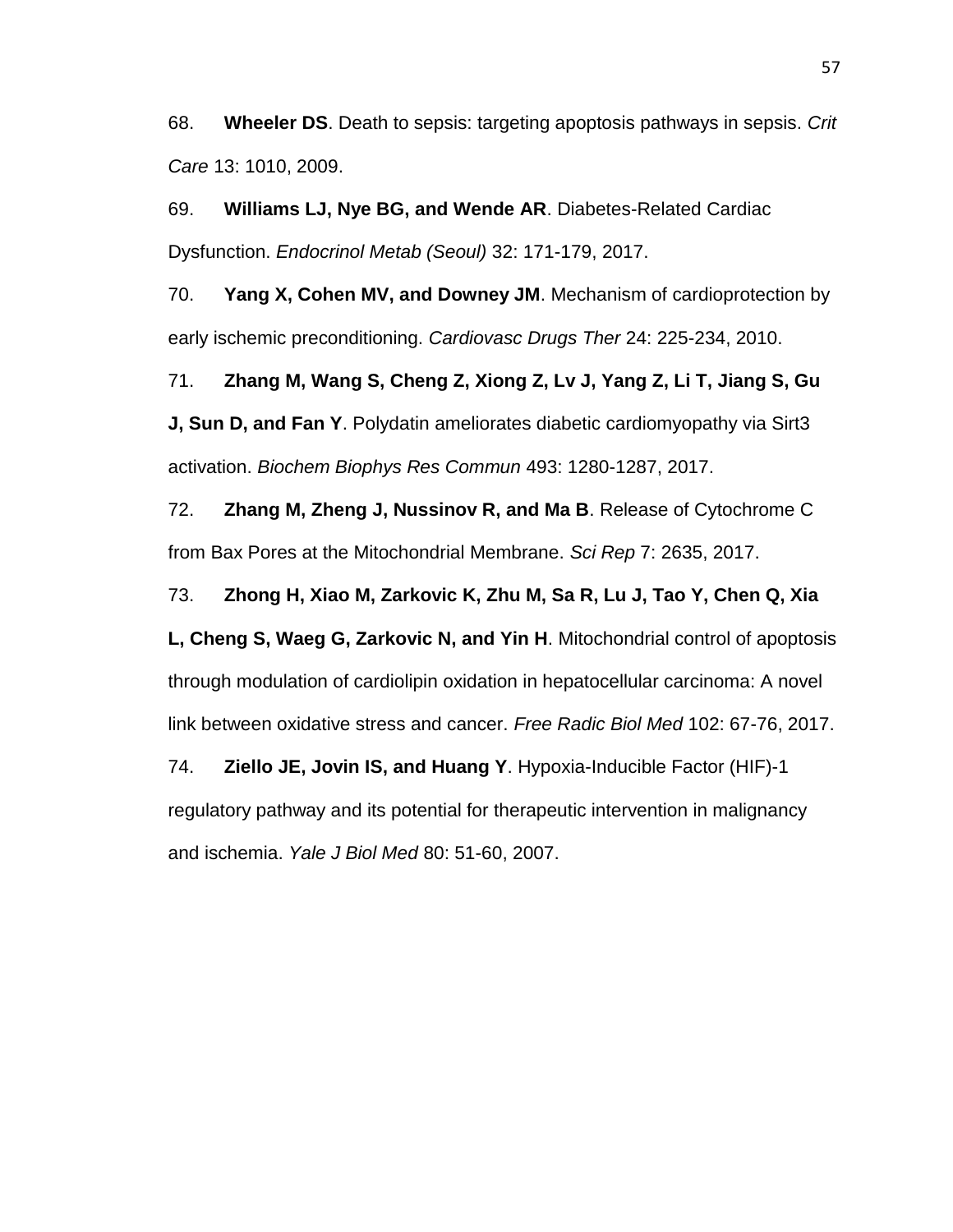68. **Wheeler DS**. Death to sepsis: targeting apoptosis pathways in sepsis. *Crit Care* 13: 1010, 2009.

69. **Williams LJ, Nye BG, and Wende AR**. Diabetes-Related Cardiac Dysfunction. *Endocrinol Metab (Seoul)* 32: 171-179, 2017.

70. **Yang X, Cohen MV, and Downey JM**. Mechanism of cardioprotection by early ischemic preconditioning. *Cardiovasc Drugs Ther* 24: 225-234, 2010.

71. **Zhang M, Wang S, Cheng Z, Xiong Z, Lv J, Yang Z, Li T, Jiang S, Gu J, Sun D, and Fan Y**. Polydatin ameliorates diabetic cardiomyopathy via Sirt3 activation. *Biochem Biophys Res Commun* 493: 1280-1287, 2017.

72. **Zhang M, Zheng J, Nussinov R, and Ma B**. Release of Cytochrome C from Bax Pores at the Mitochondrial Membrane. *Sci Rep* 7: 2635, 2017.

73. **Zhong H, Xiao M, Zarkovic K, Zhu M, Sa R, Lu J, Tao Y, Chen Q, Xia L, Cheng S, Waeg G, Zarkovic N, and Yin H**. Mitochondrial control of apoptosis through modulation of cardiolipin oxidation in hepatocellular carcinoma: A novel link between oxidative stress and cancer. *Free Radic Biol Med* 102: 67-76, 2017.

74. **Ziello JE, Jovin IS, and Huang Y**. Hypoxia-Inducible Factor (HIF)-1 regulatory pathway and its potential for therapeutic intervention in malignancy and ischemia. *Yale J Biol Med* 80: 51-60, 2007.